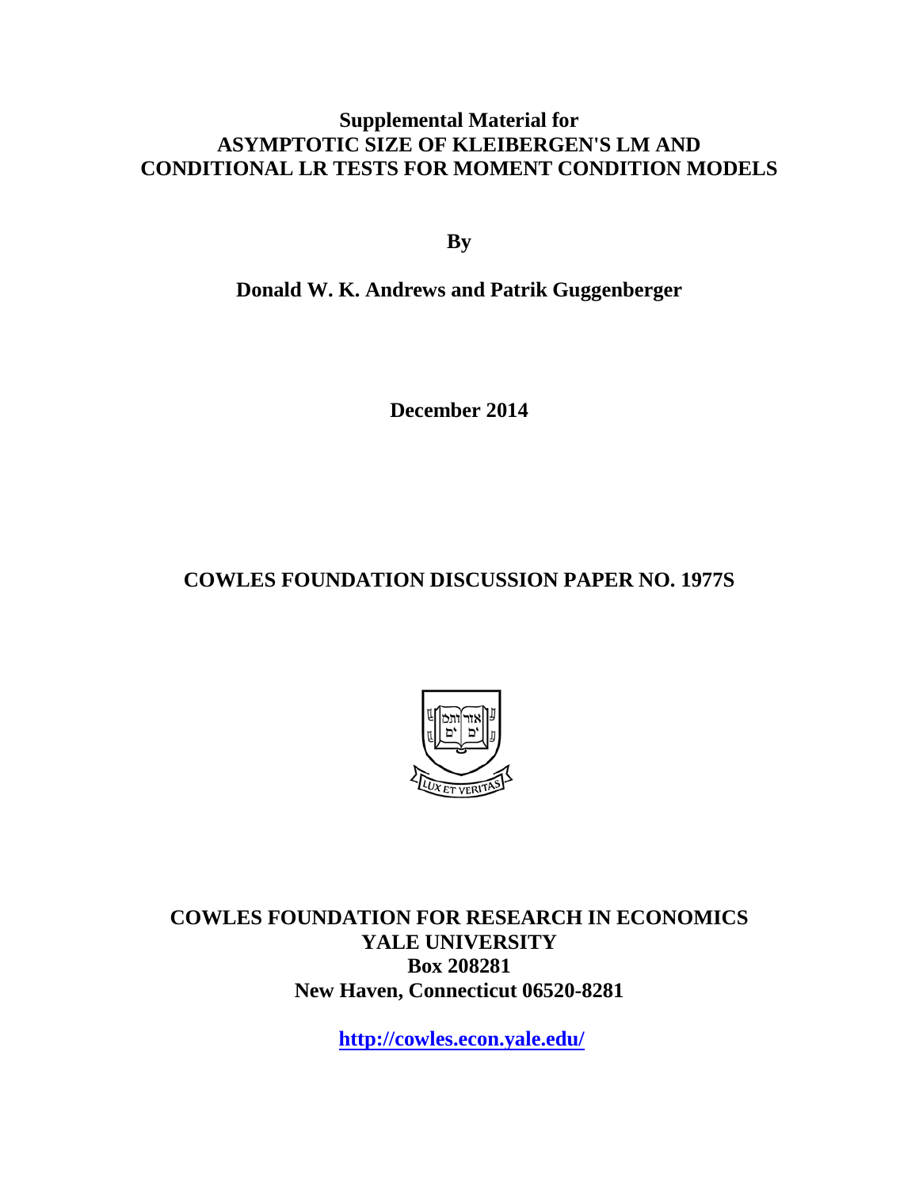**Supplemental Material for**
**ASYMPTOTIC SIZE OF KLEIBERGEN'S LM AND CONDITIONAL LR TESTS FOR MOMENT CONDITION MODELS**

**By**

**Donald W. K. Andrews and Patrik Guggenberger**

**December 2014**

**COWLES FOUNDATION DISCUSSION PAPER NO. 1977S**

**COWLES FOUNDATION FOR RESEARCH IN ECONOMICS**
**YALE UNIVERSITY**
**Box 208281**
**New Haven, Connecticut 06520-8281**

**http://cowles.econ.yale.edu/**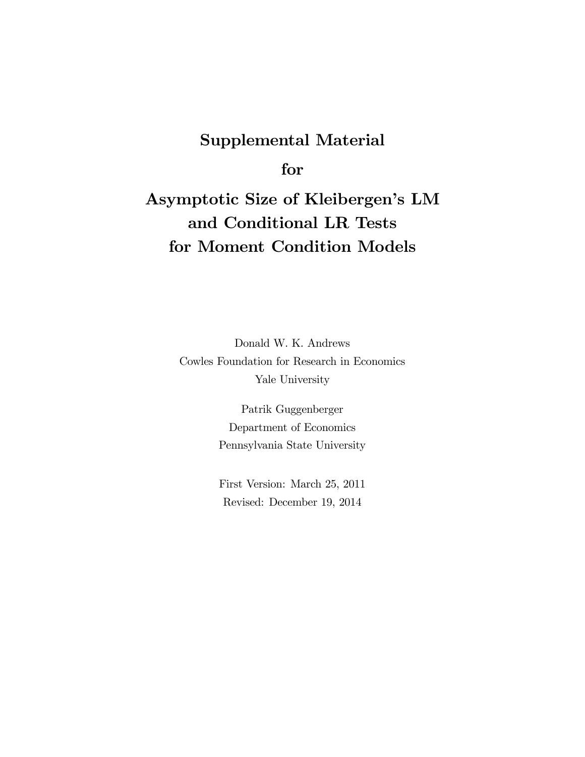# Supplemental Material

# for

# Asymptotic Size of Kleibergen's LM and Conditional LR Tests for Moment Condition Models

Donald W. K. Andrews
Cowles Foundation for Research in Economics
Yale University

Patrik Guggenberger
Department of Economics
Pennsylvania State University

First Version: March 25, 2011
Revised: December 19, 2014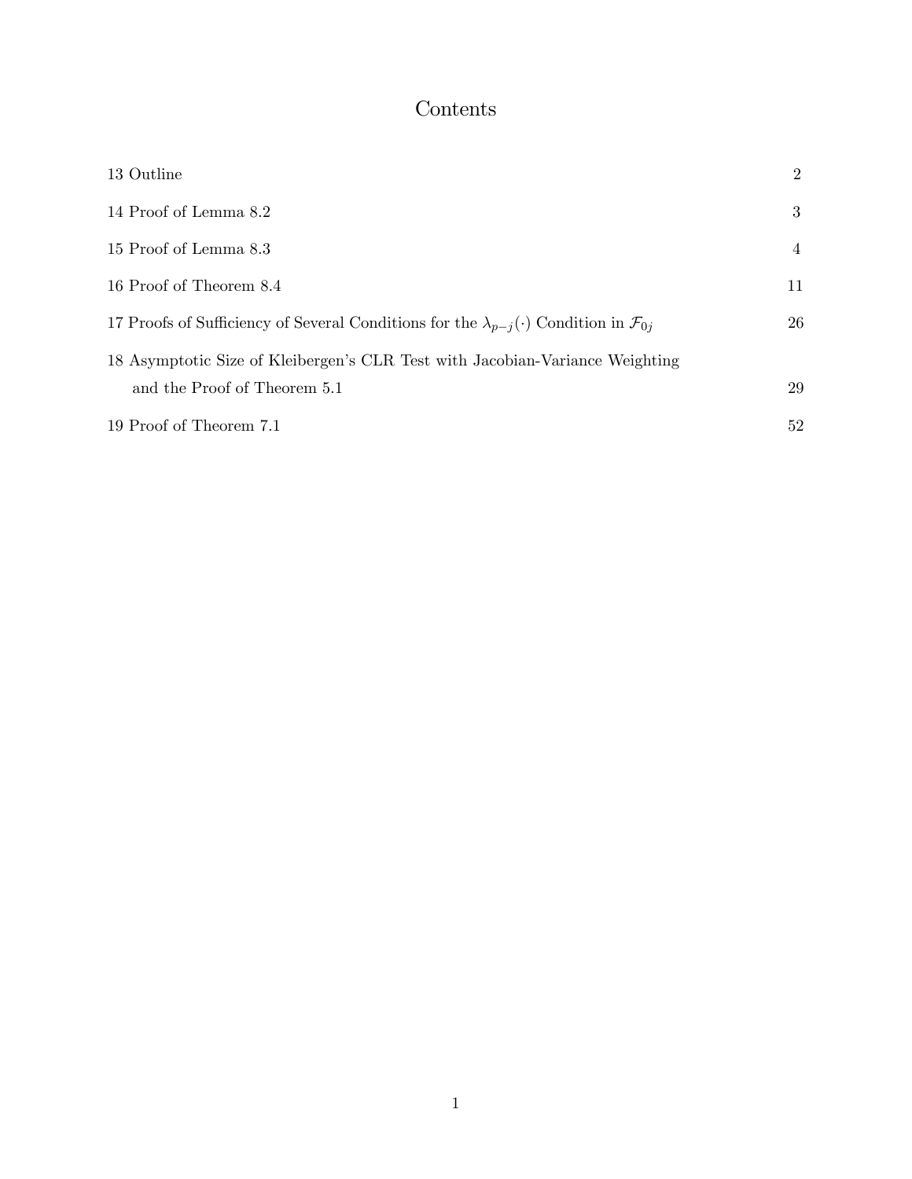# Contents

| | |
|---|---|
| 13 Outline | 2 |
| 14 Proof of Lemma 8.2 | 3 |
| 15 Proof of Lemma 8.3 | 4 |
| 16 Proof of Theorem 8.4 | 11 |
| 17 Proofs of Sufficiency of Several Conditions for the $\lambda_{p-j}(\cdot)$ Condition in $\mathcal{F}_{0j}$ | 26 |
| 18 Asymptotic Size of Kleibergen's CLR Test with Jacobian-Variance Weighting and the Proof of Theorem 5.1 | 29 |
| 19 Proof of Theorem 7.1 | 52 |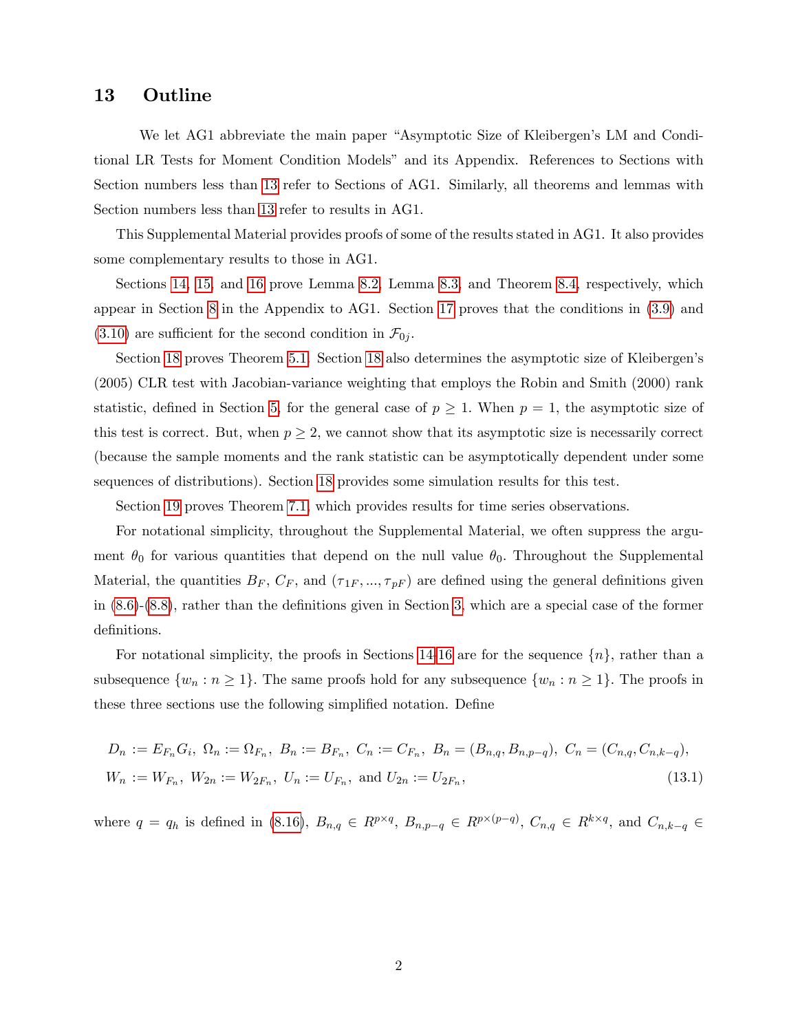# 13 Outline

We let AG1 abbreviate the main paper "Asymptotic Size of Kleibergen's LM and Conditional LR Tests for Moment Condition Models" and its Appendix. References to Sections with Section numbers less than 13 refer to Sections of AG1. Similarly, all theorems and lemmas with Section numbers less than 13 refer to results in AG1.

This Supplemental Material provides proofs of some of the results stated in AG1. It also provides some complementary results to those in AG1.

Sections 14, 15, and 16 prove Lemma 8.2, Lemma 8.3, and Theorem 8.4, respectively, which appear in Section 8 in the Appendix to AG1. Section 17 proves that the conditions in (3.9) and (3.10) are sufficient for the second condition in $\mathcal{F}_{0j}$.

Section 18 proves Theorem 5.1. Section 18 also determines the asymptotic size of Kleibergen's (2005) CLR test with Jacobian-variance weighting that employs the Robin and Smith (2000) rank statistic, defined in Section 5, for the general case of $p \geq 1$. When $p = 1$, the asymptotic size of this test is correct. But, when $p \geq 2$, we cannot show that its asymptotic size is necessarily correct (because the sample moments and the rank statistic can be asymptotically dependent under some sequences of distributions). Section 18 provides some simulation results for this test.

Section 19 proves Theorem 7.1, which provides results for time series observations.

For notational simplicity, throughout the Supplemental Material, we often suppress the argument $\theta_0$ for various quantities that depend on the null value $\theta_0$. Throughout the Supplemental Material, the quantities $B_F$, $C_F$, and $(\tau_{1F}, ..., \tau_{pF})$ are defined using the general definitions given in (8.6)-(8.8), rather than the definitions given in Section 3, which are a special case of the former definitions.

For notational simplicity, the proofs in Sections 14-16 are for the sequence $\{n\}$, rather than a subsequence $\{w_n : n \geq 1\}$. The same proofs hold for any subsequence $\{w_n : n \geq 1\}$. The proofs in these three sections use the following simplified notation. Define

$$
\begin{aligned}
&D_n := E_{F_n} G_i,\ \Omega_n := \Omega_{F_n},\ B_n := B_{F_n},\ C_n := C_{F_n},\ B_n = (B_{n,q}, B_{n,p-q}),\ C_n = (C_{n,q}, C_{n,k-q}),\\
&W_n := W_{F_n},\ W_{2n} := W_{2F_n},\ U_n := U_{F_n},\ \text{and}\ U_{2n} := U_{2F_n}, \qquad (13.1)
\end{aligned}
$$

where $q = q_h$ is defined in (8.16), $B_{n,q} \in R^{p \times q}$, $B_{n,p-q} \in R^{p \times (p-q)}$, $C_{n,q} \in R^{k \times q}$, and $C_{n,k-q} \in$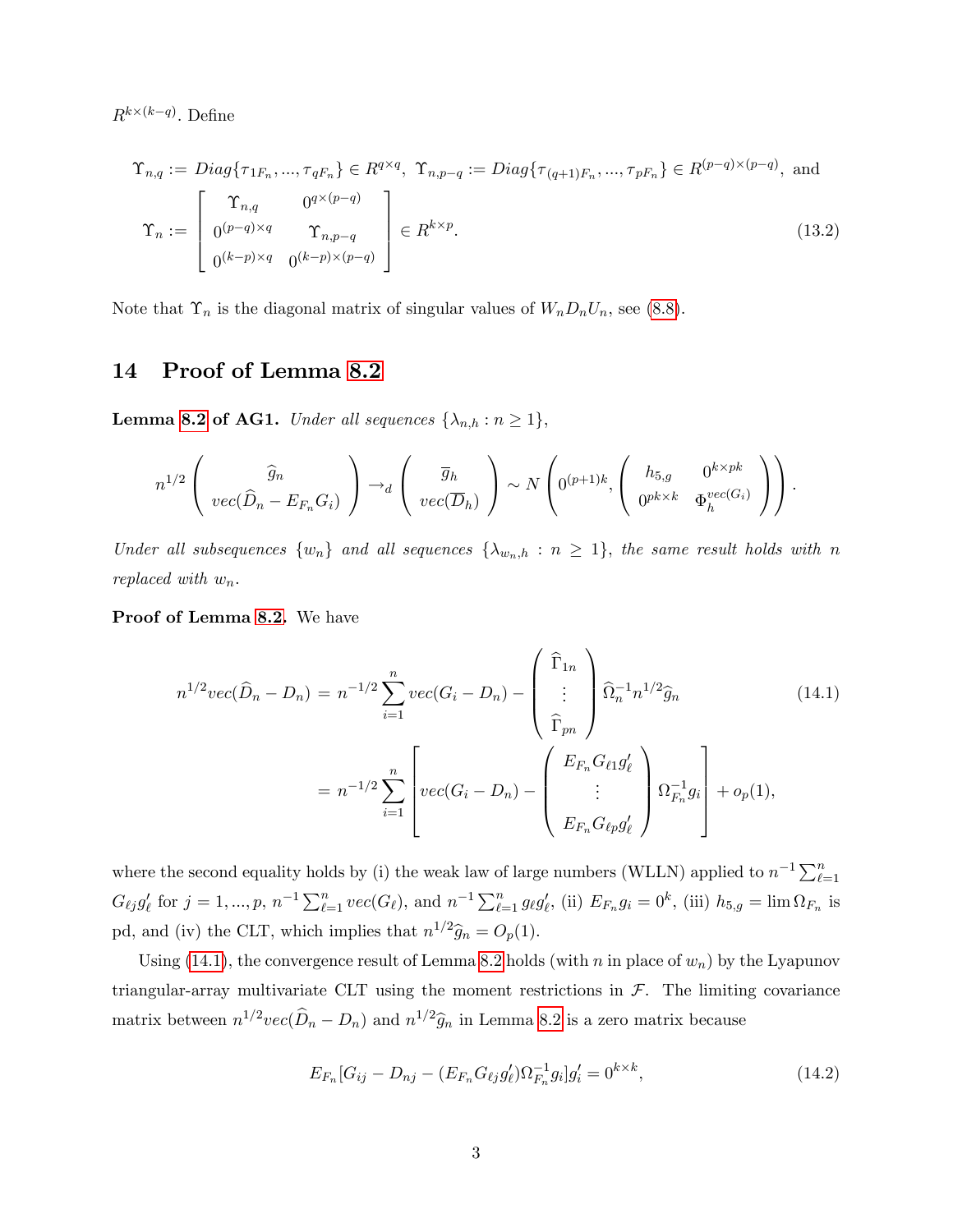$R^{k\times(k-q)}$. Define

$$\Upsilon_{n,q} := Diag\{\tau_{1F_n}, ..., \tau_{qF_n}\} \in R^{q\times q},\ \Upsilon_{n,p-q} := Diag\{\tau_{(q+1)F_n}, ..., \tau_{pF_n}\} \in R^{(p-q)\times(p-q)},\ \text{and}$$

$$\Upsilon_n := \left[\begin{array}{cc} \Upsilon_{n,q} & 0^{q\times(p-q)} \\ 0^{(p-q)\times q} & \Upsilon_{n,p-q} \\ 0^{(k-p)\times q} & 0^{(k-p)\times(p-q)} \end{array}\right] \in R^{k\times p}. \tag{13.2}$$

Note that $\Upsilon_n$ is the diagonal matrix of singular values of $W_n D_n U_n$, see (8.8).

# 14 Proof of Lemma 8.2

**Lemma 8.2 of AG1.** *Under all sequences* $\{\lambda_{n,h} : n \geq 1\}$,

$$n^{1/2}\left(\begin{array}{c} \widehat{g}_n \\ vec(\widehat{D}_n - E_{F_n}G_i) \end{array}\right) \rightarrow_d \left(\begin{array}{c} \overline{g}_h \\ vec(\overline{D}_h) \end{array}\right) \sim N\left(0^{(p+1)k}, \left(\begin{array}{cc} h_{5,g} & 0^{k\times pk} \\ 0^{pk\times k} & \Phi_h^{vec(G_i)} \end{array}\right)\right).$$

*Under all subsequences* $\{w_n\}$ *and all sequences* $\{\lambda_{w_n,h} : n \geq 1\}$, *the same result holds with* $n$ *replaced with* $w_n$.

**Proof of Lemma 8.2.** We have

$$\begin{aligned} n^{1/2}vec(\widehat{D}_n - D_n) &= n^{-1/2}\sum_{i=1}^{n} vec(G_i - D_n) - \left(\begin{array}{c} \widehat{\Gamma}_{1n} \\ \vdots \\ \widehat{\Gamma}_{pn} \end{array}\right)\widehat{\Omega}_n^{-1}n^{1/2}\widehat{g}_n \\ &= n^{-1/2}\sum_{i=1}^{n}\left[vec(G_i - D_n) - \left(\begin{array}{c} E_{F_n}G_{\ell 1}g_\ell' \\ \vdots \\ E_{F_n}G_{\ell p}g_\ell' \end{array}\right)\Omega_{F_n}^{-1}g_i\right] + o_p(1), \end{aligned} \tag{14.1}$$

where the second equality holds by (i) the weak law of large numbers (WLLN) applied to $n^{-1}\sum_{\ell=1}^n G_{\ell j}g_\ell'$ for $j = 1, ..., p$, $n^{-1}\sum_{\ell=1}^n vec(G_\ell)$, and $n^{-1}\sum_{\ell=1}^n g_\ell g_\ell'$, (ii) $E_{F_n}g_i = 0^k$, (iii) $h_{5,g} = \lim \Omega_{F_n}$ is pd, and (iv) the CLT, which implies that $n^{1/2}\widehat{g}_n = O_p(1)$.

Using (14.1), the convergence result of Lemma 8.2 holds (with $n$ in place of $w_n$) by the Lyapunov triangular-array multivariate CLT using the moment restrictions in $\mathcal{F}$. The limiting covariance matrix between $n^{1/2}vec(\widehat{D}_n - D_n)$ and $n^{1/2}\widehat{g}_n$ in Lemma 8.2 is a zero matrix because

$$E_{F_n}[G_{ij} - D_{nj} - (E_{F_n}G_{\ell j}g_\ell')\Omega_{F_n}^{-1}g_i]g_i' = 0^{k\times k}, \tag{14.2}$$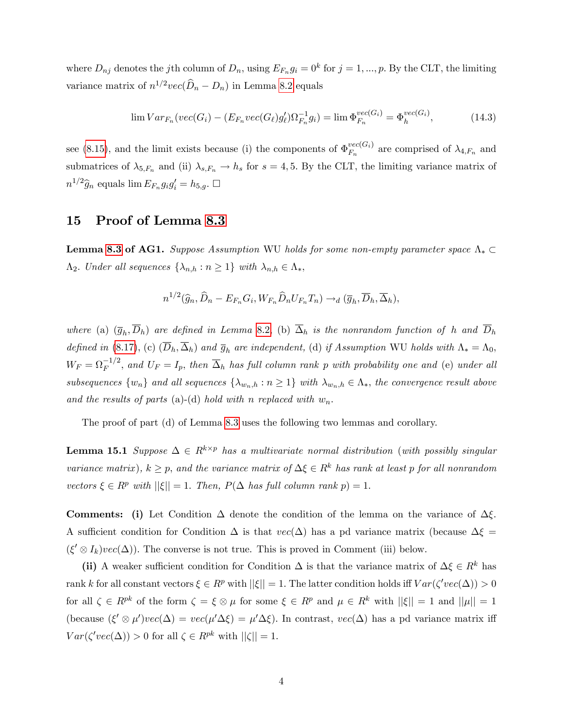where $D_{nj}$ denotes the $j$th column of $D_n$, using $E_{F_n} g_i = 0^k$ for $j = 1, ..., p$. By the CLT, the limiting variance matrix of $n^{1/2} vec(\widehat{D}_n - D_n)$ in Lemma 8.2 equals

$$\lim Var_{F_n}(vec(G_i) - (E_{F_n} vec(G_\ell) g_\ell') \Omega_{F_n}^{-1} g_i) = \lim \Phi_{F_n}^{vec(G_i)} = \Phi_h^{vec(G_i)}, \tag{14.3}$$

see (8.15), and the limit exists because (i) the components of $\Phi_{F_n}^{vec(G_i)}$ are comprised of $\lambda_{4,F_n}$ and submatrices of $\lambda_{5,F_n}$ and (ii) $\lambda_{s,F_n} \to h_s$ for $s = 4, 5$. By the CLT, the limiting variance matrix of $n^{1/2} \widehat{g}_n$ equals $\lim E_{F_n} g_i g_i' = h_{5,g}$. $\square$

# 15 Proof of Lemma 8.3

**Lemma 8.3 of AG1.** *Suppose Assumption* WU *holds for some non-empty parameter space* $\Lambda_* \subset \Lambda_2$. *Under all sequences* $\{\lambda_{n,h} : n \geq 1\}$ *with* $\lambda_{n,h} \in \Lambda_*$,

$$n^{1/2}(\widehat{g}_n, \widehat{D}_n - E_{F_n} G_i, W_{F_n} \widehat{D}_n U_{F_n} T_n) \to_d (\overline{g}_h, \overline{D}_h, \overline{\Delta}_h),$$

*where* (a) $(\overline{g}_h, \overline{D}_h)$ *are defined in Lemma* 8.2*,* (b) $\overline{\Delta}_h$ *is the nonrandom function of* $h$ *and* $\overline{D}_h$ *defined in* (8.17)*,* (c) $(\overline{D}_h, \overline{\Delta}_h)$ *and* $\overline{g}_h$ *are independent,* (d) *if Assumption* WU *holds with* $\Lambda_* = \Lambda_0$*,* $W_F = \Omega_F^{-1/2}$*, and* $U_F = I_p$*, then* $\overline{\Delta}_h$ *has full column rank* $p$ *with probability one and* (e) *under all subsequences* $\{w_n\}$ *and all sequences* $\{\lambda_{w_n,h} : n \geq 1\}$ *with* $\lambda_{w_n,h} \in \Lambda_*$*, the convergence result above and the results of parts* (a)-(d) *hold with* $n$ *replaced with* $w_n$.

The proof of part (d) of Lemma 8.3 uses the following two lemmas and corollary.

**Lemma 15.1** *Suppose* $\Delta \in R^{k \times p}$ *has a multivariate normal distribution* (*with possibly singular variance matrix*)*,* $k \geq p$*, and the variance matrix of* $\Delta\xi \in R^k$ *has rank at least* $p$ *for all nonrandom vectors* $\xi \in R^p$ *with* $||\xi|| = 1$*. Then,* $P(\Delta$ *has full column rank* $p) = 1$.

**Comments:** **(i)** Let Condition $\Delta$ denote the condition of the lemma on the variance of $\Delta\xi$. A sufficient condition for Condition $\Delta$ is that $vec(\Delta)$ has a pd variance matrix (because $\Delta\xi = (\xi' \otimes I_k) vec(\Delta)$). The converse is not true. This is proved in Comment (iii) below.

**(ii)** A weaker sufficient condition for Condition $\Delta$ is that the variance matrix of $\Delta\xi \in R^k$ has rank $k$ for all constant vectors $\xi \in R^p$ with $||\xi|| = 1$. The latter condition holds iff $Var(\zeta' vec(\Delta)) > 0$ for all $\zeta \in R^{pk}$ of the form $\zeta = \xi \otimes \mu$ for some $\xi \in R^p$ and $\mu \in R^k$ with $||\xi|| = 1$ and $||\mu|| = 1$ (because $(\xi' \otimes \mu') vec(\Delta) = vec(\mu' \Delta \xi) = \mu' \Delta \xi$). In contrast, $vec(\Delta)$ has a pd variance matrix iff $Var(\zeta' vec(\Delta)) > 0$ for all $\zeta \in R^{pk}$ with $||\zeta|| = 1$.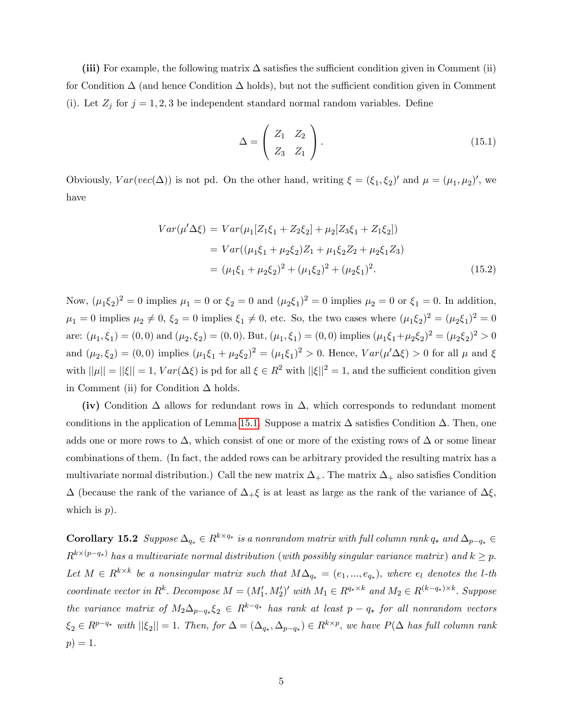**(iii)** For example, the following matrix $\Delta$ satisfies the sufficient condition given in Comment (ii) for Condition $\Delta$ (and hence Condition $\Delta$ holds), but not the sufficient condition given in Comment (i). Let $Z_j$ for $j = 1, 2, 3$ be independent standard normal random variables. Define

$$\Delta = \begin{pmatrix} Z_1 & Z_2 \\ Z_3 & Z_1 \end{pmatrix}. \tag{15.1}$$

Obviously, $Var(vec(\Delta))$ is not pd. On the other hand, writing $\xi = (\xi_1, \xi_2)'$ and $\mu = (\mu_1, \mu_2)'$, we have

$$\begin{aligned} Var(\mu'\Delta\xi) &= Var(\mu_1[Z_1\xi_1 + Z_2\xi_2] + \mu_2[Z_3\xi_1 + Z_1\xi_2]) \\ &= Var((\mu_1\xi_1 + \mu_2\xi_2)Z_1 + \mu_1\xi_2 Z_2 + \mu_2\xi_1 Z_3) \\ &= (\mu_1\xi_1 + \mu_2\xi_2)^2 + (\mu_1\xi_2)^2 + (\mu_2\xi_1)^2. \end{aligned} \tag{15.2}$$

Now, $(\mu_1\xi_2)^2 = 0$ implies $\mu_1 = 0$ or $\xi_2 = 0$ and $(\mu_2\xi_1)^2 = 0$ implies $\mu_2 = 0$ or $\xi_1 = 0$. In addition, $\mu_1 = 0$ implies $\mu_2 \neq 0$, $\xi_2 = 0$ implies $\xi_1 \neq 0$, etc. So, the two cases where $(\mu_1\xi_2)^2 = (\mu_2\xi_1)^2 = 0$ are: $(\mu_1, \xi_1) = (0, 0)$ and $(\mu_2, \xi_2) = (0, 0)$. But, $(\mu_1, \xi_1) = (0, 0)$ implies $(\mu_1\xi_1 + \mu_2\xi_2)^2 = (\mu_2\xi_2)^2 > 0$ and $(\mu_2, \xi_2) = (0, 0)$ implies $(\mu_1\xi_1 + \mu_2\xi_2)^2 = (\mu_1\xi_1)^2 > 0$. Hence, $Var(\mu'\Delta\xi) > 0$ for all $\mu$ and $\xi$ with $||\mu|| = ||\xi|| = 1$, $Var(\Delta\xi)$ is pd for all $\xi \in R^2$ with $||\xi||^2 = 1$, and the sufficient condition given in Comment (ii) for Condition $\Delta$ holds.

**(iv)** Condition $\Delta$ allows for redundant rows in $\Delta$, which corresponds to redundant moment conditions in the application of Lemma 15.1. Suppose a matrix $\Delta$ satisfies Condition $\Delta$. Then, one adds one or more rows to $\Delta$, which consist of one or more of the existing rows of $\Delta$ or some linear combinations of them. (In fact, the added rows can be arbitrary provided the resulting matrix has a multivariate normal distribution.) Call the new matrix $\Delta_+$. The matrix $\Delta_+$ also satisfies Condition $\Delta$ (because the rank of the variance of $\Delta_+\xi$ is at least as large as the rank of the variance of $\Delta\xi$, which is $p$).

**Corollary 15.2** *Suppose $\Delta_{q_*} \in R^{k \times q_*}$ is a nonrandom matrix with full column rank $q_*$ and $\Delta_{p-q_*} \in R^{k \times (p-q_*)}$ has a multivariate normal distribution (with possibly singular variance matrix) and $k \geq p$. Let $M \in R^{k \times k}$ be a nonsingular matrix such that $M\Delta_{q_*} = (e_1, ..., e_{q_*})$, where $e_l$ denotes the $l$-th coordinate vector in $R^k$. Decompose $M = (M_1', M_2')'$ with $M_1 \in R^{q_* \times k}$ and $M_2 \in R^{(k-q_*) \times k}$. Suppose the variance matrix of $M_2\Delta_{p-q_*}\xi_2 \in R^{k-q_*}$ has rank at least $p - q_*$ for all nonrandom vectors $\xi_2 \in R^{p-q_*}$ with $||\xi_2|| = 1$. Then, for $\Delta = (\Delta_{q_*}, \Delta_{p-q_*}) \in R^{k \times p}$, we have $P(\Delta$ has full column rank $p) = 1$.*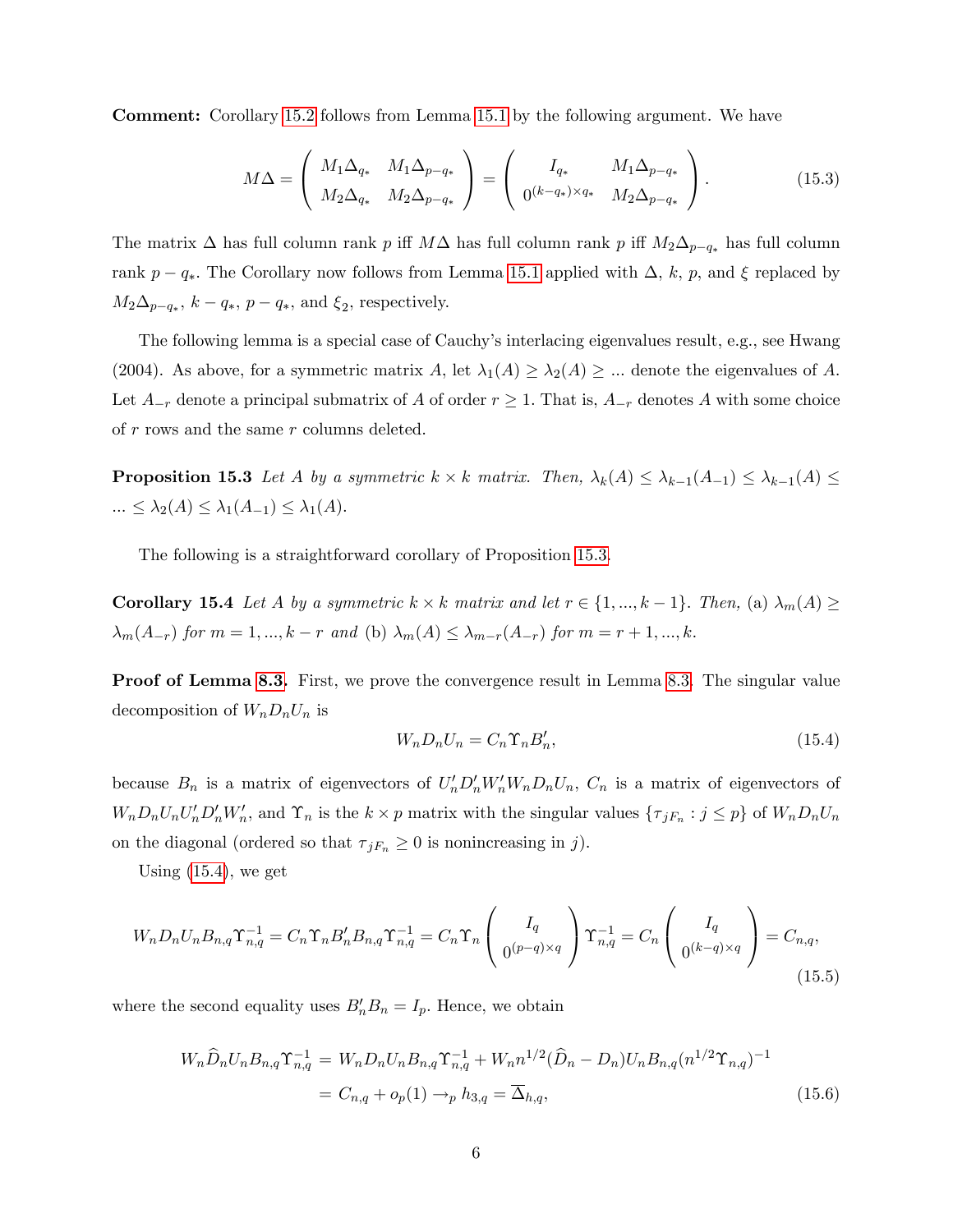**Comment:** Corollary 15.2 follows from Lemma 15.1 by the following argument. We have

$$M\Delta = \begin{pmatrix} M_1\Delta_{q_*} & M_1\Delta_{p-q_*} \\ M_2\Delta_{q_*} & M_2\Delta_{p-q_*} \end{pmatrix} = \begin{pmatrix} I_{q_*} & M_1\Delta_{p-q_*} \\ 0^{(k-q_*)\times q_*} & M_2\Delta_{p-q_*} \end{pmatrix}. \tag{15.3}$$

The matrix $\Delta$ has full column rank $p$ iff $M\Delta$ has full column rank $p$ iff $M_2\Delta_{p-q_*}$ has full column rank $p-q_*$. The Corollary now follows from Lemma 15.1 applied with $\Delta$, $k$, $p$, and $\xi$ replaced by $M_2\Delta_{p-q_*}$, $k-q_*$, $p-q_*$, and $\xi_2$, respectively.

The following lemma is a special case of Cauchy's interlacing eigenvalues result, e.g., see Hwang (2004). As above, for a symmetric matrix $A$, let $\lambda_1(A) \geq \lambda_2(A) \geq ...$ denote the eigenvalues of $A$. Let $A_{-r}$ denote a principal submatrix of $A$ of order $r \geq 1$. That is, $A_{-r}$ denotes $A$ with some choice of $r$ rows and the same $r$ columns deleted.

**Proposition 15.3** *Let $A$ by a symmetric $k \times k$ matrix. Then, $\lambda_k(A) \leq \lambda_{k-1}(A_{-1}) \leq \lambda_{k-1}(A) \leq ... \leq \lambda_2(A) \leq \lambda_1(A_{-1}) \leq \lambda_1(A)$.*

The following is a straightforward corollary of Proposition 15.3.

**Corollary 15.4** *Let $A$ by a symmetric $k \times k$ matrix and let $r \in \{1, ..., k-1\}$. Then,* (a) *$\lambda_m(A) \geq \lambda_m(A_{-r})$ for $m = 1, ..., k-r$ and* (b) *$\lambda_m(A) \leq \lambda_{m-r}(A_{-r})$ for $m = r+1, ..., k$.*

**Proof of Lemma 8.3.** First, we prove the convergence result in Lemma 8.3. The singular value decomposition of $W_nD_nU_n$ is

$$W_nD_nU_n = C_n\Upsilon_nB_n', \tag{15.4}$$

because $B_n$ is a matrix of eigenvectors of $U_n'D_n'W_n'W_nD_nU_n$, $C_n$ is a matrix of eigenvectors of $W_nD_nU_nU_n'D_n'W_n'$, and $\Upsilon_n$ is the $k \times p$ matrix with the singular values $\{\tau_{jF_n} : j \leq p\}$ of $W_nD_nU_n$ on the diagonal (ordered so that $\tau_{jF_n} \geq 0$ is nonincreasing in $j$).

Using (15.4), we get

$$W_nD_nU_nB_{n,q}\Upsilon_{n,q}^{-1} = C_n\Upsilon_nB_n'B_{n,q}\Upsilon_{n,q}^{-1} = C_n\Upsilon_n\begin{pmatrix} I_q \\ 0^{(p-q)\times q} \end{pmatrix}\Upsilon_{n,q}^{-1} = C_n\begin{pmatrix} I_q \\ 0^{(k-q)\times q} \end{pmatrix} = C_{n,q}, \tag{15.5}$$

where the second equality uses $B_n'B_n = I_p$. Hence, we obtain

$$\begin{aligned} W_n\widehat{D}_nU_nB_{n,q}\Upsilon_{n,q}^{-1} &= W_nD_nU_nB_{n,q}\Upsilon_{n,q}^{-1} + W_nn^{1/2}(\widehat{D}_n - D_n)U_nB_{n,q}(n^{1/2}\Upsilon_{n,q})^{-1} \\ &= C_{n,q} + o_p(1) \to_p h_{3,q} = \overline{\Delta}_{h,q}, \end{aligned} \tag{15.6}$$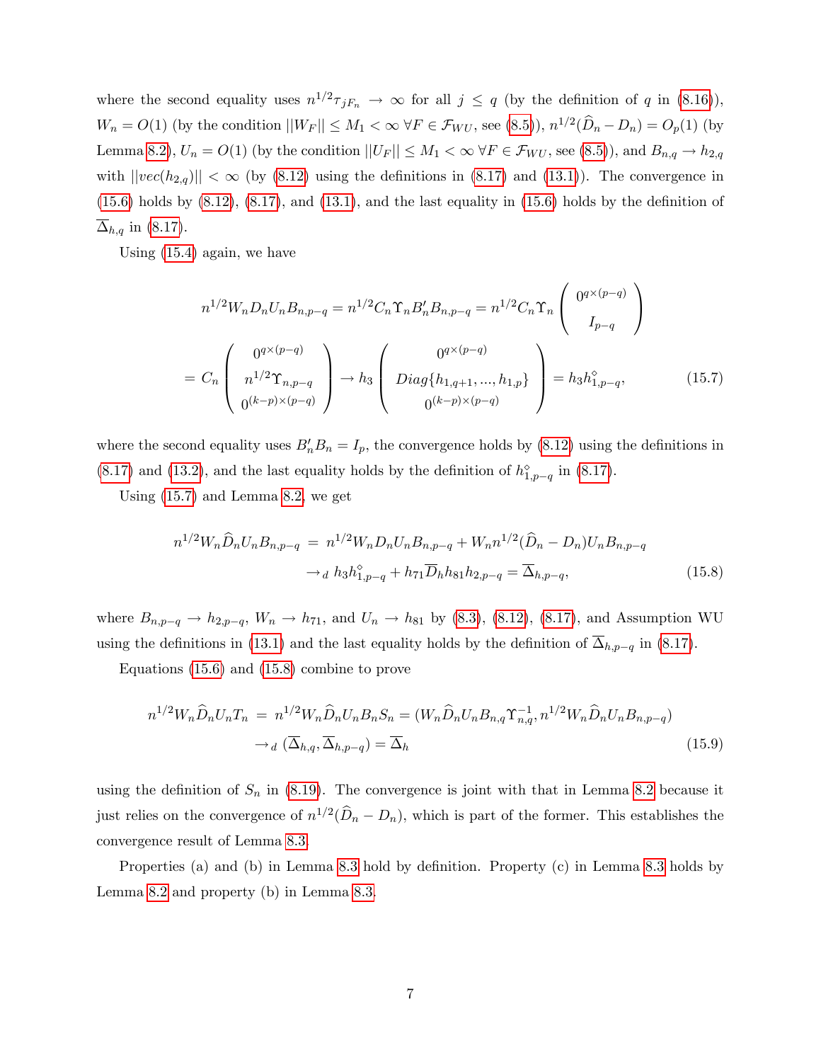where the second equality uses $n^{1/2}\tau_{jF_n} \to \infty$ for all $j \leq q$ (by the definition of $q$ in (8.16)), $W_n = O(1)$ (by the condition $||W_F|| \leq M_1 < \infty \; \forall F \in \mathcal{F}_{WU}$, see (8.5)), $n^{1/2}(\widehat{D}_n - D_n) = O_p(1)$ (by Lemma 8.2), $U_n = O(1)$ (by the condition $||U_F|| \leq M_1 < \infty \; \forall F \in \mathcal{F}_{WU}$, see (8.5)), and $B_{n,q} \to h_{2,q}$ with $||vec(h_{2,q})|| < \infty$ (by (8.12) using the definitions in (8.17) and (13.1)). The convergence in (15.6) holds by (8.12), (8.17), and (13.1), and the last equality in (15.6) holds by the definition of $\overline{\Delta}_{h,q}$ in (8.17).

Using (15.4) again, we have

$$
\begin{aligned}
n^{1/2}W_n D_n U_n B_{n,p-q} &= n^{1/2}C_n \Upsilon_n B_n' B_{n,p-q} = n^{1/2} C_n \Upsilon_n \begin{pmatrix} 0^{q\times(p-q)} \\ I_{p-q} \end{pmatrix} \\
&= C_n \begin{pmatrix} 0^{q\times(p-q)} \\ n^{1/2}\Upsilon_{n,p-q} \\ 0^{(k-p)\times(p-q)} \end{pmatrix} \to h_3 \begin{pmatrix} 0^{q\times(p-q)} \\ Diag\{h_{1,q+1},...,h_{1,p}\} \\ 0^{(k-p)\times(p-q)} \end{pmatrix} = h_3 h^{\diamond}_{1,p-q}, \qquad (15.7)
\end{aligned}
$$

where the second equality uses $B_n' B_n = I_p$, the convergence holds by (8.12) using the definitions in (8.17) and (13.2), and the last equality holds by the definition of $h^{\diamond}_{1,p-q}$ in (8.17).

Using (15.7) and Lemma 8.2, we get

$$
\begin{aligned}
n^{1/2}W_n \widehat{D}_n U_n B_{n,p-q} &= n^{1/2}W_n D_n U_n B_{n,p-q} + W_n n^{1/2}(\widehat{D}_n - D_n)U_n B_{n,p-q} \\
&\to_d h_3 h^{\diamond}_{1,p-q} + h_{71}\overline{D}_h h_{81} h_{2,p-q} = \overline{\Delta}_{h,p-q}, \qquad (15.8)
\end{aligned}
$$

where $B_{n,p-q} \to h_{2,p-q}$, $W_n \to h_{71}$, and $U_n \to h_{81}$ by (8.3), (8.12), (8.17), and Assumption WU using the definitions in (13.1) and the last equality holds by the definition of $\overline{\Delta}_{h,p-q}$ in (8.17).

Equations (15.6) and (15.8) combine to prove

$$
\begin{aligned}
n^{1/2}W_n \widehat{D}_n U_n T_n &= n^{1/2}W_n \widehat{D}_n U_n B_n S_n = (W_n \widehat{D}_n U_n B_{n,q}\Upsilon^{-1}_{n,q}, n^{1/2}W_n \widehat{D}_n U_n B_{n,p-q}) \\
&\to_d (\overline{\Delta}_{h,q}, \overline{\Delta}_{h,p-q}) = \overline{\Delta}_h \qquad (15.9)
\end{aligned}
$$

using the definition of $S_n$ in (8.19). The convergence is joint with that in Lemma 8.2 because it just relies on the convergence of $n^{1/2}(\widehat{D}_n - D_n)$, which is part of the former. This establishes the convergence result of Lemma 8.3.

Properties (a) and (b) in Lemma 8.3 hold by definition. Property (c) in Lemma 8.3 holds by Lemma 8.2 and property (b) in Lemma 8.3.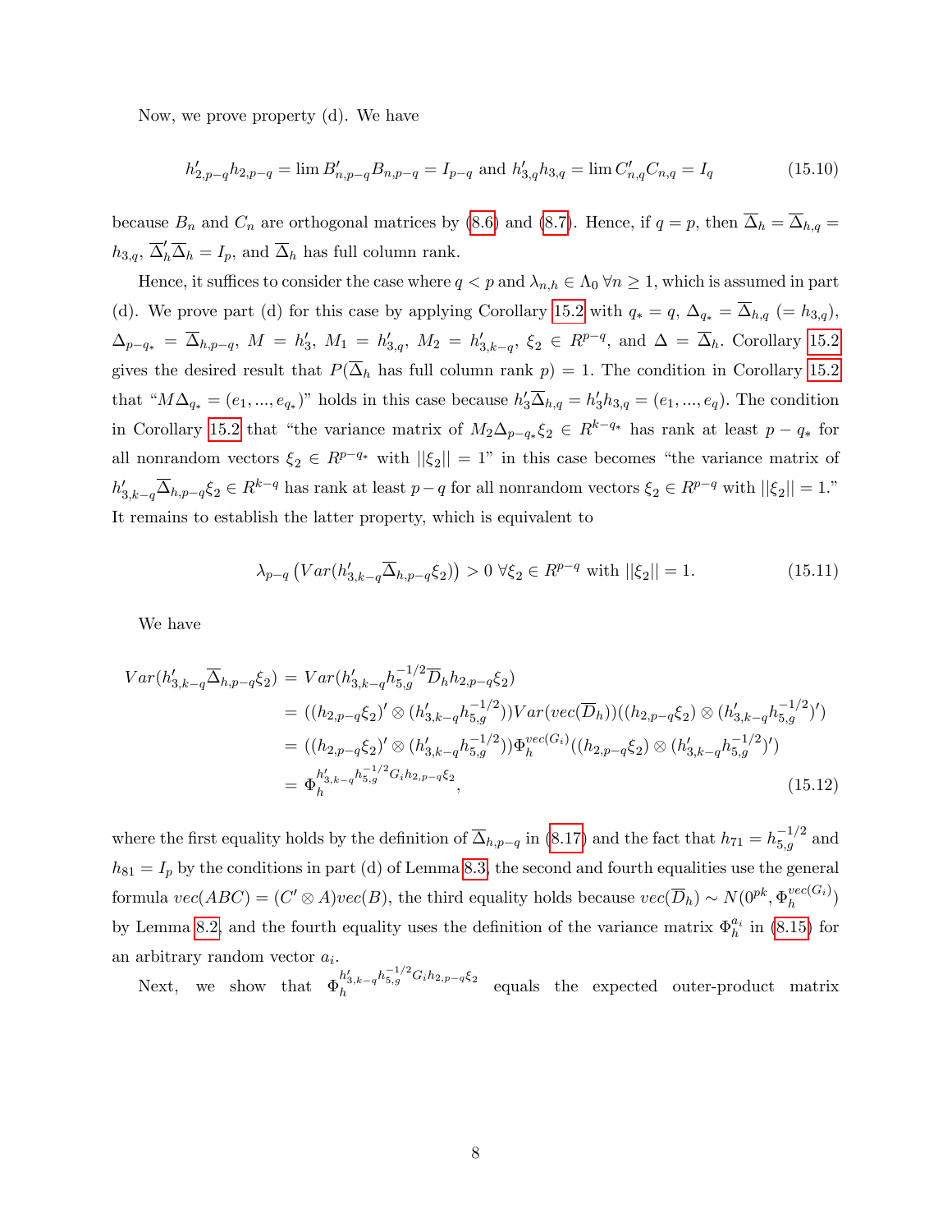Now, we prove property (d). We have

$$h'_{2,p-q}h_{2,p-q} = \lim B'_{n,p-q}B_{n,p-q} = I_{p-q} \text{ and } h'_{3,q}h_{3,q} = \lim C'_{n,q}C_{n,q} = I_q \tag{15.10}$$

because $B_n$ and $C_n$ are orthogonal matrices by (8.6) and (8.7). Hence, if $q = p$, then $\overline{\Delta}_h = \overline{\Delta}_{h,q} = h_{3,q}$, $\overline{\Delta}'_h\overline{\Delta}_h = I_p$, and $\overline{\Delta}_h$ has full column rank.

Hence, it suffices to consider the case where $q < p$ and $\lambda_{n,h} \in \Lambda_0\ \forall n \geq 1$, which is assumed in part (d). We prove part (d) for this case by applying Corollary 15.2 with $q_* = q$, $\Delta_{q_*} = \overline{\Delta}_{h,q}$ $(= h_{3,q})$, $\Delta_{p-q_*} = \overline{\Delta}_{h,p-q}$, $M = h'_3$, $M_1 = h'_{3,q}$, $M_2 = h'_{3,k-q}$, $\xi_2 \in R^{p-q}$, and $\Delta = \overline{\Delta}_h$. Corollary 15.2 gives the desired result that $P(\overline{\Delta}_h$ has full column rank $p) = 1$. The condition in Corollary 15.2 that "$M\Delta_{q_*} = (e_1, ..., e_{q_*})$" holds in this case because $h'_3\overline{\Delta}_{h,q} = h'_3h_{3,q} = (e_1, ..., e_q)$. The condition in Corollary 15.2 that "the variance matrix of $M_2\Delta_{p-q_*}\xi_2 \in R^{k-q_*}$ has rank at least $p - q_*$ for all nonrandom vectors $\xi_2 \in R^{p-q_*}$ with $||\xi_2|| = 1$" in this case becomes "the variance matrix of $h'_{3,k-q}\overline{\Delta}_{h,p-q}\xi_2 \in R^{k-q}$ has rank at least $p-q$ for all nonrandom vectors $\xi_2 \in R^{p-q}$ with $||\xi_2|| = 1$." It remains to establish the latter property, which is equivalent to

$$\lambda_{p-q}\left(Var(h'_{3,k-q}\overline{\Delta}_{h,p-q}\xi_2)\right) > 0\ \forall \xi_2 \in R^{p-q} \text{ with } ||\xi_2|| = 1. \tag{15.11}$$

We have

$$\begin{aligned}
Var(h'_{3,k-q}\overline{\Delta}_{h,p-q}\xi_2) &= Var(h'_{3,k-q}h_{5,g}^{-1/2}\overline{D}_h h_{2,p-q}\xi_2) \\
&= ((h_{2,p-q}\xi_2)' \otimes (h'_{3,k-q}h_{5,g}^{-1/2}))Var(vec(\overline{D}_h))((h_{2,p-q}\xi_2) \otimes (h'_{3,k-q}h_{5,g}^{-1/2})') \\
&= ((h_{2,p-q}\xi_2)' \otimes (h'_{3,k-q}h_{5,g}^{-1/2}))\Phi_h^{vec(G_i)}((h_{2,p-q}\xi_2) \otimes (h'_{3,k-q}h_{5,g}^{-1/2})') \\
&= \Phi_h^{h'_{3,k-q}h_{5,g}^{-1/2}G_ih_{2,p-q}\xi_2},
\end{aligned} \tag{15.12}$$

where the first equality holds by the definition of $\overline{\Delta}_{h,p-q}$ in (8.17) and the fact that $h_{71} = h_{5,g}^{-1/2}$ and $h_{81} = I_p$ by the conditions in part (d) of Lemma 8.3, the second and fourth equalities use the general formula $vec(ABC) = (C' \otimes A)vec(B)$, the third equality holds because $vec(\overline{D}_h) \sim N(0^{pk}, \Phi_h^{vec(G_i)})$ by Lemma 8.2, and the fourth equality uses the definition of the variance matrix $\Phi_h^{a_i}$ in (8.15) for an arbitrary random vector $a_i$.

Next, we show that $\Phi_h^{h'_{3,k-q}h_{5,g}^{-1/2}G_ih_{2,p-q}\xi_2}$ equals the expected outer-product matrix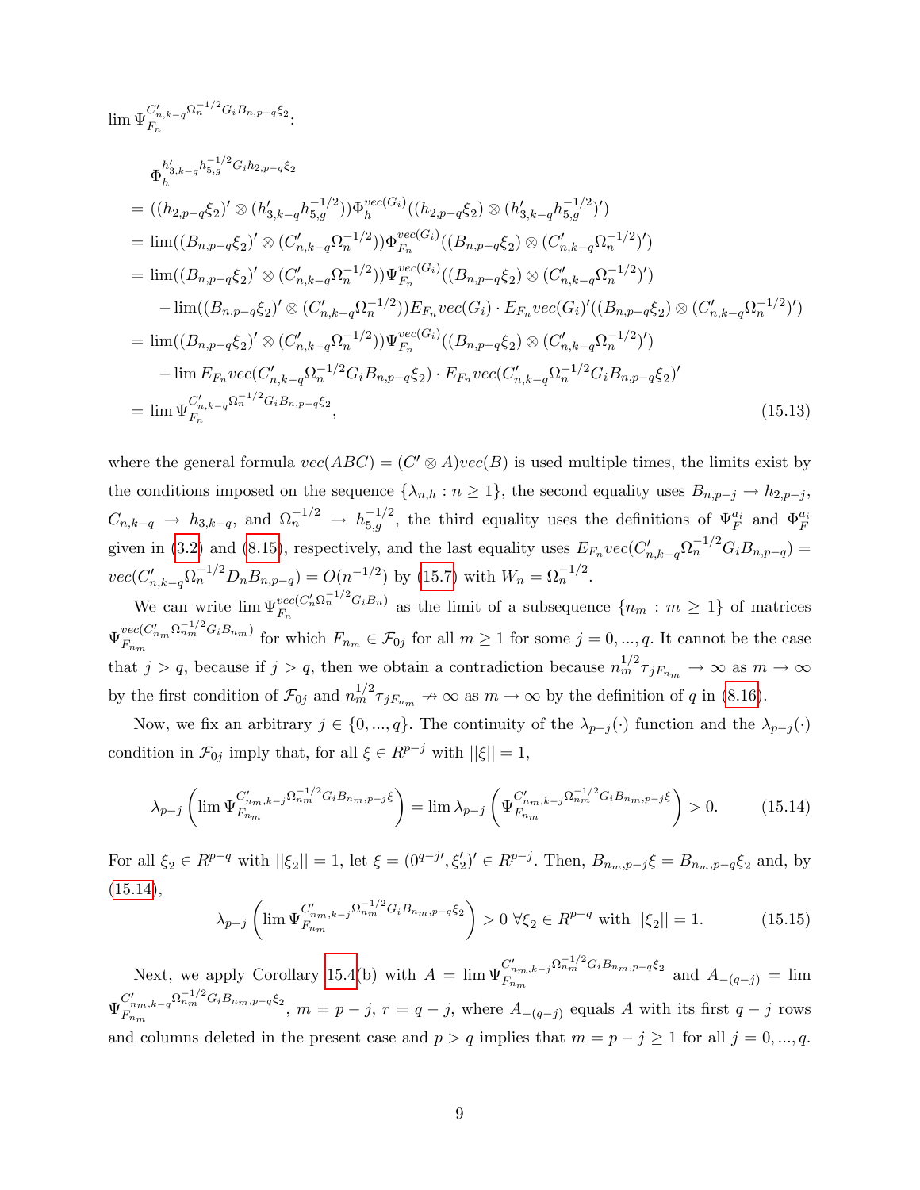$\lim \Psi_{F_n}^{C'_{n,k-q}\Omega_n^{-1/2}G_i B_{n,p-q}\xi_2}$:

$$
\begin{aligned}
&\Phi_h^{h'_{3,k-q}h_{5,g}^{-1/2}G_i h_{2,p-q}\xi_2} \\
&= ((h_{2,p-q}\xi_2)' \otimes (h'_{3,k-q}h_{5,g}^{-1/2}))\Phi_h^{vec(G_i)}((h_{2,p-q}\xi_2) \otimes (h'_{3,k-q}h_{5,g}^{-1/2})') \\
&= \lim((B_{n,p-q}\xi_2)' \otimes (C'_{n,k-q}\Omega_n^{-1/2}))\Phi_{F_n}^{vec(G_i)}((B_{n,p-q}\xi_2) \otimes (C'_{n,k-q}\Omega_n^{-1/2})') \\
&= \lim((B_{n,p-q}\xi_2)' \otimes (C'_{n,k-q}\Omega_n^{-1/2}))\Psi_{F_n}^{vec(G_i)}((B_{n,p-q}\xi_2) \otimes (C'_{n,k-q}\Omega_n^{-1/2})') \\
&\quad - \lim((B_{n,p-q}\xi_2)' \otimes (C'_{n,k-q}\Omega_n^{-1/2}))E_{F_n}vec(G_i) \cdot E_{F_n}vec(G_i)'((B_{n,p-q}\xi_2) \otimes (C'_{n,k-q}\Omega_n^{-1/2})') \\
&= \lim((B_{n,p-q}\xi_2)' \otimes (C'_{n,k-q}\Omega_n^{-1/2}))\Psi_{F_n}^{vec(G_i)}((B_{n,p-q}\xi_2) \otimes (C'_{n,k-q}\Omega_n^{-1/2})') \\
&\quad - \lim E_{F_n}vec(C'_{n,k-q}\Omega_n^{-1/2}G_i B_{n,p-q}\xi_2) \cdot E_{F_n}vec(C'_{n,k-q}\Omega_n^{-1/2}G_i B_{n,p-q}\xi_2)' \\
&= \lim \Psi_{F_n}^{C'_{n,k-q}\Omega_n^{-1/2}G_i B_{n,p-q}\xi_2},
\end{aligned} \tag{15.13}
$$

where the general formula $vec(ABC) = (C' \otimes A)vec(B)$ is used multiple times, the limits exist by the conditions imposed on the sequence $\{\lambda_{n,h} : n \geq 1\}$, the second equality uses $B_{n,p-j} \to h_{2,p-j}$, $C_{n,k-q} \to h_{3,k-q}$, and $\Omega_n^{-1/2} \to h_{5,g}^{-1/2}$, the third equality uses the definitions of $\Psi_F^{a_i}$ and $\Phi_F^{a_i}$ given in (3.2) and (8.15), respectively, and the last equality uses $E_{F_n}vec(C'_{n,k-q}\Omega_n^{-1/2}G_i B_{n,p-q}) = vec(C'_{n,k-q}\Omega_n^{-1/2}D_n B_{n,p-q}) = O(n^{-1/2})$ by (15.7) with $W_n = \Omega_n^{-1/2}$.

We can write $\lim \Psi_{F_n}^{vec(C'_n\Omega_n^{-1/2}G_i B_n)}$ as the limit of a subsequence $\{n_m : m \geq 1\}$ of matrices $\Psi_{F_{n_m}}^{vec(C'_{n_m}\Omega_{n_m}^{-1/2}G_i B_{n_m})}$ for which $F_{n_m} \in \mathcal{F}_{0j}$ for all $m \geq 1$ for some $j = 0, ..., q$. It cannot be the case that $j > q$, because if $j > q$, then we obtain a contradiction because $n_m^{1/2}\tau_{jF_{n_m}} \to \infty$ as $m \to \infty$ by the first condition of $\mathcal{F}_{0j}$ and $n_m^{1/2}\tau_{jF_{n_m}} \nrightarrow \infty$ as $m \to \infty$ by the definition of $q$ in (8.16).

Now, we fix an arbitrary $j \in \{0, ..., q\}$. The continuity of the $\lambda_{p-j}(\cdot)$ function and the $\lambda_{p-j}(\cdot)$ condition in $\mathcal{F}_{0j}$ imply that, for all $\xi \in R^{p-j}$ with $||\xi|| = 1$,

$$
\lambda_{p-j}\left(\lim \Psi_{F_{n_m}}^{C'_{n_m,k-j}\Omega_{n_m}^{-1/2}G_i B_{n_m,p-j}\xi}\right) = \lim \lambda_{p-j}\left(\Psi_{F_{n_m}}^{C'_{n_m,k-j}\Omega_{n_m}^{-1/2}G_i B_{n_m,p-j}\xi}\right) > 0. \tag{15.14}
$$

For all $\xi_2 \in R^{p-q}$ with $||\xi_2|| = 1$, let $\xi = (0^{q-j\prime}, \xi_2')' \in R^{p-j}$. Then, $B_{n_m,p-j}\xi = B_{n_m,p-q}\xi_2$ and, by (15.14),

$$
\lambda_{p-j}\left(\lim \Psi_{F_{n_m}}^{C'_{n_m,k-j}\Omega_{n_m}^{-1/2}G_i B_{n_m,p-q}\xi_2}\right) > 0 \ \forall \xi_2 \in R^{p-q} \text{ with } ||\xi_2|| = 1. \tag{15.15}
$$

Next, we apply Corollary 15.4(b) with $A = \lim \Psi_{F_{n_m}}^{C'_{n_m,k-j}\Omega_{n_m}^{-1/2}G_i B_{n_m,p-q}\xi_2}$ and $A_{-(q-j)} = \lim \Psi_{F_{n_m}}^{C'_{n_m,k-q}\Omega_{n_m}^{-1/2}G_i B_{n_m,p-q}\xi_2}$, $m = p - j$, $r = q - j$, where $A_{-(q-j)}$ equals $A$ with its first $q - j$ rows and columns deleted in the present case and $p > q$ implies that $m = p - j \geq 1$ for all $j = 0, ..., q$.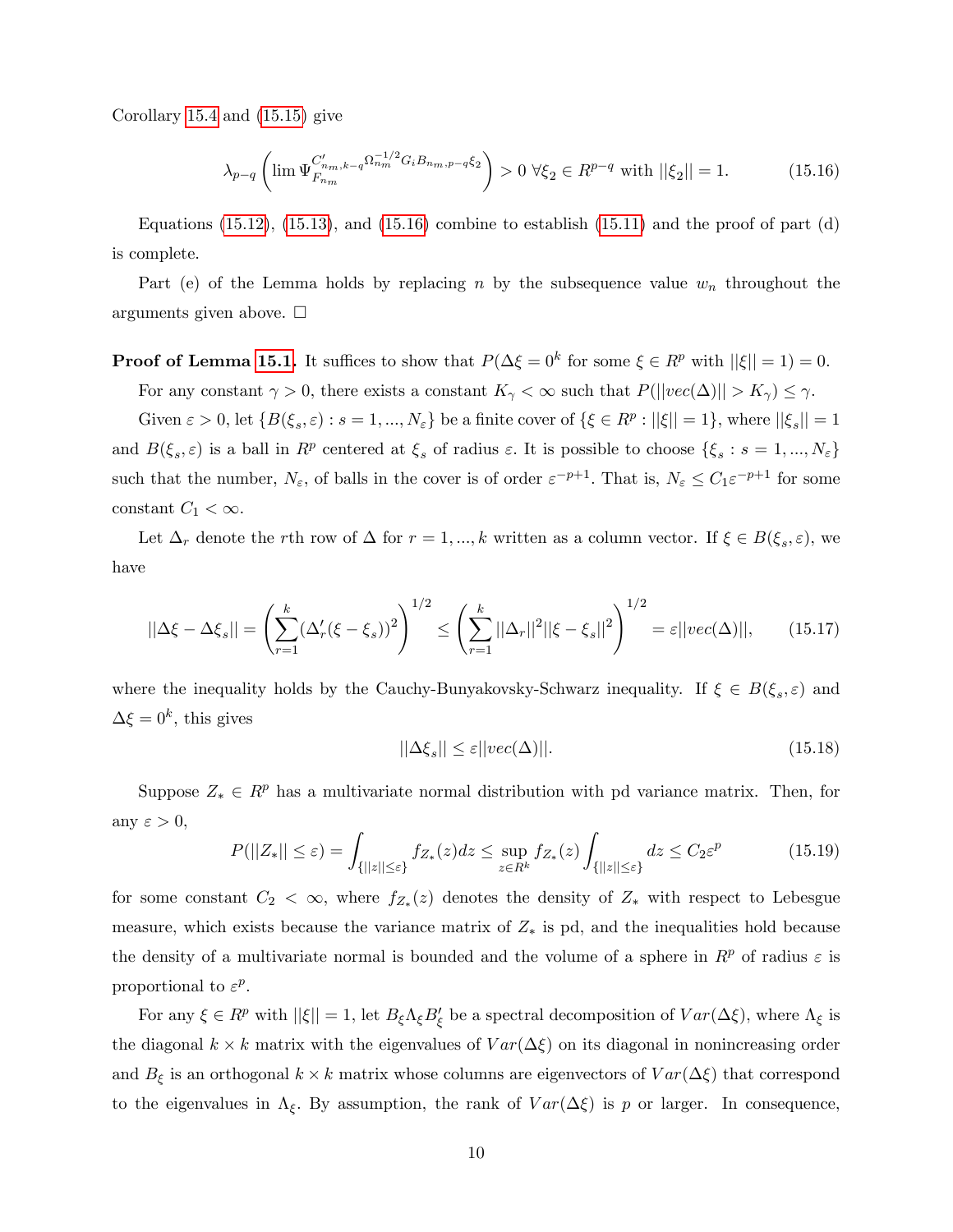Corollary 15.4 and (15.15) give

$$\lambda_{p-q}\left(\lim \Psi_{F_{n_m}}^{C'_{n_m,k-q}\Omega_{n_m}^{-1/2}G_i B_{n_m,p-q}\xi_2}\right) > 0 \ \forall \xi_2 \in R^{p-q} \text{ with } ||\xi_2|| = 1. \tag{15.16}$$

Equations (15.12), (15.13), and (15.16) combine to establish (15.11) and the proof of part (d) is complete.

Part (e) of the Lemma holds by replacing $n$ by the subsequence value $w_n$ throughout the arguments given above. □

**Proof of Lemma 15.1.** It suffices to show that $P(\Delta\xi = 0^k$ for some $\xi \in R^p$ with $||\xi|| = 1) = 0$.

For any constant $\gamma > 0$, there exists a constant $K_\gamma < \infty$ such that $P(||vec(\Delta)|| > K_\gamma) \leq \gamma$.

Given $\varepsilon > 0$, let $\{B(\xi_s, \varepsilon) : s = 1, ..., N_\varepsilon\}$ be a finite cover of $\{\xi \in R^p : ||\xi|| = 1\}$, where $||\xi_s|| = 1$ and $B(\xi_s, \varepsilon)$ is a ball in $R^p$ centered at $\xi_s$ of radius $\varepsilon$. It is possible to choose $\{\xi_s : s = 1, ..., N_\varepsilon\}$ such that the number, $N_\varepsilon$, of balls in the cover is of order $\varepsilon^{-p+1}$. That is, $N_\varepsilon \leq C_1\varepsilon^{-p+1}$ for some constant $C_1 < \infty$.

Let $\Delta_r$ denote the $r$th row of $\Delta$ for $r = 1, ..., k$ written as a column vector. If $\xi \in B(\xi_s, \varepsilon)$, we have

$$||\Delta\xi - \Delta\xi_s|| = \left(\sum_{r=1}^{k}(\Delta_r'(\xi - \xi_s))^2\right)^{1/2} \leq \left(\sum_{r=1}^{k}||\Delta_r||^2||\xi - \xi_s||^2\right)^{1/2} = \varepsilon||vec(\Delta)||, \tag{15.17}$$

where the inequality holds by the Cauchy-Bunyakovsky-Schwarz inequality. If $\xi \in B(\xi_s, \varepsilon)$ and $\Delta\xi = 0^k$, this gives

$$||\Delta\xi_s|| \leq \varepsilon||vec(\Delta)||. \tag{15.18}$$

Suppose $Z_* \in R^p$ has a multivariate normal distribution with pd variance matrix. Then, for any $\varepsilon > 0$,

$$P(||Z_*|| \leq \varepsilon) = \int_{\{||z|| \leq \varepsilon\}} f_{Z_*}(z)dz \leq \sup_{z \in R^k} f_{Z_*}(z) \int_{\{||z|| \leq \varepsilon\}} dz \leq C_2\varepsilon^p \tag{15.19}$$

for some constant $C_2 < \infty$, where $f_{Z_*}(z)$ denotes the density of $Z_*$ with respect to Lebesgue measure, which exists because the variance matrix of $Z_*$ is pd, and the inequalities hold because the density of a multivariate normal is bounded and the volume of a sphere in $R^p$ of radius $\varepsilon$ is proportional to $\varepsilon^p$.

For any $\xi \in R^p$ with $||\xi|| = 1$, let $B_\xi \Lambda_\xi B_\xi'$ be a spectral decomposition of $Var(\Delta\xi)$, where $\Lambda_\xi$ is the diagonal $k \times k$ matrix with the eigenvalues of $Var(\Delta\xi)$ on its diagonal in nonincreasing order and $B_\xi$ is an orthogonal $k \times k$ matrix whose columns are eigenvectors of $Var(\Delta\xi)$ that correspond to the eigenvalues in $\Lambda_\xi$. By assumption, the rank of $Var(\Delta\xi)$ is $p$ or larger. In consequence,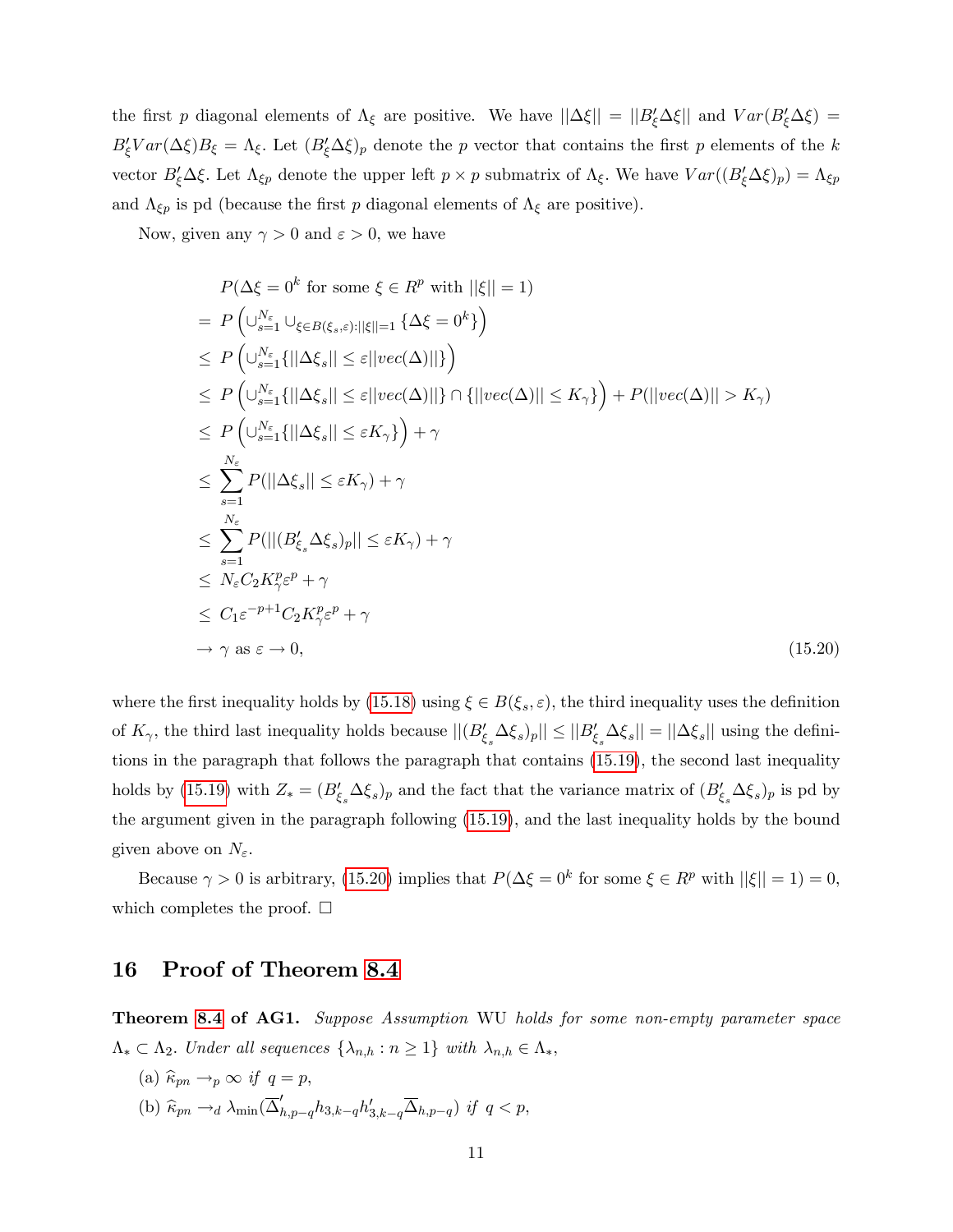the first $p$ diagonal elements of $\Lambda_\xi$ are positive. We have $||\Delta\xi|| = ||B_\xi'\Delta\xi||$ and $Var(B_\xi'\Delta\xi) = B_\xi' Var(\Delta\xi) B_\xi = \Lambda_\xi$. Let $(B_\xi'\Delta\xi)_p$ denote the $p$ vector that contains the first $p$ elements of the $k$ vector $B_\xi'\Delta\xi$. Let $\Lambda_{\xi p}$ denote the upper left $p \times p$ submatrix of $\Lambda_\xi$. We have $Var((B_\xi'\Delta\xi)_p) = \Lambda_{\xi p}$ and $\Lambda_{\xi p}$ is pd (because the first $p$ diagonal elements of $\Lambda_\xi$ are positive).

Now, given any $\gamma > 0$ and $\varepsilon > 0$, we have

$$
\begin{aligned}
& P(\Delta\xi = 0^k \text{ for some } \xi \in R^p \text{ with } ||\xi|| = 1) \\
= \; & P\left(\cup_{s=1}^{N_\varepsilon} \cup_{\xi \in B(\xi_s,\varepsilon):||\xi||=1} \{\Delta\xi = 0^k\}\right) \\
\leq \; & P\left(\cup_{s=1}^{N_\varepsilon} \{||\Delta\xi_s|| \leq \varepsilon ||vec(\Delta)||\}\right) \\
\leq \; & P\left(\cup_{s=1}^{N_\varepsilon} \{||\Delta\xi_s|| \leq \varepsilon ||vec(\Delta)||\} \cap \{||vec(\Delta)|| \leq K_\gamma\}\right) + P(||vec(\Delta)|| > K_\gamma) \\
\leq \; & P\left(\cup_{s=1}^{N_\varepsilon} \{||\Delta\xi_s|| \leq \varepsilon K_\gamma\}\right) + \gamma \\
\leq \; & \sum_{s=1}^{N_\varepsilon} P(||\Delta\xi_s|| \leq \varepsilon K_\gamma) + \gamma \\
\leq \; & \sum_{s=1}^{N_\varepsilon} P(||(B_{\xi_s}'\Delta\xi_s)_p|| \leq \varepsilon K_\gamma) + \gamma \\
\leq \; & N_\varepsilon C_2 K_\gamma^p \varepsilon^p + \gamma \\
\leq \; & C_1 \varepsilon^{-p+1} C_2 K_\gamma^p \varepsilon^p + \gamma \\
\to \; & \gamma \text{ as } \varepsilon \to 0,
\end{aligned} \tag{15.20}
$$

where the first inequality holds by (15.18) using $\xi \in B(\xi_s, \varepsilon)$, the third inequality uses the definition of $K_\gamma$, the third last inequality holds because $||(B_{\xi_s}'\Delta\xi_s)_p|| \leq ||B_{\xi_s}'\Delta\xi_s|| = ||\Delta\xi_s||$ using the definitions in the paragraph that follows the paragraph that contains (15.19), the second last inequality holds by (15.19) with $Z_* = (B_{\xi_s}'\Delta\xi_s)_p$ and the fact that the variance matrix of $(B_{\xi_s}'\Delta\xi_s)_p$ is pd by the argument given in the paragraph following (15.19), and the last inequality holds by the bound given above on $N_\varepsilon$.

Because $\gamma > 0$ is arbitrary, (15.20) implies that $P(\Delta\xi = 0^k$ for some $\xi \in R^p$ with $||\xi|| = 1) = 0$, which completes the proof. $\square$

# 16 Proof of Theorem 8.4

**Theorem 8.4 of AG1.** *Suppose Assumption* WU *holds for some non-empty parameter space* $\Lambda_* \subset \Lambda_2$. *Under all sequences* $\{\lambda_{n,h} : n \geq 1\}$ *with* $\lambda_{n,h} \in \Lambda_*$,

(a) $\widehat{\kappa}_{pn} \to_p \infty$ *if* $q = p$,

(b) $\widehat{\kappa}_{pn} \to_d \lambda_{\min}(\overline{\Delta}_{h,p-q}' h_{3,k-q} h_{3,k-q}' \overline{\Delta}_{h,p-q})$ *if* $q < p$,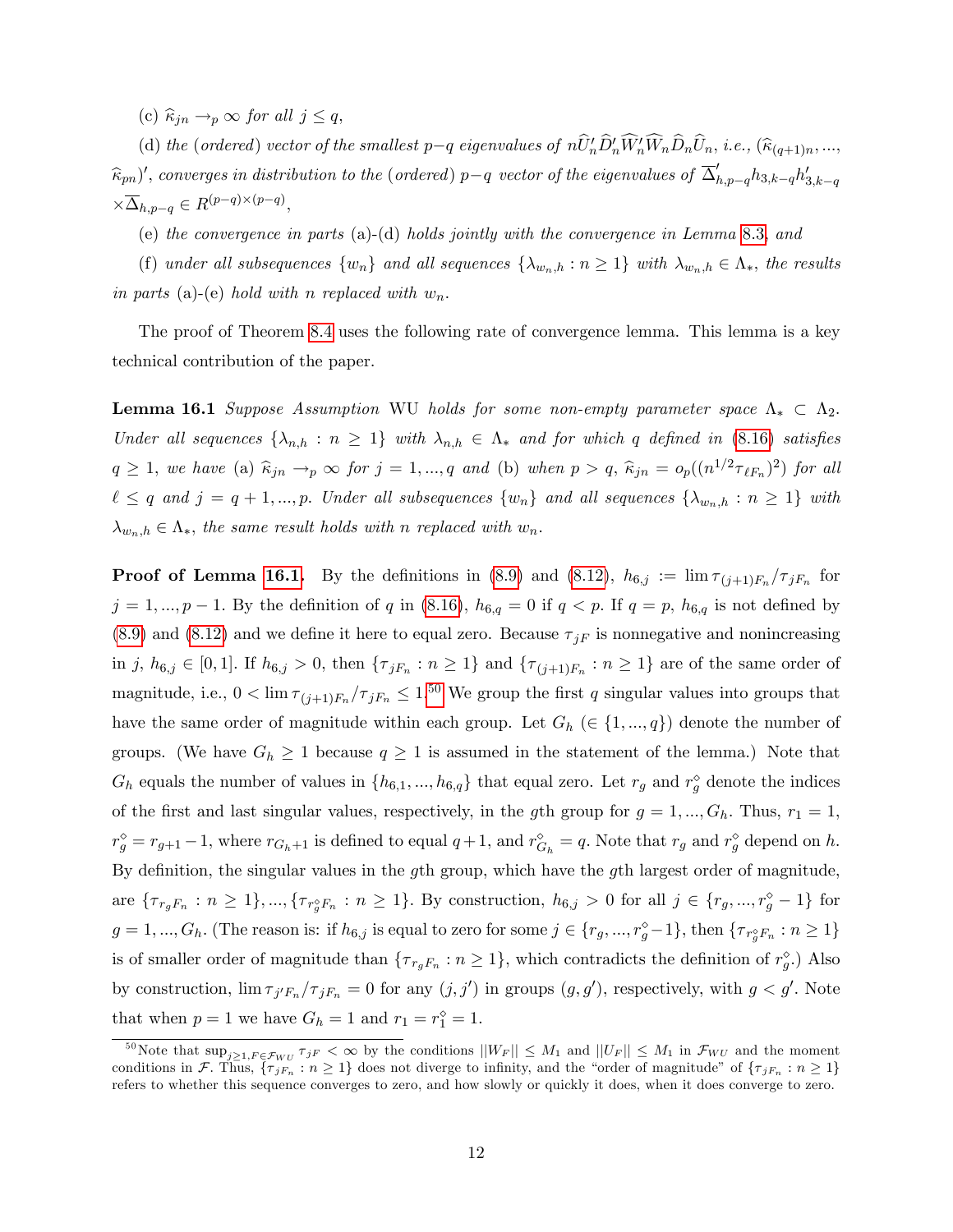(c) $\widehat{\kappa}_{jn} \rightarrow_p \infty$ *for all* $j \leq q$,

(d) *the (ordered) vector of the smallest* $p-q$ *eigenvalues of* $n\widehat{U}_n'\widehat{D}_n'\widehat{W}_n'\widehat{W}_n\widehat{D}_n\widehat{U}_n$, *i.e.,* $(\widehat{\kappa}_{(q+1)n}, ..., \widehat{\kappa}_{pn})'$, *converges in distribution to the (ordered)* $p-q$ *vector of the eigenvalues of* $\overline{\Delta}_{h,p-q}' h_{3,k-q} h_{3,k-q}' \times \overline{\Delta}_{h,p-q} \in R^{(p-q)\times(p-q)}$,

(e) *the convergence in parts* (a)-(d) *holds jointly with the convergence in Lemma* 8.3, *and*

(f) *under all subsequences* $\{w_n\}$ *and all sequences* $\{\lambda_{w_n,h} : n \geq 1\}$ *with* $\lambda_{w_n,h} \in \Lambda_*$, *the results in parts* (a)-(e) *hold with* $n$ *replaced with* $w_n$.

The proof of Theorem 8.4 uses the following rate of convergence lemma. This lemma is a key technical contribution of the paper.

**Lemma 16.1** *Suppose Assumption* WU *holds for some non-empty parameter space* $\Lambda_* \subset \Lambda_2$. *Under all sequences* $\{\lambda_{n,h} : n \geq 1\}$ *with* $\lambda_{n,h} \in \Lambda_*$ *and for which* $q$ *defined in* (8.16) *satisfies* $q \geq 1$, *we have* (a) $\widehat{\kappa}_{jn} \rightarrow_p \infty$ *for* $j = 1, ..., q$ *and* (b) *when* $p > q$, $\widehat{\kappa}_{jn} = o_p((n^{1/2}\tau_{\ell F_n})^2)$ *for all* $\ell \leq q$ *and* $j = q+1, ..., p$. *Under all subsequences* $\{w_n\}$ *and all sequences* $\{\lambda_{w_n,h} : n \geq 1\}$ *with* $\lambda_{w_n,h} \in \Lambda_*$, *the same result holds with* $n$ *replaced with* $w_n$.

**Proof of Lemma 16.1.** By the definitions in (8.9) and (8.12), $h_{6,j} := \lim \tau_{(j+1)F_n}/\tau_{jF_n}$ for $j = 1, ..., p-1$. By the definition of $q$ in (8.16), $h_{6,q} = 0$ if $q < p$. If $q = p$, $h_{6,q}$ is not defined by (8.9) and (8.12) and we define it here to equal zero. Because $\tau_{jF}$ is nonnegative and nonincreasing in $j$, $h_{6,j} \in [0, 1]$. If $h_{6,j} > 0$, then $\{\tau_{jF_n} : n \geq 1\}$ and $\{\tau_{(j+1)F_n} : n \geq 1\}$ are of the same order of magnitude, i.e., $0 < \lim \tau_{(j+1)F_n}/\tau_{jF_n} \leq 1$.[50] We group the first $q$ singular values into groups that have the same order of magnitude within each group. Let $G_h$ $(\in \{1, ..., q\})$ denote the number of groups. (We have $G_h \geq 1$ because $q \geq 1$ is assumed in the statement of the lemma.) Note that $G_h$ equals the number of values in $\{h_{6,1}, ..., h_{6,q}\}$ that equal zero. Let $r_g$ and $r_g^\diamond$ denote the indices of the first and last singular values, respectively, in the $g$th group for $g = 1, ..., G_h$. Thus, $r_1 = 1$, $r_g^\diamond = r_{g+1} - 1$, where $r_{G_h+1}$ is defined to equal $q+1$, and $r_{G_h}^\diamond = q$. Note that $r_g$ and $r_g^\diamond$ depend on $h$. By definition, the singular values in the $g$th group, which have the $g$th largest order of magnitude, are $\{\tau_{r_gF_n} : n \geq 1\}, ..., \{\tau_{r_g^\diamond F_n} : n \geq 1\}$. By construction, $h_{6,j} > 0$ for all $j \in \{r_g, ..., r_g^\diamond - 1\}$ for $g = 1, ..., G_h$. (The reason is: if $h_{6,j}$ is equal to zero for some $j \in \{r_g, ..., r_g^\diamond - 1\}$, then $\{\tau_{r_g^\diamond F_n} : n \geq 1\}$ is of smaller order of magnitude than $\{\tau_{r_gF_n} : n \geq 1\}$, which contradicts the definition of $r_g^\diamond$.) Also by construction, $\lim \tau_{j'F_n}/\tau_{jF_n} = 0$ for any $(j, j')$ in groups $(g, g')$, respectively, with $g < g'$. Note that when $p = 1$ we have $G_h = 1$ and $r_1 = r_1^\diamond = 1$.

[50] Note that $\sup_{j\geq 1, F \in \mathcal{F}_{WU}} \tau_{jF} < \infty$ by the conditions $||W_F|| \leq M_1$ and $||U_F|| \leq M_1$ in $\mathcal{F}_{WU}$ and the moment conditions in $\mathcal{F}$. Thus, $\{\tau_{jF_n} : n \geq 1\}$ does not diverge to infinity, and the "order of magnitude" of $\{\tau_{jF_n} : n \geq 1\}$ refers to whether this sequence converges to zero, and how slowly or quickly it does, when it does converge to zero.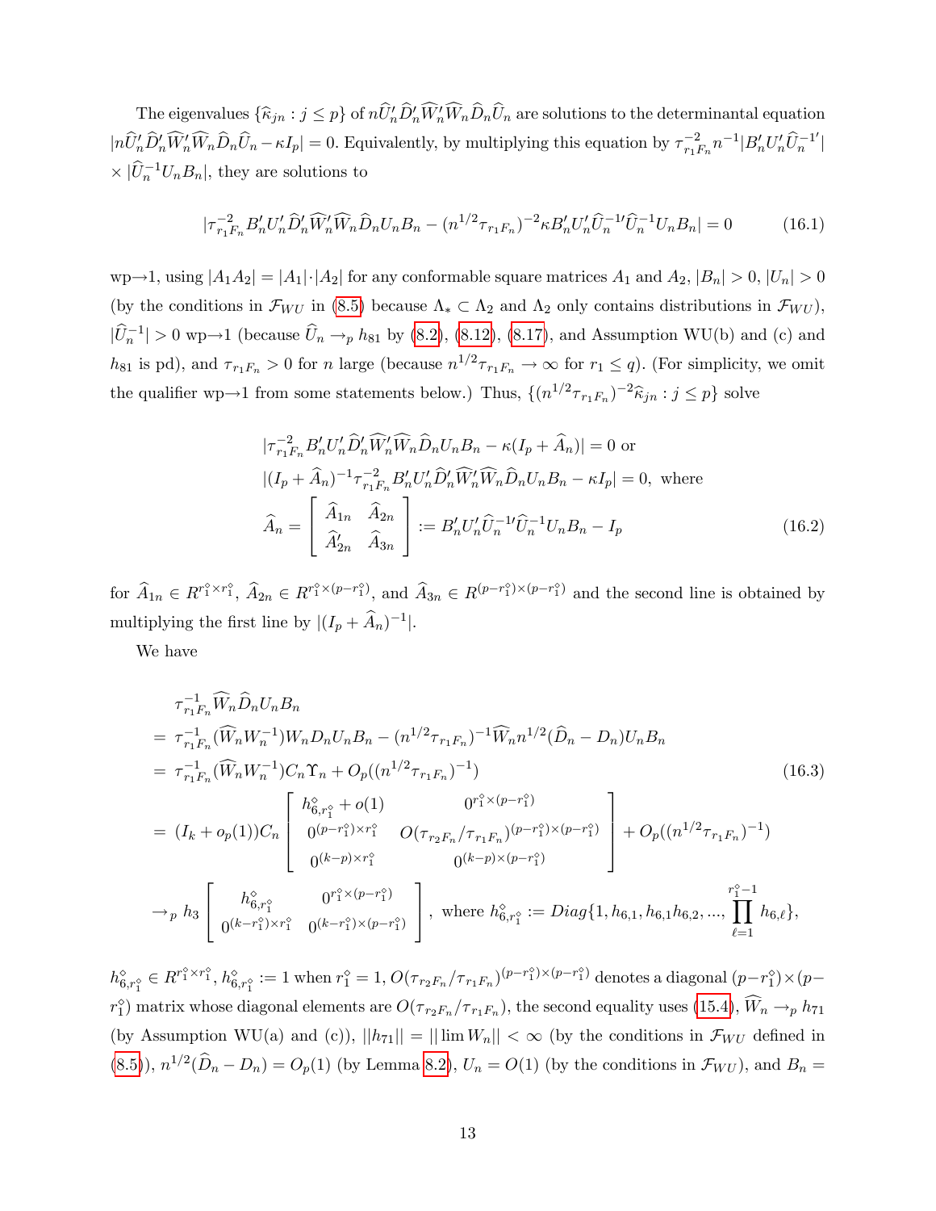The eigenvalues $\{\widehat{\kappa}_{jn} : j \leq p\}$ of $n\widehat{U}_n' \widehat{D}_n' \widehat{W}_n' \widehat{W}_n \widehat{D}_n \widehat{U}_n$ are solutions to the determinantal equation $|n\widehat{U}_n' \widehat{D}_n' \widehat{W}_n' \widehat{W}_n \widehat{D}_n \widehat{U}_n - \kappa I_p| = 0$. Equivalently, by multiplying this equation by $\tau_{r_1 F_n}^{-2} n^{-1} |B_n' U_n' \widehat{U}_n^{-1\prime}| \times |\widehat{U}_n^{-1} U_n B_n|$, they are solutions to

$$
|\tau_{r_1 F_n}^{-2} B_n' U_n' \widehat{D}_n' \widehat{W}_n' \widehat{W}_n \widehat{D}_n U_n B_n - (n^{1/2}\tau_{r_1 F_n})^{-2} \kappa B_n' U_n' \widehat{U}_n^{-1\prime} \widehat{U}_n^{-1} U_n B_n| = 0 \tag{16.1}
$$

wp$\to$1, using $|A_1 A_2| = |A_1| \cdot |A_2|$ for any conformable square matrices $A_1$ and $A_2$, $|B_n| > 0$, $|U_n| > 0$ (by the conditions in $\mathcal{F}_{WU}$ in (8.5) because $\Lambda_* \subset \Lambda_2$ and $\Lambda_2$ only contains distributions in $\mathcal{F}_{WU}$), $|\widehat{U}_n^{-1}| > 0$ wp$\to$1 (because $\widehat{U}_n \to_p h_{81}$ by (8.2), (8.12), (8.17), and Assumption WU(b) and (c) and $h_{81}$ is pd), and $\tau_{r_1 F_n} > 0$ for $n$ large (because $n^{1/2}\tau_{r_1 F_n} \to \infty$ for $r_1 \leq q$). (For simplicity, we omit the qualifier wp$\to$1 from some statements below.) Thus, $\{(n^{1/2}\tau_{r_1 F_n})^{-2} \widehat{\kappa}_{jn} : j \leq p\}$ solve

$$
\begin{aligned}
& |\tau_{r_1 F_n}^{-2} B_n' U_n' \widehat{D}_n' \widehat{W}_n' \widehat{W}_n \widehat{D}_n U_n B_n - \kappa (I_p + \widehat{A}_n)| = 0 \text{ or} \\
& |(I_p + \widehat{A}_n)^{-1} \tau_{r_1 F_n}^{-2} B_n' U_n' \widehat{D}_n' \widehat{W}_n' \widehat{W}_n \widehat{D}_n U_n B_n - \kappa I_p| = 0, \text{ where} \\
& \widehat{A}_n = \begin{bmatrix} \widehat{A}_{1n} & \widehat{A}_{2n} \\ \widehat{A}_{2n}' & \widehat{A}_{3n} \end{bmatrix} := B_n' U_n' \widehat{U}_n^{-1\prime} \widehat{U}_n^{-1} U_n B_n - I_p
\end{aligned} \tag{16.2}
$$

for $\widehat{A}_{1n} \in R^{r_1^\diamond \times r_1^\diamond}$, $\widehat{A}_{2n} \in R^{r_1^\diamond \times (p - r_1^\diamond)}$, and $\widehat{A}_{3n} \in R^{(p - r_1^\diamond) \times (p - r_1^\diamond)}$ and the second line is obtained by multiplying the first line by $|(I_p + \widehat{A}_n)^{-1}|$.

We have

$$
\begin{aligned}
& \tau_{r_1 F_n}^{-1} \widehat{W}_n \widehat{D}_n U_n B_n \\
= \; & \tau_{r_1 F_n}^{-1} (\widehat{W}_n W_n^{-1}) W_n D_n U_n B_n - (n^{1/2}\tau_{r_1 F_n})^{-1} \widehat{W}_n n^{1/2} (\widehat{D}_n - D_n) U_n B_n \\
= \; & \tau_{r_1 F_n}^{-1} (\widehat{W}_n W_n^{-1}) C_n \Upsilon_n + O_p((n^{1/2}\tau_{r_1 F_n})^{-1}) \\
= \; & (I_k + o_p(1)) C_n \begin{bmatrix} h_{6,r_1^\diamond}^\diamond + o(1) & 0^{r_1^\diamond \times (p - r_1^\diamond)} \\ 0^{(p - r_1^\diamond) \times r_1^\diamond} & O(\tau_{r_2 F_n}/\tau_{r_1 F_n})^{(p - r_1^\diamond) \times (p - r_1^\diamond)} \\ 0^{(k-p) \times r_1^\diamond} & 0^{(k-p) \times (p - r_1^\diamond)} \end{bmatrix} + O_p((n^{1/2}\tau_{r_1 F_n})^{-1}) \\
\to_p \; & h_3 \begin{bmatrix} h_{6,r_1^\diamond}^\diamond & 0^{r_1^\diamond \times (p - r_1^\diamond)} \\ 0^{(k - r_1^\diamond) \times r_1^\diamond} & 0^{(k - r_1^\diamond) \times (p - r_1^\diamond)} \end{bmatrix}, \text{ where } h_{6,r_1^\diamond}^\diamond := Diag\{1, h_{6,1}, h_{6,1}h_{6,2}, ..., \prod_{\ell=1}^{r_1^\diamond - 1} h_{6,\ell}\},
\end{aligned} \tag{16.3}
$$

$h_{6,r_1^\diamond}^\diamond \in R^{r_1^\diamond \times r_1^\diamond}$, $h_{6,r_1^\diamond}^\diamond := 1$ when $r_1^\diamond = 1$, $O(\tau_{r_2 F_n}/\tau_{r_1 F_n})^{(p - r_1^\diamond) \times (p - r_1^\diamond)}$ denotes a diagonal $(p - r_1^\diamond) \times (p - r_1^\diamond)$ matrix whose diagonal elements are $O(\tau_{r_2 F_n}/\tau_{r_1 F_n})$, the second equality uses (15.4), $\widehat{W}_n \to_p h_{71}$ (by Assumption WU(a) and (c)), $||h_{71}|| = ||\lim W_n|| < \infty$ (by the conditions in $\mathcal{F}_{WU}$ defined in (8.5)), $n^{1/2}(\widehat{D}_n - D_n) = O_p(1)$ (by Lemma 8.2), $U_n = O(1)$ (by the conditions in $\mathcal{F}_{WU}$), and $B_n =$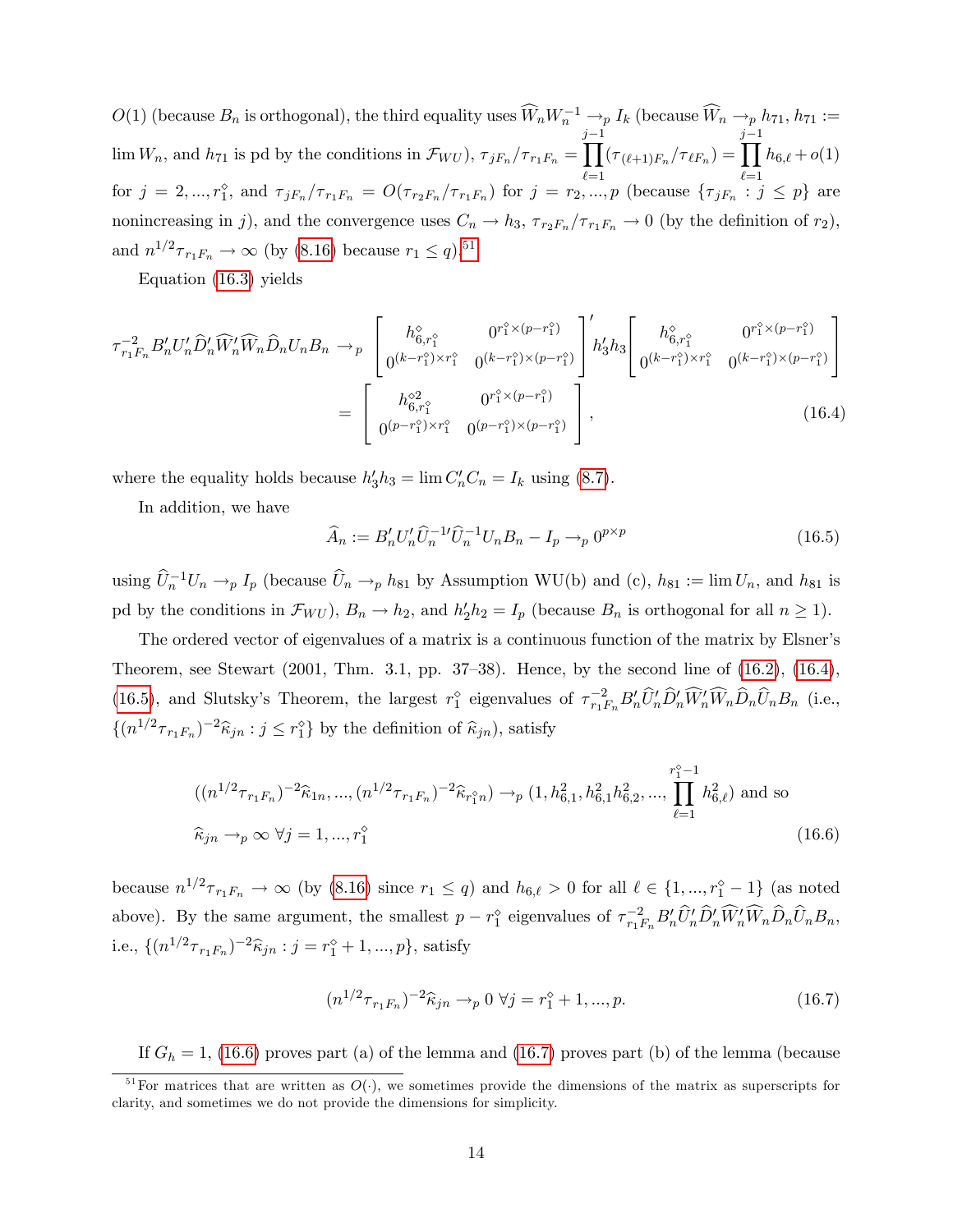$O(1)$ (because $B_n$ is orthogonal), the third equality uses $\widehat{W}_n W_n^{-1} \to_p I_k$ (because $\widehat{W}_n \to_p h_{71}$, $h_{71} := \lim W_n$, and $h_{71}$ is pd by the conditions in $\mathcal{F}_{WU}$), $\tau_{jF_n}/\tau_{r_1F_n} = \prod_{\ell=1}^{j-1}(\tau_{(\ell+1)F_n}/\tau_{\ell F_n}) = \prod_{\ell=1}^{j-1} h_{6,\ell} + o(1)$ for $j = 2, ..., r_1^\diamond$, and $\tau_{jF_n}/\tau_{r_1F_n} = O(\tau_{r_2F_n}/\tau_{r_1F_n})$ for $j = r_2, ..., p$ (because $\{\tau_{jF_n} : j \leq p\}$ are nonincreasing in $j$), and the convergence uses $C_n \to h_3$, $\tau_{r_2F_n}/\tau_{r_1F_n} \to 0$ (by the definition of $r_2$), and $n^{1/2}\tau_{r_1F_n} \to \infty$ (by (8.16) because $r_1 \leq q$).[51]

Equation (16.3) yields

$$
\begin{aligned}
\tau_{r_1F_n}^{-2} B_n' U_n' \widehat{D}_n' \widehat{W}_n' \widehat{W}_n \widehat{D}_n U_n B_n &\to_p \begin{bmatrix} h_{6,r_1^\diamond}^\diamond & 0^{r_1^\diamond \times (p-r_1^\diamond)} \\ 0^{(k-r_1^\diamond)\times r_1^\diamond} & 0^{(k-r_1^\diamond)\times(p-r_1^\diamond)} \end{bmatrix}' h_3' h_3 \begin{bmatrix} h_{6,r_1^\diamond}^\diamond & 0^{r_1^\diamond \times (p-r_1^\diamond)} \\ 0^{(k-r_1^\diamond)\times r_1^\diamond} & 0^{(k-r_1^\diamond)\times(p-r_1^\diamond)} \end{bmatrix} \\
&= \begin{bmatrix} h_{6,r_1^\diamond}^{\diamond 2} & 0^{r_1^\diamond \times (p-r_1^\diamond)} \\ 0^{(p-r_1^\diamond)\times r_1^\diamond} & 0^{(p-r_1^\diamond)\times(p-r_1^\diamond)} \end{bmatrix},
\end{aligned}
\tag{16.4}
$$

where the equality holds because $h_3' h_3 = \lim C_n' C_n = I_k$ using (8.7).

In addition, we have

$$
\widehat{A}_n := B_n' U_n' \widehat{U}_n^{-1\prime} \widehat{U}_n^{-1} U_n B_n - I_p \to_p 0^{p \times p} \tag{16.5}
$$

using $\widehat{U}_n^{-1} U_n \to_p I_p$ (because $\widehat{U}_n \to_p h_{81}$ by Assumption WU(b) and (c), $h_{81} := \lim U_n$, and $h_{81}$ is pd by the conditions in $\mathcal{F}_{WU}$), $B_n \to h_2$, and $h_2' h_2 = I_p$ (because $B_n$ is orthogonal for all $n \geq 1$).

The ordered vector of eigenvalues of a matrix is a continuous function of the matrix by Elsner's Theorem, see Stewart (2001, Thm. 3.1, pp. 37–38). Hence, by the second line of (16.2), (16.4), (16.5), and Slutsky's Theorem, the largest $r_1^\diamond$ eigenvalues of $\tau_{r_1F_n}^{-2} B_n' \widehat{U}_n' \widehat{D}_n' \widehat{W}_n' \widehat{W}_n \widehat{D}_n \widehat{U}_n B_n$ (i.e., $\{(n^{1/2}\tau_{r_1F_n})^{-2}\widehat{\kappa}_{jn} : j \leq r_1^\diamond\}$ by the definition of $\widehat{\kappa}_{jn}$), satisfy

$$
\begin{aligned}
&((n^{1/2}\tau_{r_1F_n})^{-2}\widehat{\kappa}_{1n}, ..., (n^{1/2}\tau_{r_1F_n})^{-2}\widehat{\kappa}_{r_1^\diamond n}) \to_p (1, h_{6,1}^2, h_{6,1}^2 h_{6,2}^2, ..., \prod_{\ell=1}^{r_1^\diamond - 1} h_{6,\ell}^2) \text{ and so} \\
&\widehat{\kappa}_{jn} \to_p \infty \ \forall j = 1, ..., r_1^\diamond
\end{aligned}
\tag{16.6}
$$

because $n^{1/2}\tau_{r_1F_n} \to \infty$ (by (8.16) since $r_1 \leq q$) and $h_{6,\ell} > 0$ for all $\ell \in \{1, ..., r_1^\diamond - 1\}$ (as noted above). By the same argument, the smallest $p - r_1^\diamond$ eigenvalues of $\tau_{r_1F_n}^{-2} B_n' \widehat{U}_n' \widehat{D}_n' \widehat{W}_n' \widehat{W}_n \widehat{D}_n \widehat{U}_n B_n$, i.e., $\{(n^{1/2}\tau_{r_1F_n})^{-2}\widehat{\kappa}_{jn} : j = r_1^\diamond + 1, ..., p\}$, satisfy

$$
(n^{1/2}\tau_{r_1F_n})^{-2}\widehat{\kappa}_{jn} \to_p 0 \ \forall j = r_1^\diamond + 1, ..., p. \tag{16.7}
$$

If $G_h = 1$, (16.6) proves part (a) of the lemma and (16.7) proves part (b) of the lemma (because

[51] For matrices that are written as $O(\cdot)$, we sometimes provide the dimensions of the matrix as superscripts for clarity, and sometimes we do not provide the dimensions for simplicity.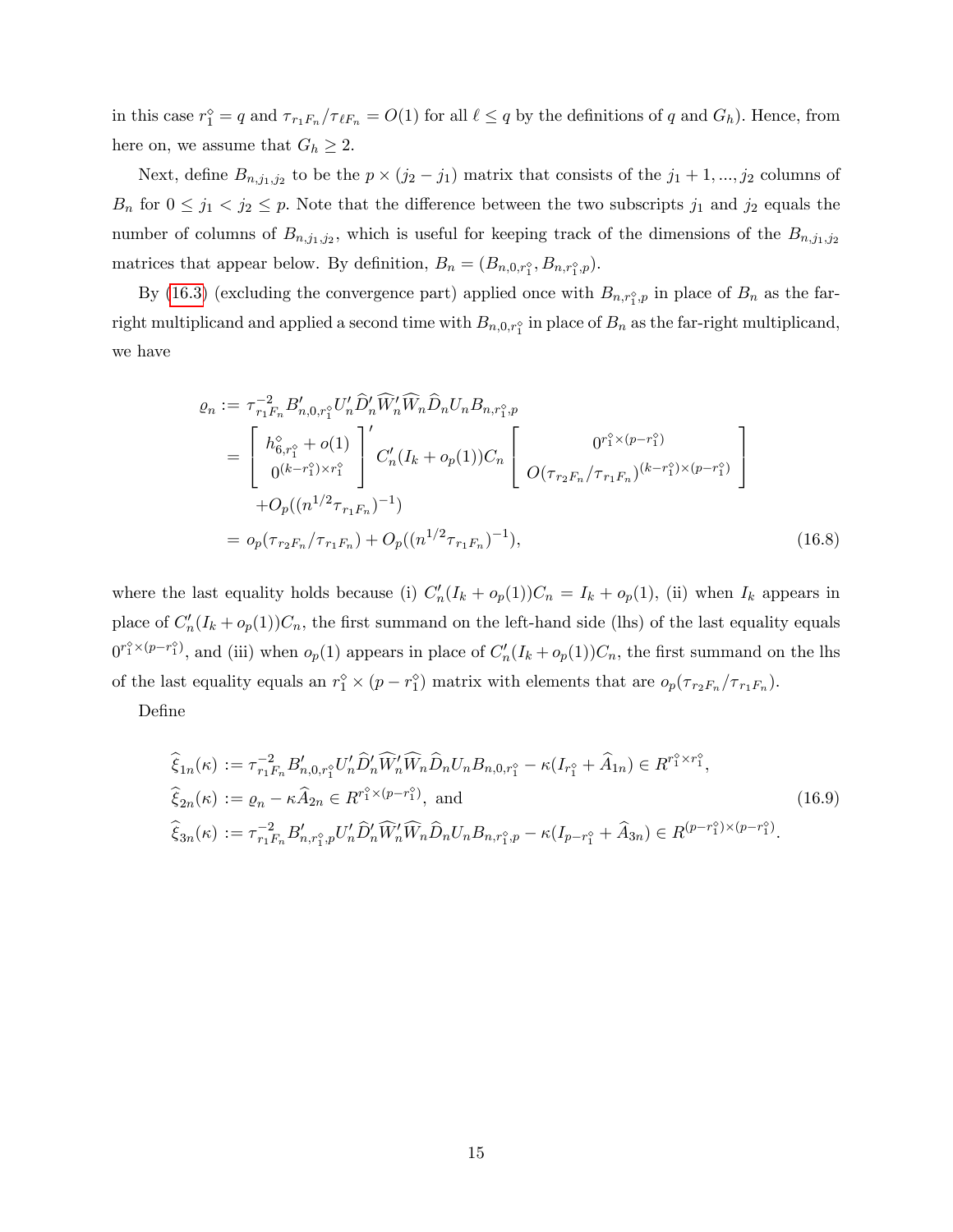in this case $r_1^\diamond = q$ and $\tau_{r_1 F_n}/\tau_{\ell F_n} = O(1)$ for all $\ell \leq q$ by the definitions of $q$ and $G_h$). Hence, from here on, we assume that $G_h \geq 2$.

Next, define $B_{n,j_1,j_2}$ to be the $p \times (j_2 - j_1)$ matrix that consists of the $j_1 + 1, ..., j_2$ columns of $B_n$ for $0 \leq j_1 < j_2 \leq p$. Note that the difference between the two subscripts $j_1$ and $j_2$ equals the number of columns of $B_{n,j_1,j_2}$, which is useful for keeping track of the dimensions of the $B_{n,j_1,j_2}$ matrices that appear below. By definition, $B_n = (B_{n,0,r_1^\diamond}, B_{n,r_1^\diamond,p})$.

By (16.3) (excluding the convergence part) applied once with $B_{n,r_1^\diamond,p}$ in place of $B_n$ as the far-right multiplicand and applied a second time with $B_{n,0,r_1^\diamond}$ in place of $B_n$ as the far-right multiplicand, we have

$$
\begin{aligned}
\varrho_n &:= \tau_{r_1 F_n}^{-2} B_{n,0,r_1^\diamond}' U_n' \widehat{D}_n' \widehat{W}_n' \widehat{W}_n \widehat{D}_n U_n B_{n,r_1^\diamond,p} \\
&= \begin{bmatrix} h_{6,r_1^\diamond}^\diamond + o(1) \\ 0^{(k-r_1^\diamond)\times r_1^\diamond} \end{bmatrix}' C_n'(I_k + o_p(1)) C_n \begin{bmatrix} 0^{r_1^\diamond \times (p-r_1^\diamond)} \\ O(\tau_{r_2 F_n}/\tau_{r_1 F_n})^{(k-r_1^\diamond)\times(p-r_1^\diamond)} \end{bmatrix} \\
&\quad + O_p((n^{1/2}\tau_{r_1 F_n})^{-1}) \\
&= o_p(\tau_{r_2 F_n}/\tau_{r_1 F_n}) + O_p((n^{1/2}\tau_{r_1 F_n})^{-1}), 
\end{aligned} \tag{16.8}
$$

where the last equality holds because (i) $C_n'(I_k + o_p(1))C_n = I_k + o_p(1)$, (ii) when $I_k$ appears in place of $C_n'(I_k + o_p(1))C_n$, the first summand on the left-hand side (lhs) of the last equality equals $0^{r_1^\diamond \times (p-r_1^\diamond)}$, and (iii) when $o_p(1)$ appears in place of $C_n'(I_k + o_p(1))C_n$, the first summand on the lhs of the last equality equals an $r_1^\diamond \times (p - r_1^\diamond)$ matrix with elements that are $o_p(\tau_{r_2 F_n}/\tau_{r_1 F_n})$.

Define

$$
\begin{aligned}
\widehat{\xi}_{1n}(\kappa) &:= \tau_{r_1 F_n}^{-2} B_{n,0,r_1^\diamond}' U_n' \widehat{D}_n' \widehat{W}_n' \widehat{W}_n \widehat{D}_n U_n B_{n,0,r_1^\diamond} - \kappa(I_{r_1^\diamond} + \widehat{A}_{1n}) \in R^{r_1^\diamond \times r_1^\diamond}, \\
\widehat{\xi}_{2n}(\kappa) &:= \varrho_n - \kappa \widehat{A}_{2n} \in R^{r_1^\diamond \times (p-r_1^\diamond)}, \text{ and} \\
\widehat{\xi}_{3n}(\kappa) &:= \tau_{r_1 F_n}^{-2} B_{n,r_1^\diamond,p}' U_n' \widehat{D}_n' \widehat{W}_n' \widehat{W}_n \widehat{D}_n U_n B_{n,r_1^\diamond,p} - \kappa(I_{p-r_1^\diamond} + \widehat{A}_{3n}) \in R^{(p-r_1^\diamond)\times(p-r_1^\diamond)}.
\end{aligned} \tag{16.9}
$$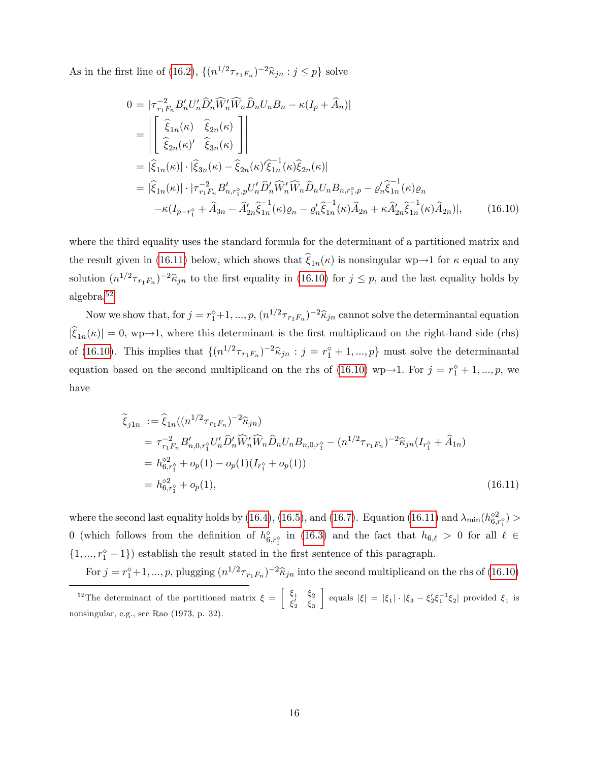As in the first line of (16.2), $\{(n^{1/2}\tau_{r_1 F_n})^{-2}\widehat{\kappa}_{jn} : j \leq p\}$ solve

$$
\begin{aligned}
0 &= |\tau_{r_1 F_n}^{-2} B_n' U_n' \widehat{D}_n' \widehat{W}_n' \widehat{W}_n \widehat{D}_n U_n B_n - \kappa(I_p + \widehat{A}_n)| \\
&= \left| \begin{bmatrix} \widehat{\xi}_{1n}(\kappa) & \widehat{\xi}_{2n}(\kappa) \\ \widehat{\xi}_{2n}(\kappa)' & \widehat{\xi}_{3n}(\kappa) \end{bmatrix} \right| \\
&= |\widehat{\xi}_{1n}(\kappa)| \cdot |\widehat{\xi}_{3n}(\kappa) - \widehat{\xi}_{2n}(\kappa)' \widehat{\xi}_{1n}^{-1}(\kappa) \widehat{\xi}_{2n}(\kappa)| \\
&= |\widehat{\xi}_{1n}(\kappa)| \cdot |\tau_{r_1 F_n}^{-2} B_{n,r_1^\diamond,p}' U_n' \widehat{D}_n' \widehat{W}_n' \widehat{W}_n \widehat{D}_n U_n B_{n,r_1^\diamond,p} - \varrho_n' \widehat{\xi}_{1n}^{-1}(\kappa) \varrho_n \\
&\quad - \kappa(I_{p-r_1^\diamond} + \widehat{A}_{3n} - \widehat{A}_{2n}' \widehat{\xi}_{1n}^{-1}(\kappa) \varrho_n - \varrho_n' \widehat{\xi}_{1n}^{-1}(\kappa) \widehat{A}_{2n} + \kappa \widehat{A}_{2n}' \widehat{\xi}_{1n}^{-1}(\kappa) \widehat{A}_{2n})|, \qquad (16.10)
\end{aligned}
$$

where the third equality uses the standard formula for the determinant of a partitioned matrix and the result given in (16.11) below, which shows that $\widehat{\xi}_{1n}(\kappa)$ is nonsingular wp→1 for $\kappa$ equal to any solution $(n^{1/2}\tau_{r_1 F_n})^{-2}\widehat{\kappa}_{jn}$ to the first equality in (16.10) for $j \leq p$, and the last equality holds by algebra.[52]

Now we show that, for $j = r_1^\diamond+1, ..., p$, $(n^{1/2}\tau_{r_1 F_n})^{-2}\widehat{\kappa}_{jn}$ cannot solve the determinantal equation $|\widehat{\xi}_{1n}(\kappa)| = 0$, wp→1, where this determinant is the first multiplicand on the right-hand side (rhs) of (16.10). This implies that $\{(n^{1/2}\tau_{r_1 F_n})^{-2}\widehat{\kappa}_{jn} : j = r_1^\diamond + 1, ..., p\}$ must solve the determinantal equation based on the second multiplicand on the rhs of (16.10) wp→1. For $j = r_1^\diamond + 1, ..., p$, we have

$$
\begin{aligned}
\widetilde{\xi}_{j1n} &:= \widehat{\xi}_{1n}((n^{1/2}\tau_{r_1 F_n})^{-2}\widehat{\kappa}_{jn}) \\
&= \tau_{r_1 F_n}^{-2} B_{n,0,r_1^\diamond}' U_n' \widehat{D}_n' \widehat{W}_n' \widehat{W}_n \widehat{D}_n U_n B_{n,0,r_1^\diamond} - (n^{1/2}\tau_{r_1 F_n})^{-2}\widehat{\kappa}_{jn}(I_{r_1^\diamond} + \widehat{A}_{1n}) \\
&= h_{6,r_1^\diamond}^{\diamond 2} + o_p(1) - o_p(1)(I_{r_1^\diamond} + o_p(1)) \\
&= h_{6,r_1^\diamond}^{\diamond 2} + o_p(1), \qquad (16.11)
\end{aligned}
$$

where the second last equality holds by (16.4), (16.5), and (16.7). Equation (16.11) and $\lambda_{\min}(h_{6,r_1^\diamond}^{\diamond 2}) > 0$ (which follows from the definition of $h_{6,r_1^\diamond}^{\diamond}$ in (16.3) and the fact that $h_{6,\ell} > 0$ for all $\ell \in \{1, ..., r_1^\diamond - 1\}$) establish the result stated in the first sentence of this paragraph.

For $j = r_1^\diamond+1, ..., p$, plugging $(n^{1/2}\tau_{r_1 F_n})^{-2}\widehat{\kappa}_{jn}$ into the second multiplicand on the rhs of (16.10)

---

[52] The determinant of the partitioned matrix $\xi = \begin{bmatrix} \xi_1 & \xi_2 \\ \xi_2' & \xi_3 \end{bmatrix}$ equals $|\xi| = |\xi_1| \cdot |\xi_3 - \xi_2' \xi_1^{-1} \xi_2|$ provided $\xi_1$ is nonsingular, e.g., see Rao (1973, p. 32).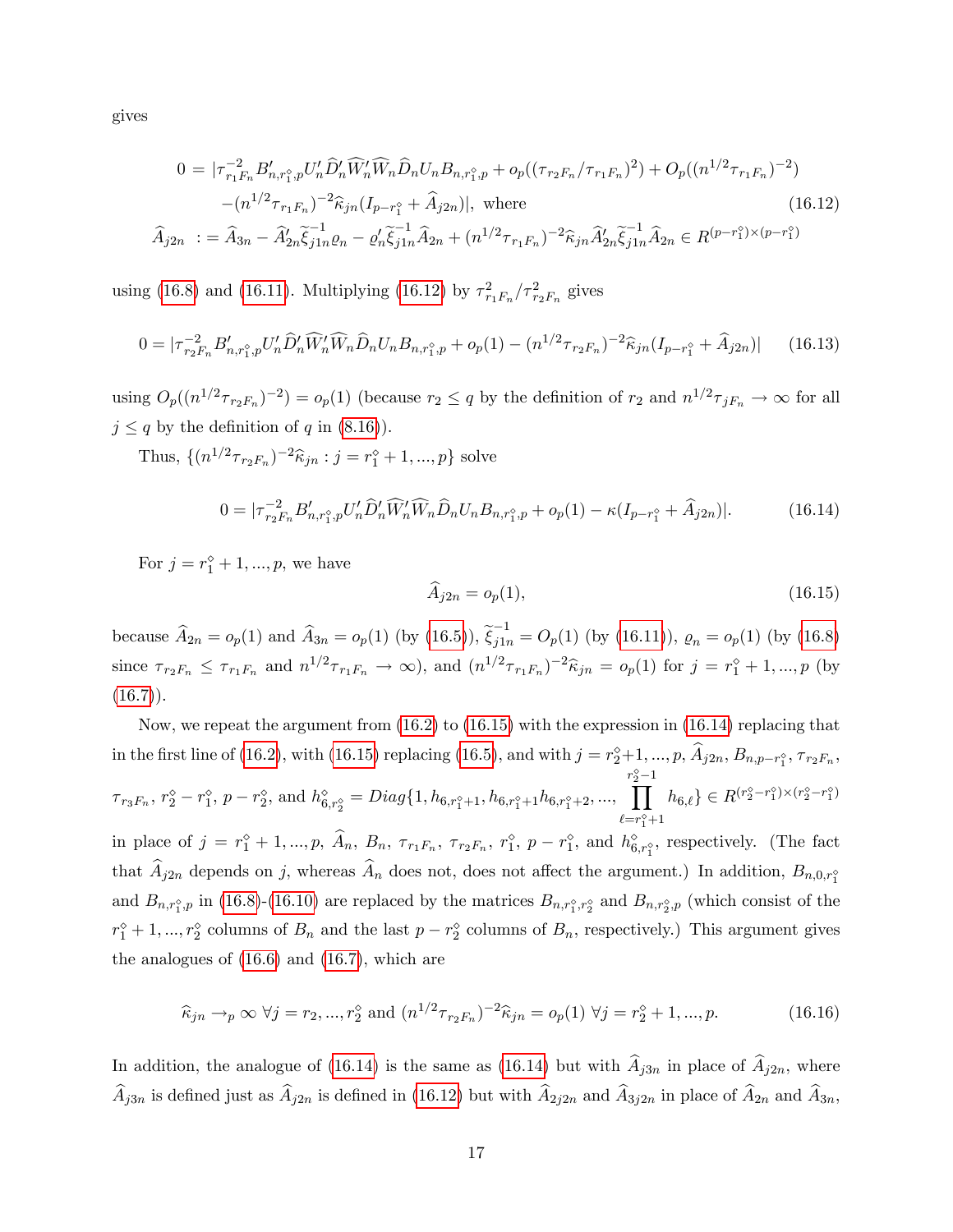gives

$$
\begin{aligned}
0 &= |\tau_{r_1 F_n}^{-2} B_{n,r_1^\diamond,p}' U_n' \widehat{D}_n' \widehat{W}_n' \widehat{W}_n \widehat{D}_n U_n B_{n,r_1^\diamond,p} + o_p((\tau_{r_2 F_n}/\tau_{r_1 F_n})^2) + O_p((n^{1/2}\tau_{r_1 F_n})^{-2}) \\
&\quad -(n^{1/2}\tau_{r_1 F_n})^{-2} \widehat{\kappa}_{jn} (I_{p-r_1^\diamond} + \widehat{A}_{j2n})|, \text{ where} \qquad (16.12) \\
\widehat{A}_{j2n} &:= \widehat{A}_{3n} - \widehat{A}_{2n}' \widetilde{\xi}_{j1n}^{-1} \varrho_n - \varrho_n' \widetilde{\xi}_{j1n}^{-1} \widehat{A}_{2n} + (n^{1/2}\tau_{r_1 F_n})^{-2} \widehat{\kappa}_{jn} \widehat{A}_{2n}' \widetilde{\xi}_{j1n}^{-1} \widehat{A}_{2n} \in R^{(p-r_1^\diamond)\times(p-r_1^\diamond)}
\end{aligned}
$$

using (16.8) and (16.11). Multiplying (16.12) by $\tau_{r_1 F_n}^2/\tau_{r_2 F_n}^2$ gives

$$
0 = |\tau_{r_2 F_n}^{-2} B_{n,r_1^\diamond,p}' U_n' \widehat{D}_n' \widehat{W}_n' \widehat{W}_n \widehat{D}_n U_n B_{n,r_1^\diamond,p} + o_p(1) - (n^{1/2}\tau_{r_2 F_n})^{-2} \widehat{\kappa}_{jn} (I_{p-r_1^\diamond} + \widehat{A}_{j2n})| \qquad (16.13)
$$

using $O_p((n^{1/2}\tau_{r_2 F_n})^{-2}) = o_p(1)$ (because $r_2 \leq q$ by the definition of $r_2$ and $n^{1/2}\tau_{jF_n} \to \infty$ for all $j \leq q$ by the definition of $q$ in (8.16)).

Thus, $\{(n^{1/2}\tau_{r_2 F_n})^{-2} \widehat{\kappa}_{jn} : j = r_1^\diamond + 1, ..., p\}$ solve

$$
0 = |\tau_{r_2 F_n}^{-2} B_{n,r_1^\diamond,p}' U_n' \widehat{D}_n' \widehat{W}_n' \widehat{W}_n \widehat{D}_n U_n B_{n,r_1^\diamond,p} + o_p(1) - \kappa (I_{p-r_1^\diamond} + \widehat{A}_{j2n})|. \qquad (16.14)
$$

For $j = r_1^\diamond + 1, ..., p$, we have

$$
\widehat{A}_{j2n} = o_p(1), \qquad (16.15)
$$

because $\widehat{A}_{2n} = o_p(1)$ and $\widehat{A}_{3n} = o_p(1)$ (by (16.5)), $\widetilde{\xi}_{j1n}^{-1} = O_p(1)$ (by (16.11)), $\varrho_n = o_p(1)$ (by (16.8) since $\tau_{r_2 F_n} \leq \tau_{r_1 F_n}$ and $n^{1/2}\tau_{r_1 F_n} \to \infty$), and $(n^{1/2}\tau_{r_1 F_n})^{-2} \widehat{\kappa}_{jn} = o_p(1)$ for $j = r_1^\diamond + 1, ..., p$ (by (16.7)).

Now, we repeat the argument from (16.2) to (16.15) with the expression in (16.14) replacing that in the first line of (16.2), with (16.15) replacing (16.5), and with $j = r_2^\diamond + 1, ..., p$, $\widehat{A}_{j2n}$, $B_{n,p-r_1^\diamond}$, $\tau_{r_2 F_n}$, $\tau_{r_3 F_n}$, $r_2^\diamond - r_1^\diamond$, $p - r_2^\diamond$, and $h_{6,r_2^\diamond}^\diamond = Diag\{1, h_{6,r_1^\diamond+1}, h_{6,r_1^\diamond+1} h_{6,r_1^\diamond+2}, ..., \prod_{\ell=r_1^\diamond+1}^{r_2^\diamond-1} h_{6,\ell}\} \in R^{(r_2^\diamond - r_1^\diamond)\times(r_2^\diamond - r_1^\diamond)}$ in place of $j = r_1^\diamond + 1, ..., p$, $\widehat{A}_n$, $B_n$, $\tau_{r_1 F_n}$, $\tau_{r_2 F_n}$, $r_1^\diamond$, $p - r_1^\diamond$, and $h_{6,r_1^\diamond}^\diamond$, respectively. (The fact that $\widehat{A}_{j2n}$ depends on $j$, whereas $\widehat{A}_n$ does not, does not affect the argument.) In addition, $B_{n,0,r_1^\diamond}$ and $B_{n,r_1^\diamond,p}$ in (16.8)-(16.10) are replaced by the matrices $B_{n,r_1^\diamond,r_2^\diamond}$ and $B_{n,r_2^\diamond,p}$ (which consist of the $r_1^\diamond + 1, ..., r_2^\diamond$ columns of $B_n$ and the last $p - r_2^\diamond$ columns of $B_n$, respectively.) This argument gives the analogues of (16.6) and (16.7), which are

$$
\widehat{\kappa}_{jn} \to_p \infty \ \forall j = r_2, ..., r_2^\diamond \text{ and } (n^{1/2}\tau_{r_2 F_n})^{-2} \widehat{\kappa}_{jn} = o_p(1) \ \forall j = r_2^\diamond + 1, ..., p. \qquad (16.16)
$$

In addition, the analogue of (16.14) is the same as (16.14) but with $\widehat{A}_{j3n}$ in place of $\widehat{A}_{j2n}$, where $\widehat{A}_{j3n}$ is defined just as $\widehat{A}_{j2n}$ is defined in (16.12) but with $\widehat{A}_{2j2n}$ and $\widehat{A}_{3j2n}$ in place of $\widehat{A}_{2n}$ and $\widehat{A}_{3n}$,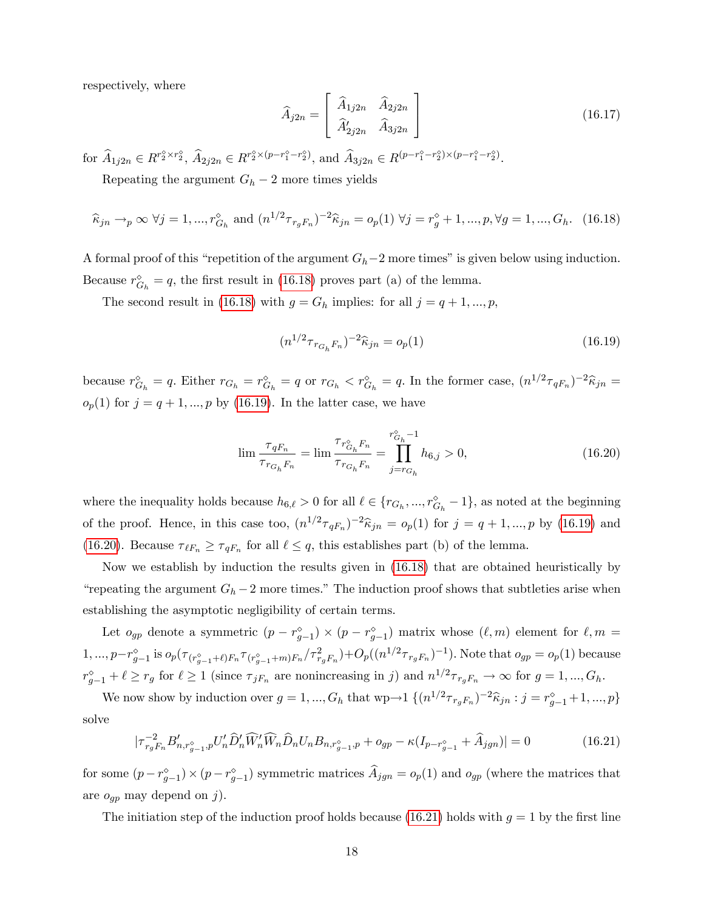respectively, where

$$\widehat{A}_{j2n} = \begin{bmatrix} \widehat{A}_{1j2n} & \widehat{A}_{2j2n} \\ \widehat{A}'_{2j2n} & \widehat{A}_{3j2n} \end{bmatrix} \tag{16.17}$$

for $\widehat{A}_{1j2n} \in R^{r_2^\diamond \times r_2^\diamond}$, $\widehat{A}_{2j2n} \in R^{r_2^\diamond \times (p - r_1^\diamond - r_2^\diamond)}$, and $\widehat{A}_{3j2n} \in R^{(p - r_1^\diamond - r_2^\diamond) \times (p - r_1^\diamond - r_2^\diamond)}$.

Repeating the argument $G_h - 2$ more times yields

$$\widehat{\kappa}_{jn} \to_p \infty \ \forall j = 1, ..., r_{G_h}^\diamond \text{ and } (n^{1/2}\tau_{r_g F_n})^{-2}\widehat{\kappa}_{jn} = o_p(1) \ \forall j = r_g^\diamond + 1, ..., p, \forall g = 1, ..., G_h. \tag{16.18}$$

A formal proof of this "repetition of the argument $G_h - 2$ more times" is given below using induction. Because $r_{G_h}^\diamond = q$, the first result in (16.18) proves part (a) of the lemma.

The second result in (16.18) with $g = G_h$ implies: for all $j = q+1, ..., p$,

$$(n^{1/2}\tau_{r_{G_h} F_n})^{-2}\widehat{\kappa}_{jn} = o_p(1) \tag{16.19}$$

because $r_{G_h}^\diamond = q$. Either $r_{G_h} = r_{G_h}^\diamond = q$ or $r_{G_h} < r_{G_h}^\diamond = q$. In the former case, $(n^{1/2}\tau_{qF_n})^{-2}\widehat{\kappa}_{jn} = o_p(1)$ for $j = q+1, ..., p$ by (16.19). In the latter case, we have

$$\lim \frac{\tau_{qF_n}}{\tau_{r_{G_h} F_n}} = \lim \frac{\tau_{r_{G_h}^\diamond F_n}}{\tau_{r_{G_h} F_n}} = \prod_{j = r_{G_h}}^{r_{G_h}^\diamond - 1} h_{6,j} > 0, \tag{16.20}$$

where the inequality holds because $h_{6,\ell} > 0$ for all $\ell \in \{r_{G_h}, ..., r_{G_h}^\diamond - 1\}$, as noted at the beginning of the proof. Hence, in this case too, $(n^{1/2}\tau_{qF_n})^{-2}\widehat{\kappa}_{jn} = o_p(1)$ for $j = q+1, ..., p$ by (16.19) and (16.20). Because $\tau_{\ell F_n} \geq \tau_{qF_n}$ for all $\ell \leq q$, this establishes part (b) of the lemma.

Now we establish by induction the results given in (16.18) that are obtained heuristically by "repeating the argument $G_h - 2$ more times." The induction proof shows that subtleties arise when establishing the asymptotic negligibility of certain terms.

Let $o_{gp}$ denote a symmetric $(p - r_{g-1}^\diamond) \times (p - r_{g-1}^\diamond)$ matrix whose $(\ell, m)$ element for $\ell, m = 1, ..., p - r_{g-1}^\diamond$ is $o_p(\tau_{(r_{g-1}^\diamond + \ell)F_n}\tau_{(r_{g-1}^\diamond + m)F_n}/\tau_{r_g F_n}^2) + O_p((n^{1/2}\tau_{r_g F_n})^{-1})$. Note that $o_{gp} = o_p(1)$ because $r_{g-1}^\diamond + \ell \geq r_g$ for $\ell \geq 1$ (since $\tau_{jF_n}$ are nonincreasing in $j$) and $n^{1/2}\tau_{r_g F_n} \to \infty$ for $g = 1, ..., G_h$.

We now show by induction over $g = 1, ..., G_h$ that wp$\to$1 $\{(n^{1/2}\tau_{r_g F_n})^{-2}\widehat{\kappa}_{jn} : j = r_{g-1}^\diamond + 1, ..., p\}$ solve

$$|\tau_{r_g F_n}^{-2} B'_{n, r_{g-1}^\diamond, p} U'_n \widehat{D}'_n \widehat{W}'_n \widehat{W}_n \widehat{D}_n U_n B_{n, r_{g-1}^\diamond, p} + o_{gp} - \kappa(I_{p - r_{g-1}^\diamond} + \widehat{A}_{jgn})| = 0 \tag{16.21}$$

for some $(p - r_{g-1}^\diamond) \times (p - r_{g-1}^\diamond)$ symmetric matrices $\widehat{A}_{jgn} = o_p(1)$ and $o_{gp}$ (where the matrices that are $o_{gp}$ may depend on $j$).

The initiation step of the induction proof holds because (16.21) holds with $g = 1$ by the first line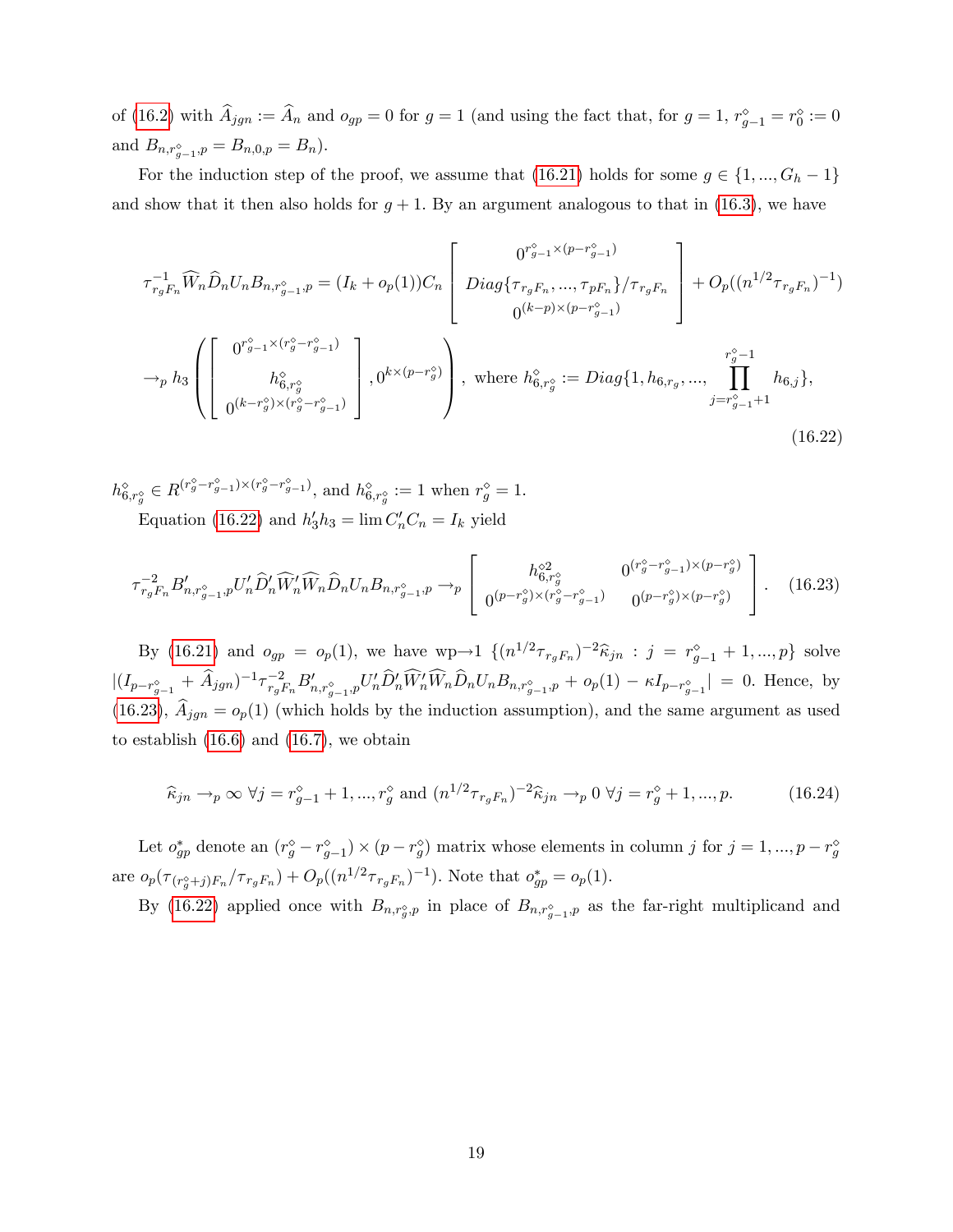of (16.2) with $\widehat{A}_{jgn} := \widehat{A}_n$ and $o_{gp} = 0$ for $g = 1$ (and using the fact that, for $g = 1$, $r^\diamond_{g-1} = r^\diamond_0 := 0$ and $B_{n,r^\diamond_{g-1},p} = B_{n,0,p} = B_n$).

For the induction step of the proof, we assume that (16.21) holds for some $g \in \{1, ..., G_h - 1\}$ and show that it then also holds for $g+1$. By an argument analogous to that in (16.3), we have

$$
\begin{aligned}
\tau^{-1}_{r_g F_n} \widehat{W}_n \widehat{D}_n U_n B_{n,r^\diamond_{g-1},p} &= (I_k + o_p(1)) C_n \begin{bmatrix} 0^{r^\diamond_{g-1} \times (p - r^\diamond_{g-1})} \\ Diag\{\tau_{r_g F_n}, ..., \tau_{pF_n}\}/\tau_{r_g F_n} \\ 0^{(k-p) \times (p - r^\diamond_{g-1})} \end{bmatrix} + O_p((n^{1/2}\tau_{r_g F_n})^{-1}) \\
&\to_p h_3 \left( \begin{bmatrix} 0^{r^\diamond_{g-1} \times (r^\diamond_g - r^\diamond_{g-1})} \\ h^\diamond_{6,r^\diamond_g} \\ 0^{(k - r^\diamond_g) \times (r^\diamond_g - r^\diamond_{g-1})} \end{bmatrix}, 0^{k \times (p - r^\diamond_g)} \right), \text{ where } h^\diamond_{6,r^\diamond_g} := Diag\{1, h_{6,r_g}, ..., \prod_{j = r^\diamond_{g-1}+1}^{r^\diamond_g - 1} h_{6,j}\},
\end{aligned}
\tag{16.22}
$$

$h^\diamond_{6,r^\diamond_g} \in R^{(r^\diamond_g - r^\diamond_{g-1}) \times (r^\diamond_g - r^\diamond_{g-1})}$, and $h^\diamond_{6,r^\diamond_g} := 1$ when $r^\diamond_g = 1$.

Equation (16.22) and $h_3' h_3 = \lim C_n' C_n = I_k$ yield

$$
\tau^{-2}_{r_g F_n} B'_{n,r^\diamond_{g-1},p} U_n' \widehat{D}_n' \widehat{W}_n' \widehat{W}_n \widehat{D}_n U_n B_{n,r^\diamond_{g-1},p} \to_p \begin{bmatrix} h^{\diamond 2}_{6,r^\diamond_g} & 0^{(r^\diamond_g - r^\diamond_{g-1}) \times (p - r^\diamond_g)} \\ 0^{(p - r^\diamond_g) \times (r^\diamond_g - r^\diamond_{g-1})} & 0^{(p - r^\diamond_g) \times (p - r^\diamond_g)} \end{bmatrix}. \tag{16.23}
$$

By (16.21) and $o_{gp} = o_p(1)$, we have wp$\to$1 $\{(n^{1/2}\tau_{r_g F_n})^{-2} \widehat{\kappa}_{jn} : j = r^\diamond_{g-1}+1, ..., p\}$ solve $|(I_{p - r^\diamond_{g-1}} + \widehat{A}_{jgn})^{-1} \tau^{-2}_{r_g F_n} B'_{n,r^\diamond_{g-1},p} U_n' \widehat{D}_n' \widehat{W}_n' \widehat{W}_n \widehat{D}_n U_n B_{n,r^\diamond_{g-1},p} + o_p(1) - \kappa I_{p - r^\diamond_{g-1}}| = 0$. Hence, by (16.23), $\widehat{A}_{jgn} = o_p(1)$ (which holds by the induction assumption), and the same argument as used to establish (16.6) and (16.7), we obtain

$$
\widehat{\kappa}_{jn} \to_p \infty \ \forall j = r^\diamond_{g-1}+1, ..., r^\diamond_g \text{ and } (n^{1/2}\tau_{r_g F_n})^{-2} \widehat{\kappa}_{jn} \to_p 0 \ \forall j = r^\diamond_g + 1, ..., p. \tag{16.24}
$$

Let $o^*_{gp}$ denote an $(r^\diamond_g - r^\diamond_{g-1}) \times (p - r^\diamond_g)$ matrix whose elements in column $j$ for $j = 1, ..., p - r^\diamond_g$ are $o_p(\tau_{(r^\diamond_g + j)F_n}/\tau_{r_g F_n}) + O_p((n^{1/2}\tau_{r_g F_n})^{-1})$. Note that $o^*_{gp} = o_p(1)$.

By (16.22) applied once with $B_{n,r^\diamond_g,p}$ in place of $B_{n,r^\diamond_{g-1},p}$ as the far-right multiplicand and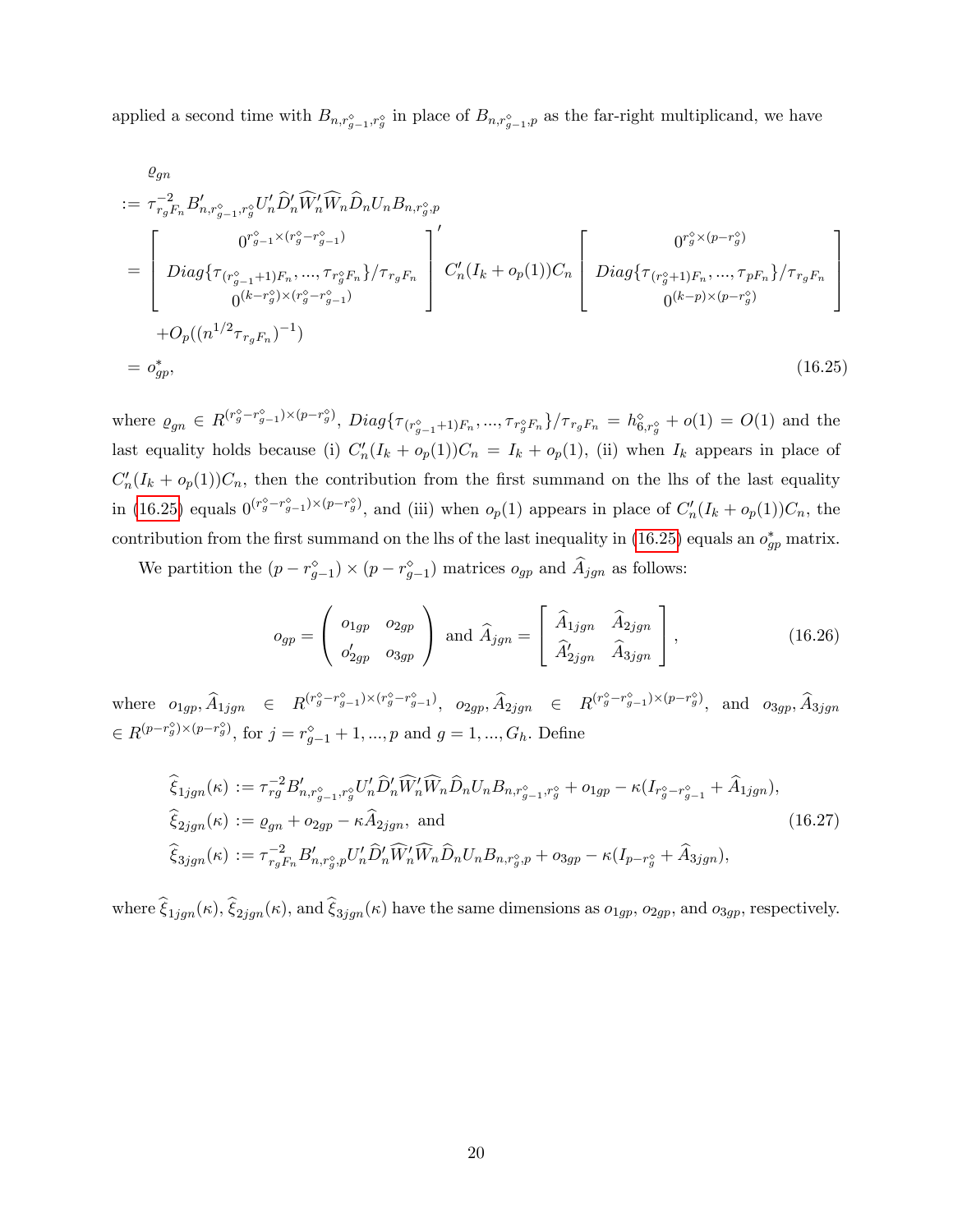applied a second time with $B_{n,r^\diamond_{g-1},r^\diamond_g}$ in place of $B_{n,r^\diamond_{g-1},p}$ as the far-right multiplicand, we have

$$
\begin{aligned}
&\varrho_{gn} \\
&:= \tau^{-2}_{r_g F_n} B'_{n,r^\diamond_{g-1},r^\diamond_g} U'_n \widehat{D}'_n \widehat{W}'_n \widehat{W}_n \widehat{D}_n U_n B_{n,r^\diamond_g,p} \\
&= \begin{bmatrix} 0^{r^\diamond_{g-1}\times(r^\diamond_g - r^\diamond_{g-1})} \\ Diag\{\tau_{(r^\diamond_{g-1}+1)F_n},...,\tau_{r^\diamond_g F_n}\}/\tau_{r_g F_n} \\ 0^{(k-r^\diamond_g)\times(r^\diamond_g - r^\diamond_{g-1})} \end{bmatrix}' C'_n(I_k + o_p(1))C_n \begin{bmatrix} 0^{r^\diamond_g\times(p-r^\diamond_g)} \\ Diag\{\tau_{(r^\diamond_g+1)F_n},...,\tau_{pF_n}\}/\tau_{r_g F_n} \\ 0^{(k-p)\times(p-r^\diamond_g)} \end{bmatrix} \\
&\quad + O_p((n^{1/2}\tau_{r_g F_n})^{-1}) \\
&= o^*_{gp},
\end{aligned}
\tag{16.25}
$$

where $\varrho_{gn} \in R^{(r^\diamond_g - r^\diamond_{g-1})\times(p-r^\diamond_g)}$, $Diag\{\tau_{(r^\diamond_{g-1}+1)F_n},...,\tau_{r^\diamond_g F_n}\}/\tau_{r_g F_n} = h^\diamond_{6,r^\diamond_g} + o(1) = O(1)$ and the last equality holds because (i) $C'_n(I_k + o_p(1))C_n = I_k + o_p(1)$, (ii) when $I_k$ appears in place of $C'_n(I_k + o_p(1))C_n$, then the contribution from the first summand on the lhs of the last equality in (16.25) equals $0^{(r^\diamond_g - r^\diamond_{g-1})\times(p-r^\diamond_g)}$, and (iii) when $o_p(1)$ appears in place of $C'_n(I_k + o_p(1))C_n$, the contribution from the first summand on the lhs of the last inequality in (16.25) equals an $o^*_{gp}$ matrix.

We partition the $(p - r^\diamond_{g-1}) \times (p - r^\diamond_{g-1})$ matrices $o_{gp}$ and $\widehat{A}_{jgn}$ as follows:

$$
o_{gp} = \begin{pmatrix} o_{1gp} & o_{2gp} \\ o'_{2gp} & o_{3gp} \end{pmatrix} \text{ and } \widehat{A}_{jgn} = \begin{bmatrix} \widehat{A}_{1jgn} & \widehat{A}_{2jgn} \\ \widehat{A}'_{2jgn} & \widehat{A}_{3jgn} \end{bmatrix},
\tag{16.26}
$$

where $o_{1gp}, \widehat{A}_{1jgn} \in R^{(r^\diamond_g - r^\diamond_{g-1})\times(r^\diamond_g - r^\diamond_{g-1})}$, $o_{2gp}, \widehat{A}_{2jgn} \in R^{(r^\diamond_g - r^\diamond_{g-1})\times(p-r^\diamond_g)}$, and $o_{3gp}, \widehat{A}_{3jgn} \in R^{(p-r^\diamond_g)\times(p-r^\diamond_g)}$, for $j = r^\diamond_{g-1}+1,...,p$ and $g = 1,...,G_h$. Define

$$
\begin{aligned}
\widehat{\xi}_{1jgn}(\kappa) &:= \tau^{-2}_{rg} B'_{n,r^\diamond_{g-1},r^\diamond_g} U'_n \widehat{D}'_n \widehat{W}'_n \widehat{W}_n \widehat{D}_n U_n B_{n,r^\diamond_{g-1},r^\diamond_g} + o_{1gp} - \kappa(I_{r^\diamond_g - r^\diamond_{g-1}} + \widehat{A}_{1jgn}), \\
\widehat{\xi}_{2jgn}(\kappa) &:= \varrho_{gn} + o_{2gp} - \kappa \widehat{A}_{2jgn}, \text{ and} \\
\widehat{\xi}_{3jgn}(\kappa) &:= \tau^{-2}_{r_g F_n} B'_{n,r^\diamond_g,p} U'_n \widehat{D}'_n \widehat{W}'_n \widehat{W}_n \widehat{D}_n U_n B_{n,r^\diamond_g,p} + o_{3gp} - \kappa(I_{p-r^\diamond_g} + \widehat{A}_{3jgn}),
\end{aligned}
\tag{16.27}
$$

where $\widehat{\xi}_{1jgn}(\kappa)$, $\widehat{\xi}_{2jgn}(\kappa)$, and $\widehat{\xi}_{3jgn}(\kappa)$ have the same dimensions as $o_{1gp}$, $o_{2gp}$, and $o_{3gp}$, respectively.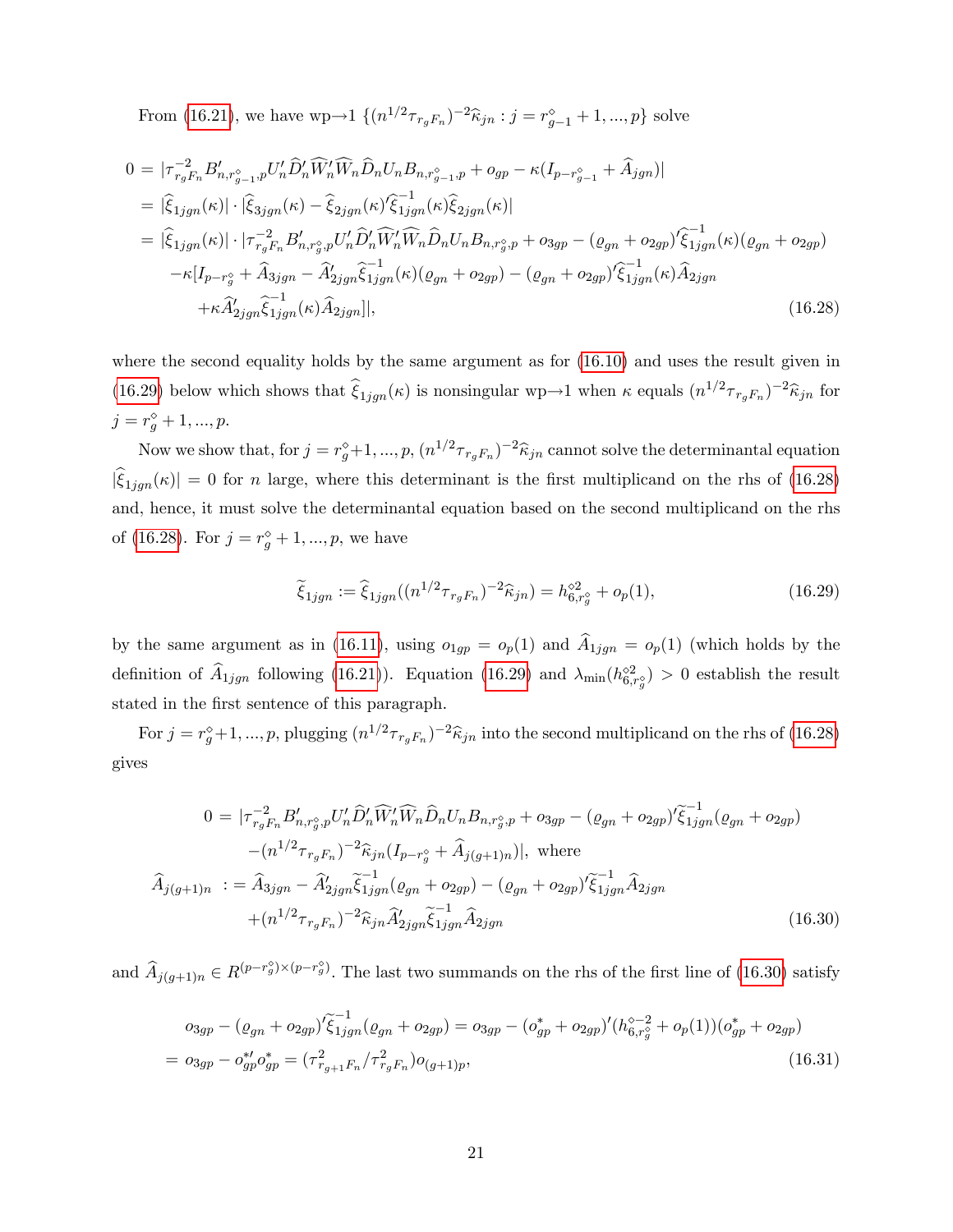From (16.21), we have wp→1 $\{(n^{1/2}\tau_{r_g F_n})^{-2}\widehat{\kappa}_{jn} : j = r_{g-1}^\diamond + 1, ..., p\}$ solve

$$
\begin{aligned}
0 &= |\tau_{r_g F_n}^{-2} B_{n,r_{g-1}^\diamond,p}' U_n' \widehat{D}_n' \widehat{W}_n' \widehat{W}_n \widehat{D}_n U_n B_{n,r_{g-1}^\diamond,p} + o_{gp} - \kappa(I_{p-r_{g-1}^\diamond} + \widehat{A}_{jgn})| \\
&= |\widehat{\xi}_{1jgn}(\kappa)| \cdot |\widehat{\xi}_{3jgn}(\kappa) - \widehat{\xi}_{2jgn}(\kappa)'\widehat{\xi}_{1jgn}^{-1}(\kappa)\widehat{\xi}_{2jgn}(\kappa)| \\
&= |\widehat{\xi}_{1jgn}(\kappa)| \cdot |\tau_{r_g F_n}^{-2} B_{n,r_g^\diamond,p}' U_n' \widehat{D}_n' \widehat{W}_n' \widehat{W}_n \widehat{D}_n U_n B_{n,r_g^\diamond,p} + o_{3gp} - (\varrho_{gn} + o_{2gp})'\widehat{\xi}_{1jgn}^{-1}(\kappa)(\varrho_{gn} + o_{2gp}) \\
&\quad -\kappa[I_{p-r_g^\diamond} + \widehat{A}_{3jgn} - \widehat{A}_{2jgn}'\widehat{\xi}_{1jgn}^{-1}(\kappa)(\varrho_{gn} + o_{2gp}) - (\varrho_{gn} + o_{2gp})'\widehat{\xi}_{1jgn}^{-1}(\kappa)\widehat{A}_{2jgn} \\
&\quad +\kappa\widehat{A}_{2jgn}'\widehat{\xi}_{1jgn}^{-1}(\kappa)\widehat{A}_{2jgn}]|,
\end{aligned} \tag{16.28}
$$

where the second equality holds by the same argument as for (16.10) and uses the result given in (16.29) below which shows that $\widehat{\xi}_{1jgn}(\kappa)$ is nonsingular wp→1 when $\kappa$ equals $(n^{1/2}\tau_{r_g F_n})^{-2}\widehat{\kappa}_{jn}$ for $j = r_g^\diamond + 1, ..., p$.

Now we show that, for $j = r_g^\diamond+1, ..., p$, $(n^{1/2}\tau_{r_g F_n})^{-2}\widehat{\kappa}_{jn}$ cannot solve the determinantal equation $|\widehat{\xi}_{1jgn}(\kappa)| = 0$ for $n$ large, where this determinant is the first multiplicand on the rhs of (16.28) and, hence, it must solve the determinantal equation based on the second multiplicand on the rhs of (16.28). For $j = r_g^\diamond + 1, ..., p$, we have

$$
\widetilde{\xi}_{1jgn} := \widehat{\xi}_{1jgn}((n^{1/2}\tau_{r_g F_n})^{-2}\widehat{\kappa}_{jn}) = h_{6,r_g^\diamond}^{\diamond 2} + o_p(1), \tag{16.29}
$$

by the same argument as in (16.11), using $o_{1gp} = o_p(1)$ and $\widehat{A}_{1jgn} = o_p(1)$ (which holds by the definition of $\widehat{A}_{1jgn}$ following (16.21)). Equation (16.29) and $\lambda_{\min}(h_{6,r_g^\diamond}^{\diamond 2}) > 0$ establish the result stated in the first sentence of this paragraph.

For $j = r_g^\diamond+1, ..., p$, plugging $(n^{1/2}\tau_{r_g F_n})^{-2}\widehat{\kappa}_{jn}$ into the second multiplicand on the rhs of (16.28) gives

$$
\begin{aligned}
0 &= |\tau_{r_g F_n}^{-2} B_{n,r_g^\diamond,p}' U_n' \widehat{D}_n' \widehat{W}_n' \widehat{W}_n \widehat{D}_n U_n B_{n,r_g^\diamond,p} + o_{3gp} - (\varrho_{gn} + o_{2gp})'\widetilde{\xi}_{1jgn}^{-1}(\varrho_{gn} + o_{2gp}) \\
&\quad -(n^{1/2}\tau_{r_g F_n})^{-2}\widehat{\kappa}_{jn}(I_{p-r_g^\diamond} + \widehat{A}_{j(g+1)n})|, \text{ where} \\
\widehat{A}_{j(g+1)n} &:= \widehat{A}_{3jgn} - \widehat{A}_{2jgn}'\widetilde{\xi}_{1jgn}^{-1}(\varrho_{gn} + o_{2gp}) - (\varrho_{gn} + o_{2gp})'\widetilde{\xi}_{1jgn}^{-1}\widehat{A}_{2jgn} \\
&\quad +(n^{1/2}\tau_{r_g F_n})^{-2}\widehat{\kappa}_{jn}\widehat{A}_{2jgn}'\widetilde{\xi}_{1jgn}^{-1}\widehat{A}_{2jgn}
\end{aligned} \tag{16.30}
$$

and $\widehat{A}_{j(g+1)n} \in R^{(p-r_g^\diamond)\times(p-r_g^\diamond)}$. The last two summands on the rhs of the first line of (16.30) satisfy

$$
\begin{aligned}
o_{3gp} - (\varrho_{gn} + o_{2gp})'\widetilde{\xi}_{1jgn}^{-1}(\varrho_{gn} + o_{2gp}) &= o_{3gp} - (o_{gp}^* + o_{2gp})'(h_{6,r_g^\diamond}^{\diamond -2} + o_p(1))(o_{gp}^* + o_{2gp}) \\
= o_{3gp} - o_{gp}^{*\prime} o_{gp}^* &= (\tau_{r_{g+1}F_n}^2/\tau_{r_g F_n}^2)o_{(g+1)p},
\end{aligned} \tag{16.31}
$$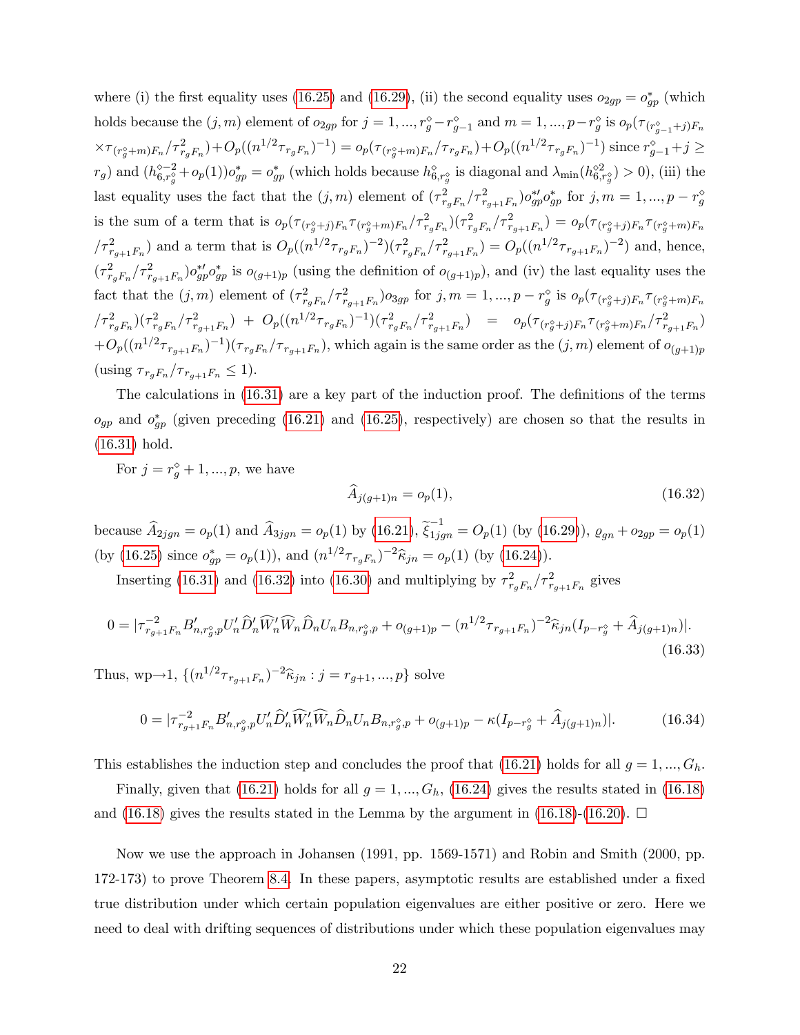where (i) the first equality uses (16.25) and (16.29), (ii) the second equality uses $o_{2gp} = o^*_{gp}$ (which holds because the $(j, m)$ element of $o_{2gp}$ for $j = 1, ..., r^\diamond_g - r^\diamond_{g-1}$ and $m = 1, ..., p - r^\diamond_g$ is $o_p(\tau_{(r^\diamond_{g-1}+j)F_n} \times \tau_{(r^\diamond_g+m)F_n}/\tau^2_{r_gF_n}) + O_p((n^{1/2}\tau_{r_gF_n})^{-1}) = o_p(\tau_{(r^\diamond_g+m)F_n}/\tau_{r_gF_n}) + O_p((n^{1/2}\tau_{r_gF_n})^{-1})$ since $r^\diamond_{g-1}+j \geq r_g$) and $(h^{\diamond-2}_{6,r^\diamond_g} + o_p(1))o^*_{gp} = o^*_{gp}$ (which holds because $h^\diamond_{6,r^\diamond_g}$ is diagonal and $\lambda_{\min}(h^{\diamond 2}_{6,r^\diamond_g}) > 0$), (iii) the last equality uses the fact that the $(j, m)$ element of $(\tau^2_{r_gF_n}/\tau^2_{r_{g+1}F_n})o^{*\prime}_{gp}o^*_{gp}$ for $j, m = 1, ..., p - r^\diamond_g$ is the sum of a term that is $o_p(\tau_{(r^\diamond_g+j)F_n}\tau_{(r^\diamond_g+m)F_n}/\tau^2_{r_gF_n})(\tau^2_{r_gF_n}/\tau^2_{r_{g+1}F_n}) = o_p(\tau_{(r^\diamond_g+j)F_n}\tau_{(r^\diamond_g+m)F_n}/\tau^2_{r_{g+1}F_n})$ and a term that is $O_p((n^{1/2}\tau_{r_gF_n})^{-2})(\tau^2_{r_gF_n}/\tau^2_{r_{g+1}F_n}) = O_p((n^{1/2}\tau_{r_{g+1}F_n})^{-2})$ and, hence, $(\tau^2_{r_gF_n}/\tau^2_{r_{g+1}F_n})o^{*\prime}_{gp}o^*_{gp}$ is $o_{(g+1)p}$ (using the definition of $o_{(g+1)p}$), and (iv) the last equality uses the fact that the $(j, m)$ element of $(\tau^2_{r_gF_n}/\tau^2_{r_{g+1}F_n})o_{3gp}$ for $j, m = 1, ..., p - r^\diamond_g$ is $o_p(\tau_{(r^\diamond_g+j)F_n}\tau_{(r^\diamond_g+m)F_n}/\tau^2_{r_gF_n})(\tau^2_{r_gF_n}/\tau^2_{r_{g+1}F_n}) + O_p((n^{1/2}\tau_{r_gF_n})^{-1})(\tau^2_{r_gF_n}/\tau^2_{r_{g+1}F_n}) = o_p(\tau_{(r^\diamond_g+j)F_n}\tau_{(r^\diamond_g+m)F_n}/\tau^2_{r_{g+1}F_n}) + O_p((n^{1/2}\tau_{r_{g+1}F_n})^{-1})(\tau_{r_gF_n}/\tau_{r_{g+1}F_n})$, which again is the same order as the $(j, m)$ element of $o_{(g+1)p}$ (using $\tau_{r_gF_n}/\tau_{r_{g+1}F_n} \leq 1$).

The calculations in (16.31) are a key part of the induction proof. The definitions of the terms $o_{gp}$ and $o^*_{gp}$ (given preceding (16.21) and (16.25), respectively) are chosen so that the results in (16.31) hold.

For $j = r^\diamond_g + 1, ..., p$, we have

$$\widehat{A}_{j(g+1)n} = o_p(1), \tag{16.32}$$

because $\widehat{A}_{2jgn} = o_p(1)$ and $\widehat{A}_{3jgn} = o_p(1)$ by (16.21), $\widetilde{\xi}^{-1}_{1jgn} = O_p(1)$ (by (16.29)), $\varrho_{gn} + o_{2gp} = o_p(1)$ (by (16.25) since $o^*_{gp} = o_p(1)$), and $(n^{1/2}\tau_{r_gF_n})^{-2}\widehat{\kappa}_{jn} = o_p(1)$ (by (16.24)).

Inserting (16.31) and (16.32) into (16.30) and multiplying by $\tau^2_{r_gF_n}/\tau^2_{r_{g+1}F_n}$ gives

$$0 = |\tau^{-2}_{r_{g+1}F_n}B'_{n,r^\diamond_g,p}U'_n\widehat{D}'_n\widehat{W}'_n\widehat{W}_n\widehat{D}_nU_nB_{n,r^\diamond_g,p} + o_{(g+1)p} - (n^{1/2}\tau_{r_{g+1}F_n})^{-2}\widehat{\kappa}_{jn}(I_{p-r^\diamond_g} + \widehat{A}_{j(g+1)n})|. \tag{16.33}$$

Thus, wp→1, $\{(n^{1/2}\tau_{r_{g+1}F_n})^{-2}\widehat{\kappa}_{jn} : j = r_{g+1}, ..., p\}$ solve

$$0 = |\tau^{-2}_{r_{g+1}F_n}B'_{n,r^\diamond_g,p}U'_n\widehat{D}'_n\widehat{W}'_n\widehat{W}_n\widehat{D}_nU_nB_{n,r^\diamond_g,p} + o_{(g+1)p} - \kappa(I_{p-r^\diamond_g} + \widehat{A}_{j(g+1)n})|. \tag{16.34}$$

This establishes the induction step and concludes the proof that (16.21) holds for all $g = 1, ..., G_h$.

Finally, given that (16.21) holds for all $g = 1, ..., G_h$, (16.24) gives the results stated in (16.18) and (16.18) gives the results stated in the Lemma by the argument in (16.18)-(16.20). $\square$

Now we use the approach in Johansen (1991, pp. 1569-1571) and Robin and Smith (2000, pp. 172-173) to prove Theorem 8.4. In these papers, asymptotic results are established under a fixed true distribution under which certain population eigenvalues are either positive or zero. Here we need to deal with drifting sequences of distributions under which these population eigenvalues may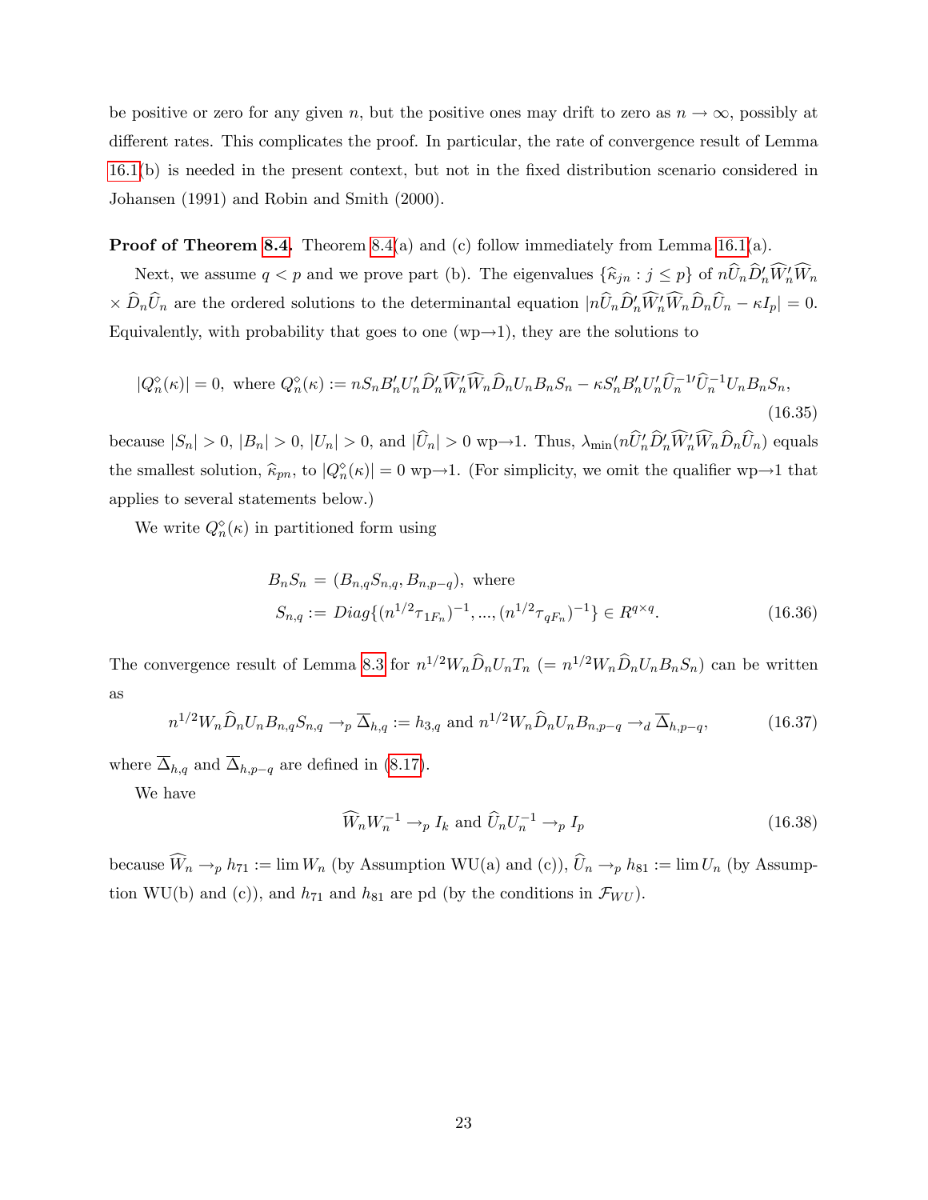be positive or zero for any given $n$, but the positive ones may drift to zero as $n \to \infty$, possibly at different rates. This complicates the proof. In particular, the rate of convergence result of Lemma 16.1(b) is needed in the present context, but not in the fixed distribution scenario considered in Johansen (1991) and Robin and Smith (2000).

**Proof of Theorem 8.4.** Theorem 8.4(a) and (c) follow immediately from Lemma 16.1(a).

Next, we assume $q < p$ and we prove part (b). The eigenvalues $\{\widehat{\kappa}_{jn} : j \leq p\}$ of $n\widehat{U}_n \widehat{D}_n' \widehat{W}_n' \widehat{W}_n \times \widehat{D}_n \widehat{U}_n$ are the ordered solutions to the determinantal equation $|n\widehat{U}_n \widehat{D}_n' \widehat{W}_n' \widehat{W}_n \widehat{D}_n \widehat{U}_n - \kappa I_p| = 0$. Equivalently, with probability that goes to one (wp$\to$1), they are the solutions to

$$|Q_n^\diamond(\kappa)| = 0, \text{ where } Q_n^\diamond(\kappa) := nS_n B_n' U_n' \widehat{D}_n' \widehat{W}_n' \widehat{W}_n \widehat{D}_n U_n B_n S_n - \kappa S_n' B_n' U_n' \widehat{U}_n^{-1\prime} \widehat{U}_n^{-1} U_n B_n S_n, \tag{16.35}$$

because $|S_n| > 0$, $|B_n| > 0$, $|U_n| > 0$, and $|\widehat{U}_n| > 0$ wp$\to$1. Thus, $\lambda_{\min}(n\widehat{U}_n' \widehat{D}_n' \widehat{W}_n' \widehat{W}_n \widehat{D}_n \widehat{U}_n)$ equals the smallest solution, $\widehat{\kappa}_{pn}$, to $|Q_n^\diamond(\kappa)| = 0$ wp$\to$1. (For simplicity, we omit the qualifier wp$\to$1 that applies to several statements below.)

We write $Q_n^\diamond(\kappa)$ in partitioned form using

$$\begin{aligned} B_n S_n &= (B_{n,q} S_{n,q}, B_{n,p-q}), \text{ where} \\ S_{n,q} &:= Diag\{(n^{1/2}\tau_{1F_n})^{-1}, ..., (n^{1/2}\tau_{qF_n})^{-1}\} \in R^{q \times q}. \end{aligned} \tag{16.36}$$

The convergence result of Lemma 8.3 for $n^{1/2} W_n \widehat{D}_n U_n T_n$ $(= n^{1/2} W_n \widehat{D}_n U_n B_n S_n)$ can be written as

$$n^{1/2} W_n \widehat{D}_n U_n B_{n,q} S_{n,q} \to_p \overline{\Delta}_{h,q} := h_{3,q} \text{ and } n^{1/2} W_n \widehat{D}_n U_n B_{n,p-q} \to_d \overline{\Delta}_{h,p-q}, \tag{16.37}$$

where $\overline{\Delta}_{h,q}$ and $\overline{\Delta}_{h,p-q}$ are defined in (8.17).

We have

$$\widehat{W}_n W_n^{-1} \to_p I_k \text{ and } \widehat{U}_n U_n^{-1} \to_p I_p \tag{16.38}$$

because $\widehat{W}_n \to_p h_{71} := \lim W_n$ (by Assumption WU(a) and (c)), $\widehat{U}_n \to_p h_{81} := \lim U_n$ (by Assumption WU(b) and (c)), and $h_{71}$ and $h_{81}$ are pd (by the conditions in $\mathcal{F}_{WU}$).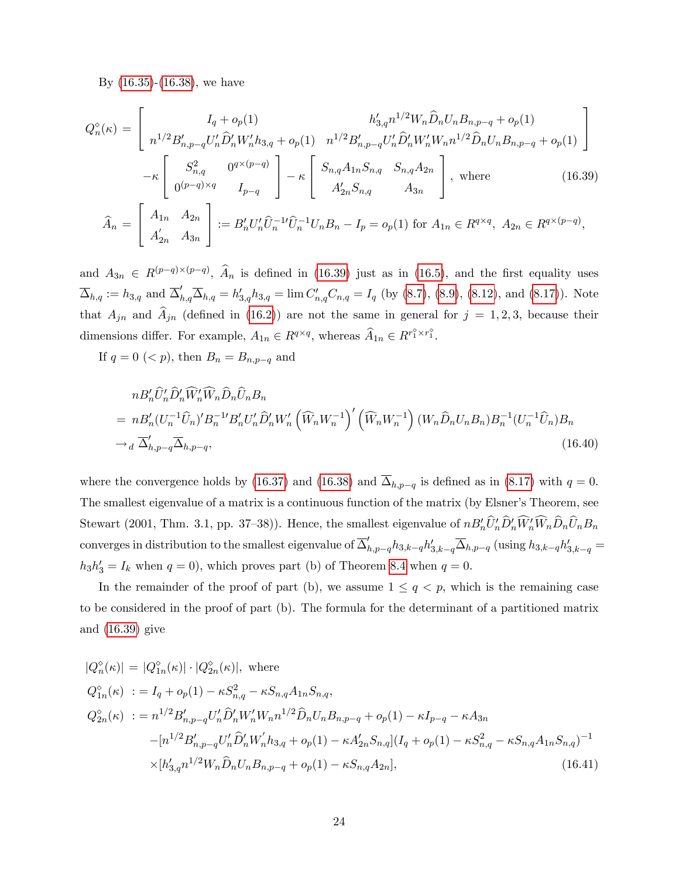By (16.35)-(16.38), we have

$$
\begin{aligned}
Q_n^\diamond(\kappa) = & \left[\begin{array}{cc} I_q + o_p(1) & h_{3,q}' n^{1/2} W_n \widehat{D}_n U_n B_{n,p-q} + o_p(1) \\ n^{1/2} B_{n,p-q}' U_n' \widehat{D}_n' W_n' h_{3,q} + o_p(1) & n^{1/2} B_{n,p-q}' U_n' \widehat{D}_n' W_n' W_n n^{1/2} \widehat{D}_n U_n B_{n,p-q} + o_p(1) \end{array}\right] \\
& - \kappa \left[\begin{array}{cc} S_{n,q}^2 & 0^{q \times (p-q)} \\ 0^{(p-q) \times q} & I_{p-q} \end{array}\right] - \kappa \left[\begin{array}{cc} S_{n,q} A_{1n} S_{n,q} & S_{n,q} A_{2n} \\ A_{2n}' S_{n,q} & A_{3n} \end{array}\right], \text{ where} \qquad (16.39) \\
\widehat{A}_n = & \left[\begin{array}{cc} A_{1n} & A_{2n} \\ A_{2n}' & A_{3n} \end{array}\right] := B_n' U_n' \widehat{U}_n^{-1\prime} \widehat{U}_n^{-1} U_n B_n - I_p = o_p(1) \text{ for } A_{1n} \in R^{q \times q},\ A_{2n} \in R^{q \times (p-q)},
\end{aligned}
$$

and $A_{3n} \in R^{(p-q)\times(p-q)}$, $\widehat{A}_n$ is defined in (16.39) just as in (16.5), and the first equality uses $\overline{\Delta}_{h,q} := h_{3,q}$ and $\overline{\Delta}_{h,q}' \overline{\Delta}_{h,q} = h_{3,q}' h_{3,q} = \lim C_{n,q}' C_{n,q} = I_q$ (by (8.7), (8.9), (8.12), and (8.17)). Note that $A_{jn}$ and $\widehat{A}_{jn}$ (defined in (16.2)) are not the same in general for $j = 1, 2, 3$, because their dimensions differ. For example, $A_{1n} \in R^{q \times q}$, whereas $\widehat{A}_{1n} \in R^{r_1^\diamond \times r_1^\diamond}$.

If $q = 0$ $(< p)$, then $B_n = B_{n,p-q}$ and

$$
\begin{aligned}
& n B_n' \widehat{U}_n' \widehat{D}_n' \widehat{W}_n' \widehat{W}_n \widehat{D}_n \widehat{U}_n B_n \\
= \ & n B_n' (U_n^{-1} \widehat{U}_n)' B_n^{-1\prime} B_n' U_n' \widehat{D}_n' W_n' \left(\widehat{W}_n W_n^{-1}\right)' \left(\widehat{W}_n W_n^{-1}\right) (W_n \widehat{D}_n U_n B_n) B_n^{-1} (U_n^{-1} \widehat{U}_n) B_n \\
\to_d \ & \overline{\Delta}_{h,p-q}' \overline{\Delta}_{h,p-q}, \qquad (16.40)
\end{aligned}
$$

where the convergence holds by (16.37) and (16.38) and $\overline{\Delta}_{h,p-q}$ is defined as in (8.17) with $q = 0$. The smallest eigenvalue of a matrix is a continuous function of the matrix (by Elsner's Theorem, see Stewart (2001, Thm. 3.1, pp. 37–38)). Hence, the smallest eigenvalue of $n B_n' \widehat{U}_n' \widehat{D}_n' \widehat{W}_n' \widehat{W}_n \widehat{D}_n \widehat{U}_n B_n$ converges in distribution to the smallest eigenvalue of $\overline{\Delta}_{h,p-q}' h_{3,k-q} h_{3,k-q}' \overline{\Delta}_{h,p-q}$ (using $h_{3,k-q} h_{3,k-q}' = h_3 h_3' = I_k$ when $q = 0$), which proves part (b) of Theorem 8.4 when $q = 0$.

In the remainder of the proof of part (b), we assume $1 \leq q < p$, which is the remaining case to be considered in the proof of part (b). The formula for the determinant of a partitioned matrix and (16.39) give

$$
\begin{aligned}
|Q_n^\diamond(\kappa)| = \ & |Q_{1n}^\diamond(\kappa)| \cdot |Q_{2n}^\diamond(\kappa)|, \text{ where} \\
Q_{1n}^\diamond(\kappa) \ := \ & I_q + o_p(1) - \kappa S_{n,q}^2 - \kappa S_{n,q} A_{1n} S_{n,q}, \\
Q_{2n}^\diamond(\kappa) \ := \ & n^{1/2} B_{n,p-q}' U_n' \widehat{D}_n' W_n' W_n n^{1/2} \widehat{D}_n U_n B_{n,p-q} + o_p(1) - \kappa I_{p-q} - \kappa A_{3n} \\
& - [n^{1/2} B_{n,p-q}' U_n' \widehat{D}_n' W_n' h_{3,q} + o_p(1) - \kappa A_{2n}' S_{n,q}](I_q + o_p(1) - \kappa S_{n,q}^2 - \kappa S_{n,q} A_{1n} S_{n,q})^{-1} \\
& \times [h_{3,q}' n^{1/2} W_n \widehat{D}_n U_n B_{n,p-q} + o_p(1) - \kappa S_{n,q} A_{2n}], \qquad (16.41)
\end{aligned}
$$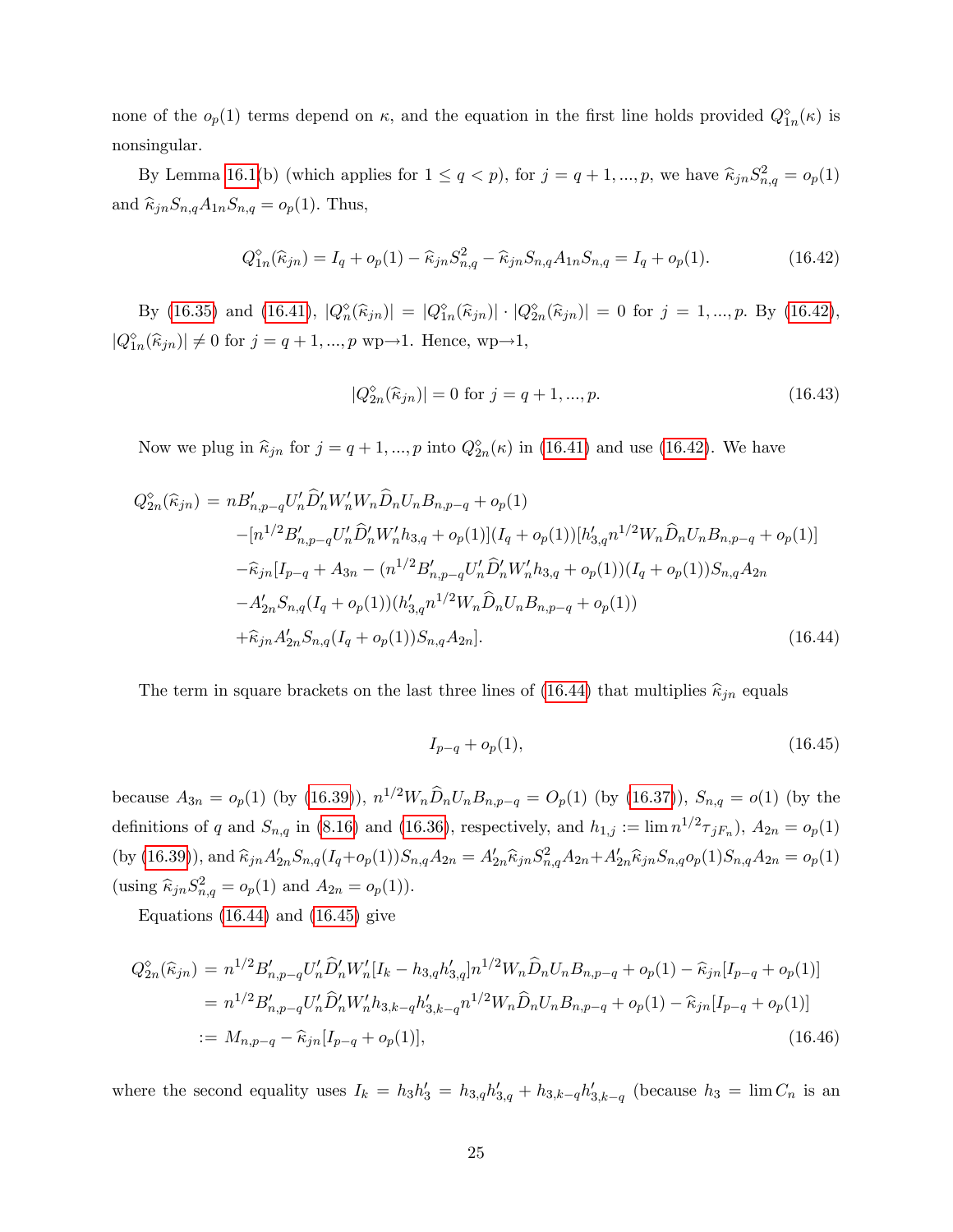none of the $o_p(1)$ terms depend on $\kappa$, and the equation in the first line holds provided $Q^\diamond_{1n}(\kappa)$ is nonsingular.

By Lemma 16.1(b) (which applies for $1 \leq q < p$), for $j = q+1, ..., p$, we have $\widehat{\kappa}_{jn} S^2_{n,q} = o_p(1)$ and $\widehat{\kappa}_{jn} S_{n,q} A_{1n} S_{n,q} = o_p(1)$. Thus,

$$Q^\diamond_{1n}(\widehat{\kappa}_{jn}) = I_q + o_p(1) - \widehat{\kappa}_{jn} S^2_{n,q} - \widehat{\kappa}_{jn} S_{n,q} A_{1n} S_{n,q} = I_q + o_p(1). \tag{16.42}$$

By (16.35) and (16.41), $|Q^\diamond_n(\widehat{\kappa}_{jn})| = |Q^\diamond_{1n}(\widehat{\kappa}_{jn})| \cdot |Q^\diamond_{2n}(\widehat{\kappa}_{jn})| = 0$ for $j = 1, ..., p$. By (16.42), $|Q^\diamond_{1n}(\widehat{\kappa}_{jn})| \neq 0$ for $j = q+1, ..., p$ wp$\to$1. Hence, wp$\to$1,

$$|Q^\diamond_{2n}(\widehat{\kappa}_{jn})| = 0 \text{ for } j = q+1, ..., p. \tag{16.43}$$

Now we plug in $\widehat{\kappa}_{jn}$ for $j = q+1, ..., p$ into $Q^\diamond_{2n}(\kappa)$ in (16.41) and use (16.42). We have

$$\begin{aligned}
Q^\diamond_{2n}(\widehat{\kappa}_{jn}) &= nB'_{n,p-q} U'_n \widehat{D}'_n W'_n W_n \widehat{D}_n U_n B_{n,p-q} + o_p(1) \\
&\quad - [n^{1/2} B'_{n,p-q} U'_n \widehat{D}'_n W'_n h_{3,q} + o_p(1)](I_q + o_p(1))[h'_{3,q} n^{1/2} W_n \widehat{D}_n U_n B_{n,p-q} + o_p(1)] \\
&\quad - \widehat{\kappa}_{jn}[I_{p-q} + A_{3n} - (n^{1/2} B'_{n,p-q} U'_n \widehat{D}'_n W'_n h_{3,q} + o_p(1))(I_q + o_p(1)) S_{n,q} A_{2n} \\
&\quad - A'_{2n} S_{n,q}(I_q + o_p(1))(h'_{3,q} n^{1/2} W_n \widehat{D}_n U_n B_{n,p-q} + o_p(1)) \\
&\quad + \widehat{\kappa}_{jn} A'_{2n} S_{n,q}(I_q + o_p(1)) S_{n,q} A_{2n}].
\end{aligned} \tag{16.44}$$

The term in square brackets on the last three lines of (16.44) that multiplies $\widehat{\kappa}_{jn}$ equals

$$I_{p-q} + o_p(1), \tag{16.45}$$

because $A_{3n} = o_p(1)$ (by (16.39)), $n^{1/2} W_n \widehat{D}_n U_n B_{n,p-q} = O_p(1)$ (by (16.37)), $S_{n,q} = o(1)$ (by the definitions of $q$ and $S_{n,q}$ in (8.16) and (16.36), respectively, and $h_{1,j} := \lim n^{1/2} \tau_{jF_n}$), $A_{2n} = o_p(1)$ (by (16.39)), and $\widehat{\kappa}_{jn} A'_{2n} S_{n,q}(I_q + o_p(1)) S_{n,q} A_{2n} = A'_{2n} \widehat{\kappa}_{jn} S^2_{n,q} A_{2n} + A'_{2n} \widehat{\kappa}_{jn} S_{n,q} o_p(1) S_{n,q} A_{2n} = o_p(1)$ (using $\widehat{\kappa}_{jn} S^2_{n,q} = o_p(1)$ and $A_{2n} = o_p(1)$).

Equations (16.44) and (16.45) give

$$\begin{aligned}
Q^\diamond_{2n}(\widehat{\kappa}_{jn}) &= n^{1/2} B'_{n,p-q} U'_n \widehat{D}'_n W'_n [I_k - h_{3,q} h'_{3,q}] n^{1/2} W_n \widehat{D}_n U_n B_{n,p-q} + o_p(1) - \widehat{\kappa}_{jn}[I_{p-q} + o_p(1)] \\
&= n^{1/2} B'_{n,p-q} U'_n \widehat{D}'_n W'_n h_{3,k-q} h'_{3,k-q} n^{1/2} W_n \widehat{D}_n U_n B_{n,p-q} + o_p(1) - \widehat{\kappa}_{jn}[I_{p-q} + o_p(1)] \\
&:= M_{n,p-q} - \widehat{\kappa}_{jn}[I_{p-q} + o_p(1)],
\end{aligned} \tag{16.46}$$

where the second equality uses $I_k = h_3 h'_3 = h_{3,q} h'_{3,q} + h_{3,k-q} h'_{3,k-q}$ (because $h_3 = \lim C_n$ is an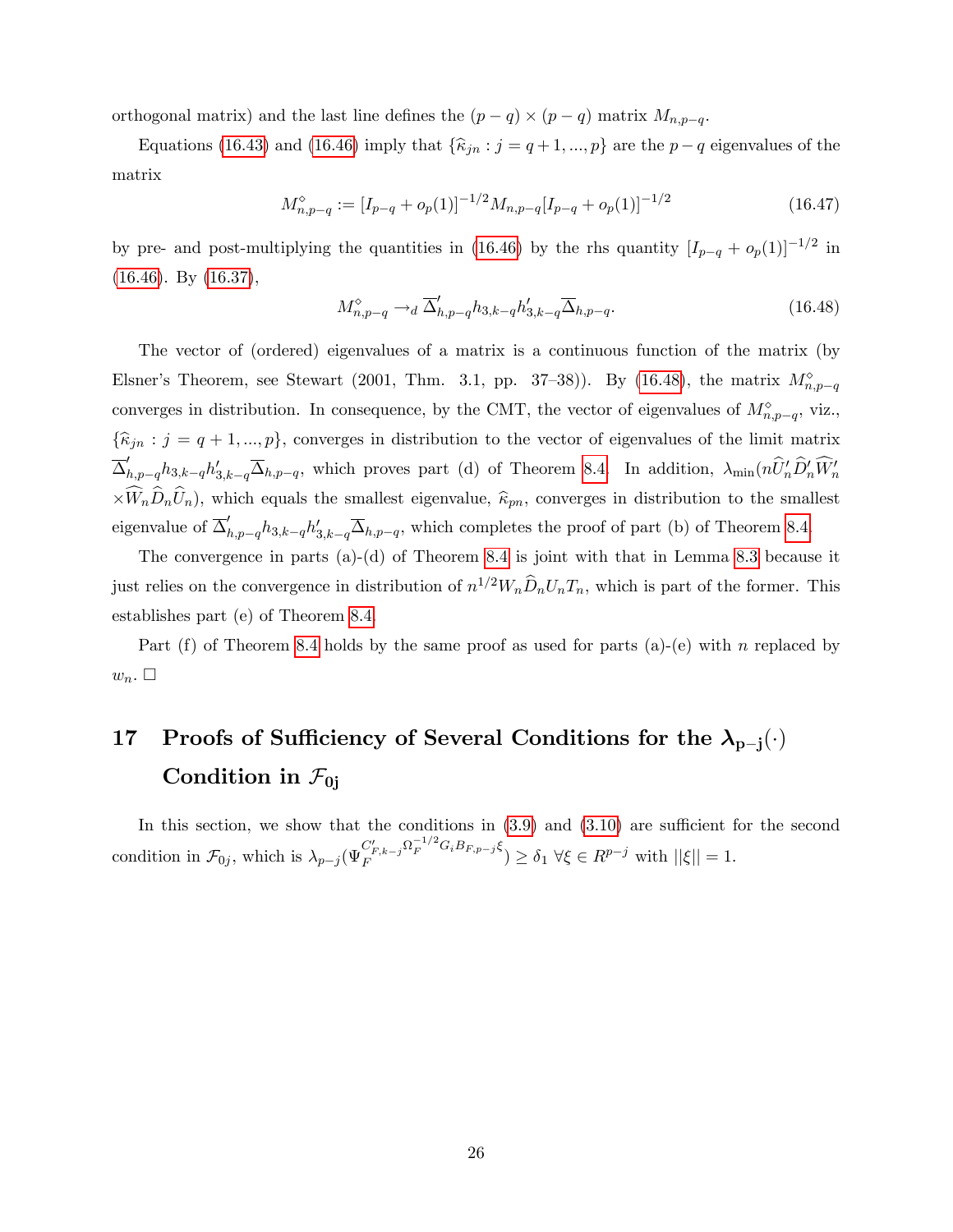orthogonal matrix) and the last line defines the $(p-q) \times (p-q)$ matrix $M_{n,p-q}$.

Equations (16.43) and (16.46) imply that $\{\widehat{\kappa}_{jn} : j = q+1, ..., p\}$ are the $p-q$ eigenvalues of the matrix

$$M^{\diamond}_{n,p-q} := [I_{p-q} + o_p(1)]^{-1/2} M_{n,p-q} [I_{p-q} + o_p(1)]^{-1/2} \tag{16.47}$$

by pre- and post-multiplying the quantities in (16.46) by the rhs quantity $[I_{p-q} + o_p(1)]^{-1/2}$ in (16.46). By (16.37),

$$M^{\diamond}_{n,p-q} \to_d \overline{\Delta}'_{h,p-q} h_{3,k-q} h'_{3,k-q} \overline{\Delta}_{h,p-q}. \tag{16.48}$$

The vector of (ordered) eigenvalues of a matrix is a continuous function of the matrix (by Elsner's Theorem, see Stewart (2001, Thm. 3.1, pp. 37–38)). By (16.48), the matrix $M^{\diamond}_{n,p-q}$ converges in distribution. In consequence, by the CMT, the vector of eigenvalues of $M^{\diamond}_{n,p-q}$, viz., $\{\widehat{\kappa}_{jn} : j = q+1, ..., p\}$, converges in distribution to the vector of eigenvalues of the limit matrix $\overline{\Delta}'_{h,p-q} h_{3,k-q} h'_{3,k-q} \overline{\Delta}_{h,p-q}$, which proves part (d) of Theorem 8.4. In addition, $\lambda_{\min}(n\widehat{U}'_n \widehat{D}'_n \widehat{W}'_n \times \widehat{W}_n \widehat{D}_n \widehat{U}_n)$, which equals the smallest eigenvalue, $\widehat{\kappa}_{pn}$, converges in distribution to the smallest eigenvalue of $\overline{\Delta}'_{h,p-q} h_{3,k-q} h'_{3,k-q} \overline{\Delta}_{h,p-q}$, which completes the proof of part (b) of Theorem 8.4.

The convergence in parts (a)-(d) of Theorem 8.4 is joint with that in Lemma 8.3 because it just relies on the convergence in distribution of $n^{1/2} W_n \widehat{D}_n U_n T_n$, which is part of the former. This establishes part (e) of Theorem 8.4.

Part (f) of Theorem 8.4 holds by the same proof as used for parts (a)-(e) with $n$ replaced by $w_n$. $\square$

# 17 Proofs of Sufficiency of Several Conditions for the $\lambda_{p-j}(\cdot)$ Condition in $\mathcal{F}_{0j}$

In this section, we show that the conditions in (3.9) and (3.10) are sufficient for the second condition in $\mathcal{F}_{0j}$, which is $\lambda_{p-j}(\Psi_F^{C'_{F,k-j}\Omega_F^{-1/2} G_i B_{F,p-j}\xi}) \geq \delta_1 \ \forall \xi \in R^{p-j}$ with $||\xi|| = 1$.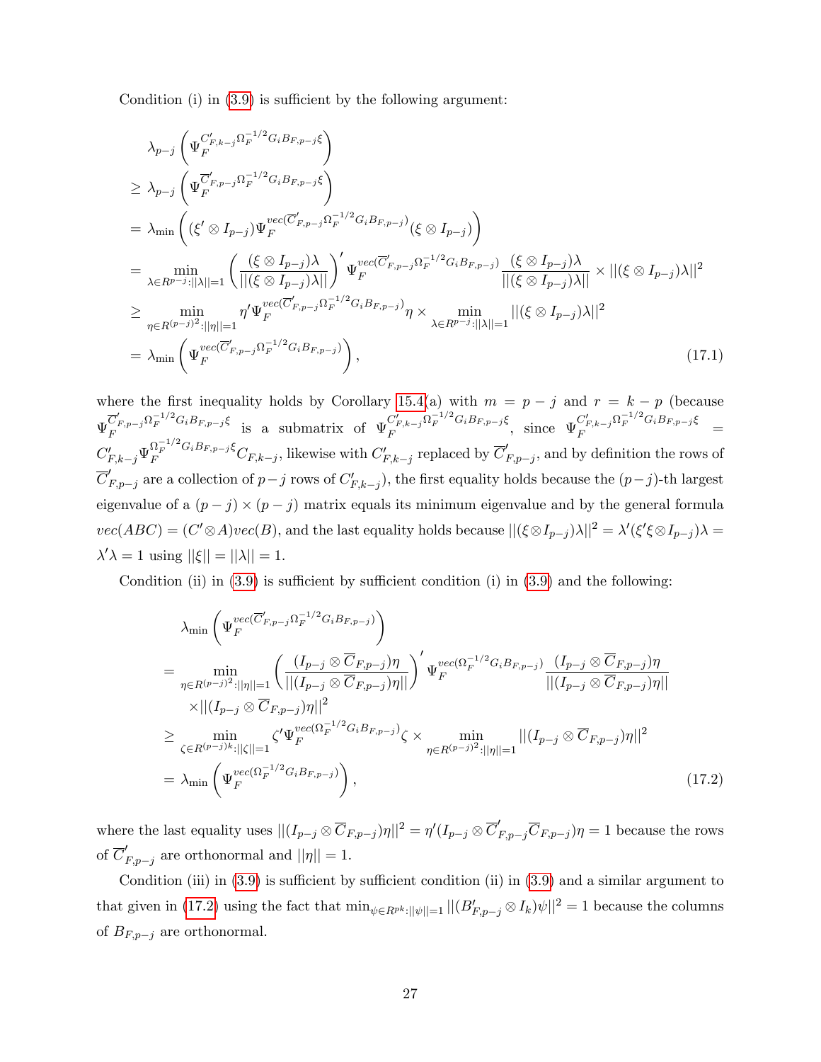Condition (i) in (3.9) is sufficient by the following argument:

$$
\begin{aligned}
&\lambda_{p-j}\left(\Psi_F^{C'_{F,k-j}\Omega_F^{-1/2}G_iB_{F,p-j}\xi}\right)\\
&\geq \lambda_{p-j}\left(\Psi_F^{\overline{C}'_{F,p-j}\Omega_F^{-1/2}G_iB_{F,p-j}\xi}\right)\\
&= \lambda_{\min}\left((\xi'\otimes I_{p-j})\Psi_F^{vec(\overline{C}'_{F,p-j}\Omega_F^{-1/2}G_iB_{F,p-j})}(\xi\otimes I_{p-j})\right)\\
&= \min_{\lambda\in R^{p-j}:||\lambda||=1}\left(\frac{(\xi\otimes I_{p-j})\lambda}{||(\xi\otimes I_{p-j})\lambda||}\right)'\Psi_F^{vec(\overline{C}'_{F,p-j}\Omega_F^{-1/2}G_iB_{F,p-j})}\frac{(\xi\otimes I_{p-j})\lambda}{||(\xi\otimes I_{p-j})\lambda||}\times||(\xi\otimes I_{p-j})\lambda||^2\\
&\geq \min_{\eta\in R^{(p-j)^2}:||\eta||=1}\eta'\Psi_F^{vec(\overline{C}'_{F,p-j}\Omega_F^{-1/2}G_iB_{F,p-j})}\eta\times\min_{\lambda\in R^{p-j}:||\lambda||=1}||(\xi\otimes I_{p-j})\lambda||^2\\
&= \lambda_{\min}\left(\Psi_F^{vec(\overline{C}'_{F,p-j}\Omega_F^{-1/2}G_iB_{F,p-j})}\right),
\end{aligned}
\tag{17.1}
$$

where the first inequality holds by Corollary 15.4(a) with $m = p-j$ and $r = k-p$ (because $\Psi_F^{\overline{C}'_{F,p-j}\Omega_F^{-1/2}G_iB_{F,p-j}\xi}$ is a submatrix of $\Psi_F^{C'_{F,k-j}\Omega_F^{-1/2}G_iB_{F,p-j}\xi}$, since $\Psi_F^{C'_{F,k-j}\Omega_F^{-1/2}G_iB_{F,p-j}\xi} = C'_{F,k-j}\Psi_F^{\Omega_F^{-1/2}G_iB_{F,p-j}\xi}C_{F,k-j}$, likewise with $C'_{F,k-j}$ replaced by $\overline{C}'_{F,p-j}$, and by definition the rows of $\overline{C}'_{F,p-j}$ are a collection of $p-j$ rows of $C'_{F,k-j}$), the first equality holds because the $(p-j)$-th largest eigenvalue of a $(p-j)\times(p-j)$ matrix equals its minimum eigenvalue and by the general formula $vec(ABC) = (C'\otimes A)vec(B)$, and the last equality holds because $||(\xi\otimes I_{p-j})\lambda||^2 = \lambda'(\xi'\xi\otimes I_{p-j})\lambda = \lambda'\lambda = 1$ using $||\xi|| = ||\lambda|| = 1$.

Condition (ii) in (3.9) is sufficient by sufficient condition (i) in (3.9) and the following:

$$
\begin{aligned}
&\lambda_{\min}\left(\Psi_F^{vec(\overline{C}'_{F,p-j}\Omega_F^{-1/2}G_iB_{F,p-j})}\right)\\
&= \min_{\eta\in R^{(p-j)^2}:||\eta||=1}\left(\frac{(I_{p-j}\otimes\overline{C}_{F,p-j})\eta}{||(I_{p-j}\otimes\overline{C}_{F,p-j})\eta||}\right)'\Psi_F^{vec(\Omega_F^{-1/2}G_iB_{F,p-j})}\frac{(I_{p-j}\otimes\overline{C}_{F,p-j})\eta}{||(I_{p-j}\otimes\overline{C}_{F,p-j})\eta||}\\
&\quad\times||(I_{p-j}\otimes\overline{C}_{F,p-j})\eta||^2\\
&\geq \min_{\zeta\in R^{(p-j)k}:||\zeta||=1}\zeta'\Psi_F^{vec(\Omega_F^{-1/2}G_iB_{F,p-j})}\zeta\times\min_{\eta\in R^{(p-j)^2}:||\eta||=1}||(I_{p-j}\otimes\overline{C}_{F,p-j})\eta||^2\\
&= \lambda_{\min}\left(\Psi_F^{vec(\Omega_F^{-1/2}G_iB_{F,p-j})}\right),
\end{aligned}
\tag{17.2}
$$

where the last equality uses $||(I_{p-j}\otimes\overline{C}_{F,p-j})\eta||^2 = \eta'(I_{p-j}\otimes\overline{C}'_{F,p-j}\overline{C}_{F,p-j})\eta = 1$ because the rows of $\overline{C}'_{F,p-j}$ are orthonormal and $||\eta|| = 1$.

Condition (iii) in (3.9) is sufficient by sufficient condition (ii) in (3.9) and a similar argument to that given in (17.2) using the fact that $\min_{\psi\in R^{pk}:||\psi||=1}||(B'_{F,p-j}\otimes I_k)\psi||^2 = 1$ because the columns of $B_{F,p-j}$ are orthonormal.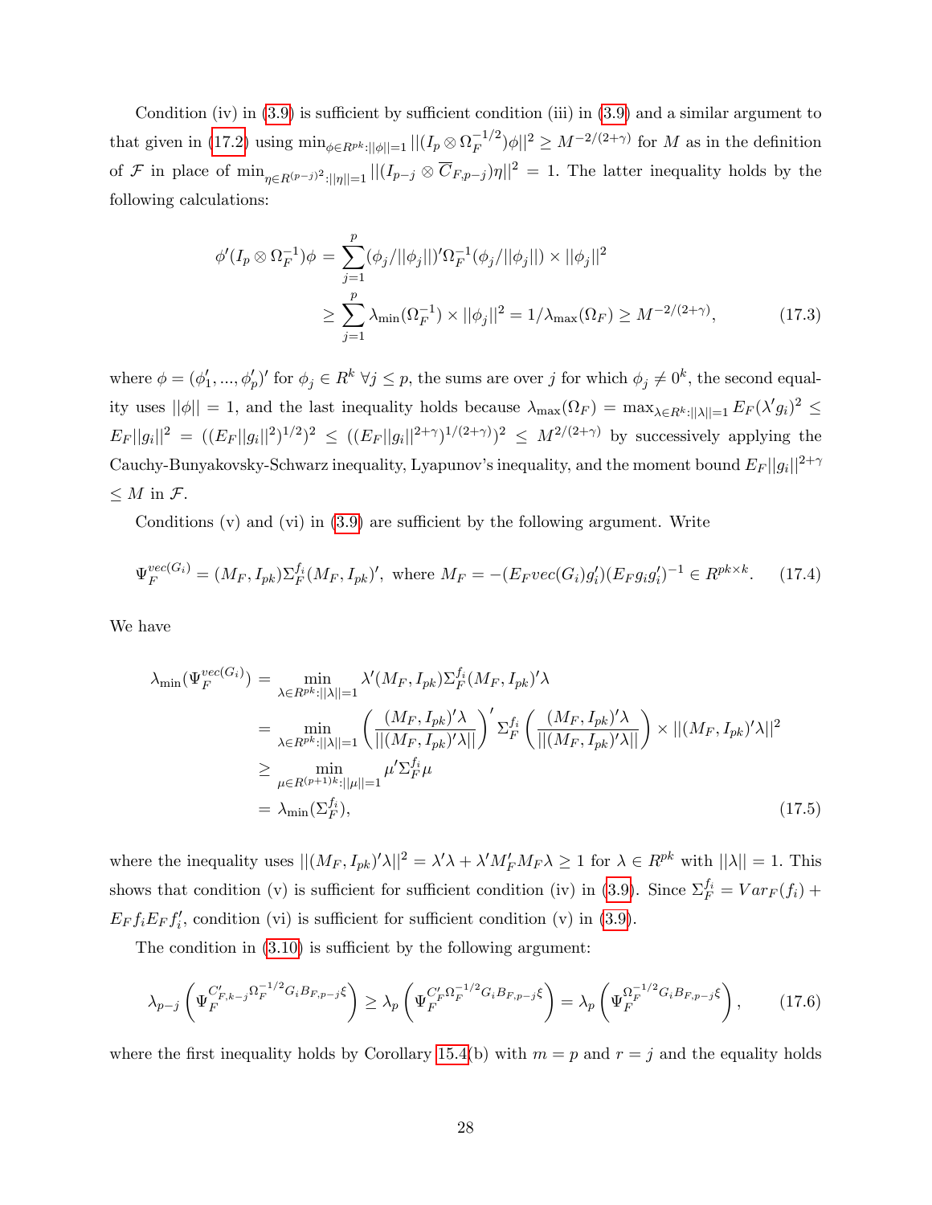Condition (iv) in (3.9) is sufficient by sufficient condition (iii) in (3.9) and a similar argument to that given in (17.2) using $\min_{\phi \in R^{pk}:||\phi||=1} ||(I_p \otimes \Omega_F^{-1/2})\phi||^2 \geq M^{-2/(2+\gamma)}$ for $M$ as in the definition of $\mathcal{F}$ in place of $\min_{\eta \in R^{(p-j)^2}:||\eta||=1} ||(I_{p-j} \otimes \overline{C}_{F,p-j})\eta||^2 = 1$. The latter inequality holds by the following calculations:

$$
\begin{aligned}
\phi'(I_p \otimes \Omega_F^{-1})\phi &= \sum_{j=1}^{p} (\phi_j/||\phi_j||)'\Omega_F^{-1}(\phi_j/||\phi_j||) \times ||\phi_j||^2 \\
&\geq \sum_{j=1}^{p} \lambda_{\min}(\Omega_F^{-1}) \times ||\phi_j||^2 = 1/\lambda_{\max}(\Omega_F) \geq M^{-2/(2+\gamma)},
\end{aligned} \tag{17.3}
$$

where $\phi = (\phi_1', ..., \phi_p')'$ for $\phi_j \in R^k$ $\forall j \leq p$, the sums are over $j$ for which $\phi_j \neq 0^k$, the second equality uses $||\phi|| = 1$, and the last inequality holds because $\lambda_{\max}(\Omega_F) = \max_{\lambda \in R^k:||\lambda||=1} E_F(\lambda' g_i)^2 \leq E_F||g_i||^2 = ((E_F||g_i||^2)^{1/2})^2 \leq ((E_F||g_i||^{2+\gamma})^{1/(2+\gamma)})^2 \leq M^{2/(2+\gamma)}$ by successively applying the Cauchy-Bunyakovsky-Schwarz inequality, Lyapunov's inequality, and the moment bound $E_F||g_i||^{2+\gamma} \leq M$ in $\mathcal{F}$.

Conditions (v) and (vi) in (3.9) are sufficient by the following argument. Write

$$
\Psi_F^{vec(G_i)} = (M_F, I_{pk})\Sigma_F^{f_i}(M_F, I_{pk})', \text{ where } M_F = -(E_F vec(G_i)g_i')(E_F g_i g_i')^{-1} \in R^{pk \times k}. \tag{17.4}
$$

We have

$$
\begin{aligned}
\lambda_{\min}(\Psi_F^{vec(G_i)}) &= \min_{\lambda \in R^{pk}:||\lambda||=1} \lambda'(M_F, I_{pk})\Sigma_F^{f_i}(M_F, I_{pk})'\lambda \\
&= \min_{\lambda \in R^{pk}:||\lambda||=1} \left(\frac{(M_F, I_{pk})'\lambda}{||(M_F, I_{pk})'\lambda||}\right)' \Sigma_F^{f_i} \left(\frac{(M_F, I_{pk})'\lambda}{||(M_F, I_{pk})'\lambda||}\right) \times ||(M_F, I_{pk})'\lambda||^2 \\
&\geq \min_{\mu \in R^{(p+1)k}:||\mu||=1} \mu'\Sigma_F^{f_i}\mu \\
&= \lambda_{\min}(\Sigma_F^{f_i}),
\end{aligned} \tag{17.5}
$$

where the inequality uses $||(M_F, I_{pk})'\lambda||^2 = \lambda'\lambda + \lambda' M_F' M_F \lambda \geq 1$ for $\lambda \in R^{pk}$ with $||\lambda|| = 1$. This shows that condition (v) is sufficient for sufficient condition (iv) in (3.9). Since $\Sigma_F^{f_i} = Var_F(f_i) + E_F f_i E_F f_i'$, condition (vi) is sufficient for sufficient condition (v) in (3.9).

The condition in (3.10) is sufficient by the following argument:

$$
\lambda_{p-j}\left(\Psi_F^{C_{F,k-j}'\Omega_F^{-1/2}G_i B_{F,p-j}\xi}\right) \geq \lambda_p\left(\Psi_F^{C_F'\Omega_F^{-1/2}G_i B_{F,p-j}\xi}\right) = \lambda_p\left(\Psi_F^{\Omega_F^{-1/2}G_i B_{F,p-j}\xi}\right), \tag{17.6}
$$

where the first inequality holds by Corollary 15.4(b) with $m = p$ and $r = j$ and the equality holds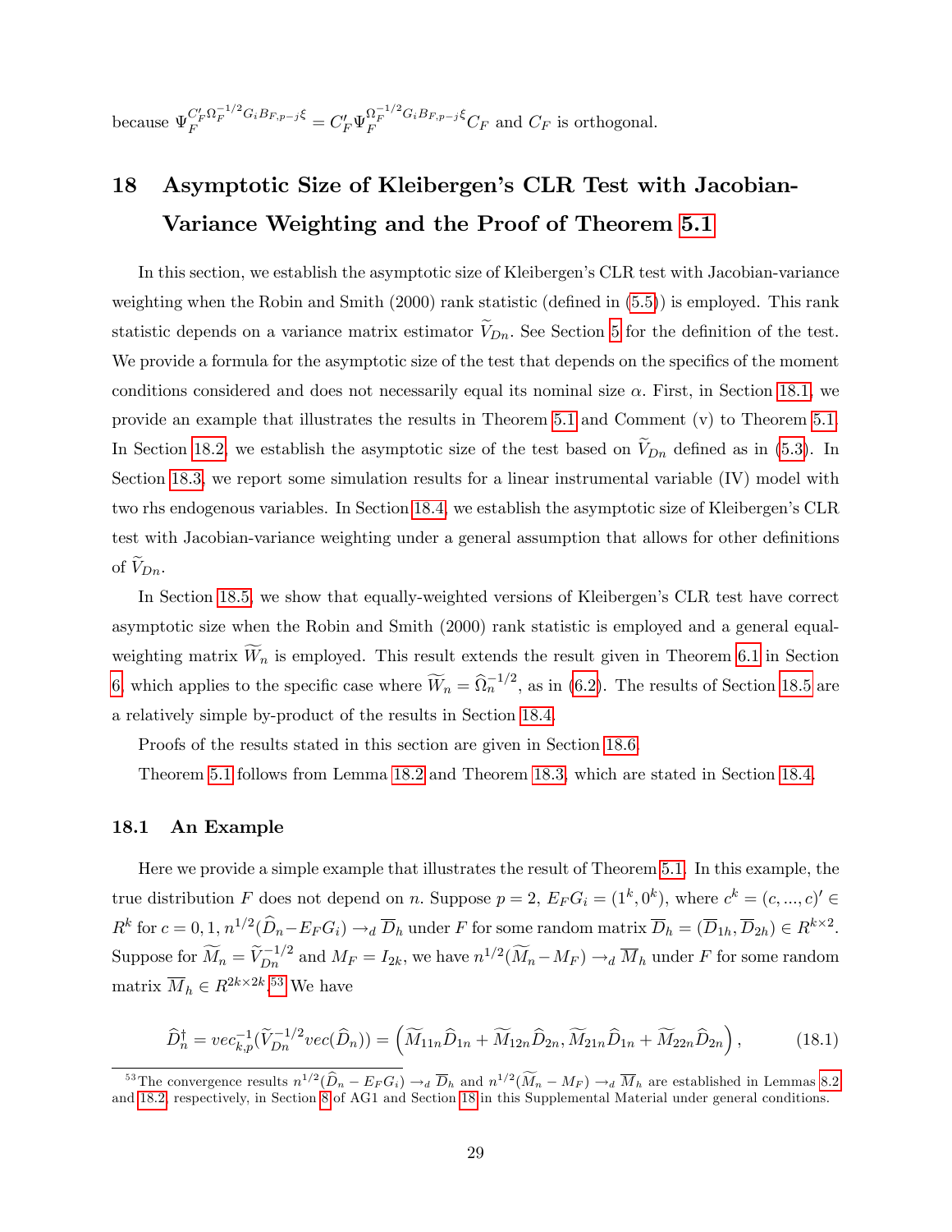because $\Psi_F^{C_F'\Omega_F^{-1/2}G_iB_{F,p-j}\xi} = C_F'\Psi_F^{\Omega_F^{-1/2}G_iB_{F,p-j}\xi}C_F$ and $C_F$ is orthogonal.

# 18 Asymptotic Size of Kleibergen's CLR Test with Jacobian-Variance Weighting and the Proof of Theorem 5.1

In this section, we establish the asymptotic size of Kleibergen's CLR test with Jacobian-variance weighting when the Robin and Smith (2000) rank statistic (defined in (5.5)) is employed. This rank statistic depends on a variance matrix estimator $\widetilde{V}_{Dn}$. See Section 5 for the definition of the test. We provide a formula for the asymptotic size of the test that depends on the specifics of the moment conditions considered and does not necessarily equal its nominal size $\alpha$. First, in Section 18.1, we provide an example that illustrates the results in Theorem 5.1 and Comment (v) to Theorem 5.1. In Section 18.2, we establish the asymptotic size of the test based on $\widetilde{V}_{Dn}$ defined as in (5.3). In Section 18.3, we report some simulation results for a linear instrumental variable (IV) model with two rhs endogenous variables. In Section 18.4, we establish the asymptotic size of Kleibergen's CLR test with Jacobian-variance weighting under a general assumption that allows for other definitions of $\widetilde{V}_{Dn}$.

In Section 18.5, we show that equally-weighted versions of Kleibergen's CLR test have correct asymptotic size when the Robin and Smith (2000) rank statistic is employed and a general equal-weighting matrix $\widetilde{W}_n$ is employed. This result extends the result given in Theorem 6.1 in Section 6, which applies to the specific case where $\widetilde{W}_n = \widehat{\Omega}_n^{-1/2}$, as in (6.2). The results of Section 18.5 are a relatively simple by-product of the results in Section 18.4.

Proofs of the results stated in this section are given in Section 18.6.

Theorem 5.1 follows from Lemma 18.2 and Theorem 18.3, which are stated in Section 18.4.

## 18.1 An Example

Here we provide a simple example that illustrates the result of Theorem 5.1. In this example, the true distribution $F$ does not depend on $n$. Suppose $p = 2$, $E_F G_i = (1^k, 0^k)$, where $c^k = (c, ..., c)' \in R^k$ for $c = 0, 1$, $n^{1/2}(\widehat{D}_n - E_F G_i) \to_d \overline{D}_h$ under $F$ for some random matrix $\overline{D}_h = (\overline{D}_{1h}, \overline{D}_{2h}) \in R^{k\times 2}$. Suppose for $\widetilde{M}_n = \widetilde{V}_{Dn}^{-1/2}$ and $M_F = I_{2k}$, we have $n^{1/2}(\widetilde{M}_n - M_F) \to_d \overline{M}_h$ under $F$ for some random matrix $\overline{M}_h \in R^{2k\times 2k}$.[53] We have

$$\widehat{D}_n^\dagger = vec_{k,p}^{-1}(\widetilde{V}_{Dn}^{-1/2} vec(\widehat{D}_n)) = \left(\widetilde{M}_{11n}\widehat{D}_{1n} + \widetilde{M}_{12n}\widehat{D}_{2n}, \widetilde{M}_{21n}\widehat{D}_{1n} + \widetilde{M}_{22n}\widehat{D}_{2n}\right), \tag{18.1}$$

[53] The convergence results $n^{1/2}(\widehat{D}_n - E_F G_i) \to_d \overline{D}_h$ and $n^{1/2}(\widetilde{M}_n - M_F) \to_d \overline{M}_h$ are established in Lemmas 8.2 and 18.2, respectively, in Section 8 of AG1 and Section 18 in this Supplemental Material under general conditions.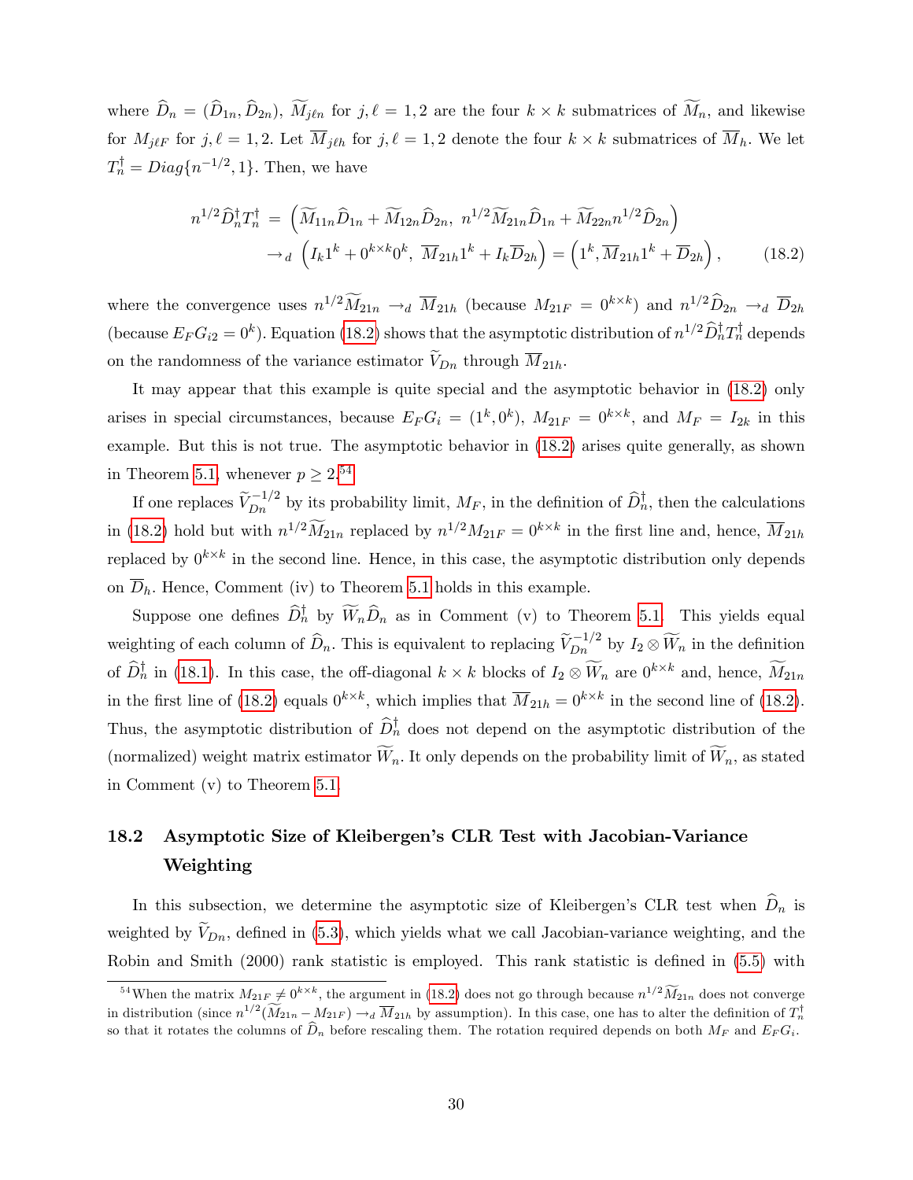where $\widehat{D}_n = (\widehat{D}_{1n}, \widehat{D}_{2n})$, $\widetilde{M}_{j\ell n}$ for $j, \ell = 1, 2$ are the four $k \times k$ submatrices of $\widetilde{M}_n$, and likewise for $M_{j\ell F}$ for $j, \ell = 1, 2$. Let $\overline{M}_{j\ell h}$ for $j, \ell = 1, 2$ denote the four $k \times k$ submatrices of $\overline{M}_h$. We let $T_n^\dagger = Diag\{n^{-1/2}, 1\}$. Then, we have

$$
\begin{aligned}
n^{1/2}\widehat{D}_n^\dagger T_n^\dagger &= \left(\widetilde{M}_{11n}\widehat{D}_{1n} + \widetilde{M}_{12n}\widehat{D}_{2n},\ n^{1/2}\widetilde{M}_{21n}\widehat{D}_{1n} + \widetilde{M}_{22n}n^{1/2}\widehat{D}_{2n}\right) \\
&\rightarrow_d \left(I_k 1^k + 0^{k\times k}0^k,\ \overline{M}_{21h}1^k + I_k\overline{D}_{2h}\right) = \left(1^k, \overline{M}_{21h}1^k + \overline{D}_{2h}\right),
\end{aligned} \tag{18.2}
$$

where the convergence uses $n^{1/2}\widetilde{M}_{21n} \rightarrow_d \overline{M}_{21h}$ (because $M_{21F} = 0^{k\times k}$) and $n^{1/2}\widehat{D}_{2n} \rightarrow_d \overline{D}_{2h}$ (because $E_F G_{i2} = 0^k$). Equation (18.2) shows that the asymptotic distribution of $n^{1/2}\widehat{D}_n^\dagger T_n^\dagger$ depends on the randomness of the variance estimator $\widetilde{V}_{Dn}$ through $\overline{M}_{21h}$.

It may appear that this example is quite special and the asymptotic behavior in (18.2) only arises in special circumstances, because $E_F G_i = (1^k, 0^k)$, $M_{21F} = 0^{k\times k}$, and $M_F = I_{2k}$ in this example. But this is not true. The asymptotic behavior in (18.2) arises quite generally, as shown in Theorem 5.1, whenever $p \geq 2$.[54]

If one replaces $\widetilde{V}_{Dn}^{-1/2}$ by its probability limit, $M_F$, in the definition of $\widehat{D}_n^\dagger$, then the calculations in (18.2) hold but with $n^{1/2}\widetilde{M}_{21n}$ replaced by $n^{1/2}M_{21F} = 0^{k\times k}$ in the first line and, hence, $\overline{M}_{21h}$ replaced by $0^{k\times k}$ in the second line. Hence, in this case, the asymptotic distribution only depends on $\overline{D}_h$. Hence, Comment (iv) to Theorem 5.1 holds in this example.

Suppose one defines $\widehat{D}_n^\dagger$ by $\widetilde{W}_n\widehat{D}_n$ as in Comment (v) to Theorem 5.1. This yields equal weighting of each column of $\widehat{D}_n$. This is equivalent to replacing $\widetilde{V}_{Dn}^{-1/2}$ by $I_2 \otimes \widetilde{W}_n$ in the definition of $\widehat{D}_n^\dagger$ in (18.1). In this case, the off-diagonal $k \times k$ blocks of $I_2 \otimes \widetilde{W}_n$ are $0^{k\times k}$ and, hence, $\widetilde{M}_{21n}$ in the first line of (18.2) equals $0^{k\times k}$, which implies that $\overline{M}_{21h} = 0^{k\times k}$ in the second line of (18.2). Thus, the asymptotic distribution of $\widehat{D}_n^\dagger$ does not depend on the asymptotic distribution of the (normalized) weight matrix estimator $\widetilde{W}_n$. It only depends on the probability limit of $\widetilde{W}_n$, as stated in Comment (v) to Theorem 5.1.

## 18.2 Asymptotic Size of Kleibergen's CLR Test with Jacobian-Variance Weighting

In this subsection, we determine the asymptotic size of Kleibergen's CLR test when $\widehat{D}_n$ is weighted by $\widetilde{V}_{Dn}$, defined in (5.3), which yields what we call Jacobian-variance weighting, and the Robin and Smith (2000) rank statistic is employed. This rank statistic is defined in (5.5) with

[54] When the matrix $M_{21F} \neq 0^{k\times k}$, the argument in (18.2) does not go through because $n^{1/2}\widetilde{M}_{21n}$ does not converge in distribution (since $n^{1/2}(\widetilde{M}_{21n} - M_{21F}) \rightarrow_d \overline{M}_{21h}$ by assumption). In this case, one has to alter the definition of $T_n^\dagger$ so that it rotates the columns of $\widehat{D}_n$ before rescaling them. The rotation required depends on both $M_F$ and $E_F G_i$.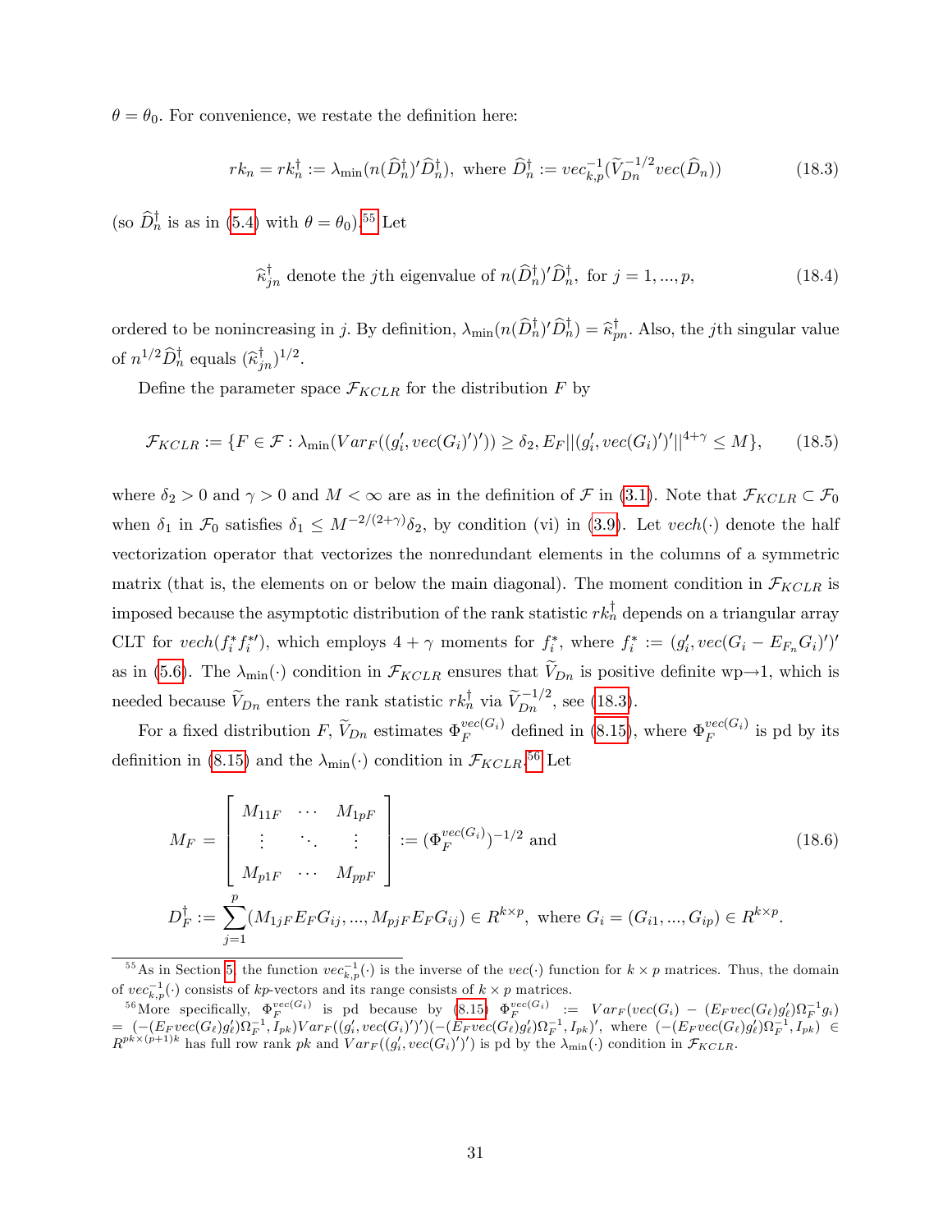$\theta = \theta_0$. For convenience, we restate the definition here:

$$rk_n = rk_n^\dagger := \lambda_{\min}(n(\widehat{D}_n^\dagger)'\widehat{D}_n^\dagger), \text{ where } \widehat{D}_n^\dagger := vec_{k,p}^{-1}(\widetilde{V}_{Dn}^{-1/2} vec(\widehat{D}_n)) \tag{18.3}$$

(so $\widehat{D}_n^\dagger$ is as in (5.4) with $\theta = \theta_0$).[55] Let

$$\widehat{\kappa}_{jn}^\dagger \text{ denote the } j\text{th eigenvalue of } n(\widehat{D}_n^\dagger)'\widehat{D}_n^\dagger, \text{ for } j = 1, ..., p, \tag{18.4}$$

ordered to be nonincreasing in $j$. By definition, $\lambda_{\min}(n(\widehat{D}_n^\dagger)'\widehat{D}_n^\dagger) = \widehat{\kappa}_{pn}^\dagger$. Also, the $j$th singular value of $n^{1/2}\widehat{D}_n^\dagger$ equals $(\widehat{\kappa}_{jn}^\dagger)^{1/2}$.

Define the parameter space $\mathcal{F}_{KCLR}$ for the distribution $F$ by

$$\mathcal{F}_{KCLR} := \{F \in \mathcal{F} : \lambda_{\min}(Var_F((g_i', vec(G_i)')')) \geq \delta_2, E_F||(g_i', vec(G_i)')'||^{4+\gamma} \leq M\}, \tag{18.5}$$

where $\delta_2 > 0$ and $\gamma > 0$ and $M < \infty$ are as in the definition of $\mathcal{F}$ in (3.1). Note that $\mathcal{F}_{KCLR} \subset \mathcal{F}_0$ when $\delta_1$ in $\mathcal{F}_0$ satisfies $\delta_1 \leq M^{-2/(2+\gamma)}\delta_2$, by condition (vi) in (3.9). Let $vech(\cdot)$ denote the half vectorization operator that vectorizes the nonredundant elements in the columns of a symmetric matrix (that is, the elements on or below the main diagonal). The moment condition in $\mathcal{F}_{KCLR}$ is imposed because the asymptotic distribution of the rank statistic $rk_n^\dagger$ depends on a triangular array CLT for $vech(f_i^* f_i^{*\prime})$, which employs $4 + \gamma$ moments for $f_i^*$, where $f_i^* := (g_i', vec(G_i - E_{F_n}G_i)')'$ as in (5.6). The $\lambda_{\min}(\cdot)$ condition in $\mathcal{F}_{KCLR}$ ensures that $\widetilde{V}_{Dn}$ is positive definite wp$\rightarrow$1, which is needed because $\widetilde{V}_{Dn}$ enters the rank statistic $rk_n^\dagger$ via $\widetilde{V}_{Dn}^{-1/2}$, see (18.3).

For a fixed distribution $F$, $\widetilde{V}_{Dn}$ estimates $\Phi_F^{vec(G_i)}$ defined in (8.15), where $\Phi_F^{vec(G_i)}$ is pd by its definition in (8.15) and the $\lambda_{\min}(\cdot)$ condition in $\mathcal{F}_{KCLR}$.[56] Let

$$M_F = \begin{bmatrix} M_{11F} & \cdots & M_{1pF} \\ \vdots & \ddots & \vdots \\ M_{p1F} & \cdots & M_{ppF} \end{bmatrix} := (\Phi_F^{vec(G_i)})^{-1/2} \text{ and} \tag{18.6}$$

$$D_F^\dagger := \sum_{j=1}^{p} (M_{1jF} E_F G_{ij}, ..., M_{pjF} E_F G_{ij}) \in R^{k \times p}, \text{ where } G_i = (G_{i1}, ..., G_{ip}) \in R^{k \times p}.$$

[55] As in Section 5, the function $vec_{k,p}^{-1}(\cdot)$ is the inverse of the $vec(\cdot)$ function for $k \times p$ matrices. Thus, the domain of $vec_{k,p}^{-1}(\cdot)$ consists of $kp$-vectors and its range consists of $k \times p$ matrices.

[56] More specifically, $\Phi_F^{vec(G_i)}$ is pd because by (8.15) $\Phi_F^{vec(G_i)} := Var_F(vec(G_i) - (E_F vec(G_\ell)g_\ell')\Omega_F^{-1}g_i) = (-(E_F vec(G_\ell)g_\ell')\Omega_F^{-1}, I_{pk})Var_F((g_i', vec(G_i)')')(-(E_F vec(G_\ell)g_\ell')\Omega_F^{-1}, I_{pk})'$, where $(-(E_F vec(G_\ell)g_\ell')\Omega_F^{-1}, I_{pk}) \in R^{pk \times (p+1)k}$ has full row rank $pk$ and $Var_F((g_i', vec(G_i)')')$ is pd by the $\lambda_{\min}(\cdot)$ condition in $\mathcal{F}_{KCLR}$.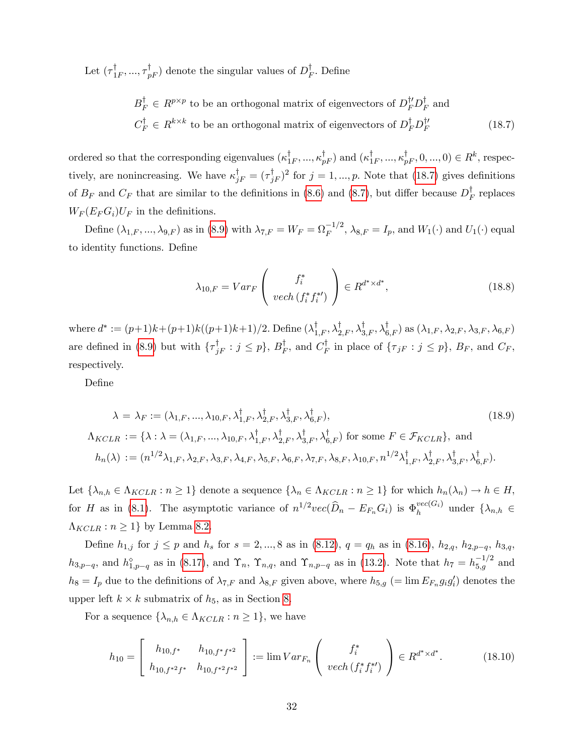Let $(\tau^\dagger_{1F}, ..., \tau^\dagger_{pF})$ denote the singular values of $D^\dagger_F$. Define

$$
\begin{aligned}
&B^\dagger_F \in R^{p\times p} \text{ to be an orthogonal matrix of eigenvectors of } D^{\dagger\prime}_F D^\dagger_F \text{ and} \\
&C^\dagger_F \in R^{k\times k} \text{ to be an orthogonal matrix of eigenvectors of } D^\dagger_F D^{\dagger\prime}_F
\end{aligned}
\tag{18.7}
$$

ordered so that the corresponding eigenvalues $(\kappa^\dagger_{1F}, ..., \kappa^\dagger_{pF})$ and $(\kappa^\dagger_{1F}, ..., \kappa^\dagger_{pF}, 0, ..., 0) \in R^k$, respectively, are nonincreasing. We have $\kappa^\dagger_{jF} = (\tau^\dagger_{jF})^2$ for $j = 1, ..., p$. Note that (18.7) gives definitions of $B_F$ and $C_F$ that are similar to the definitions in (8.6) and (8.7), but differ because $D^\dagger_F$ replaces $W_F(E_F G_i)U_F$ in the definitions.

Define $(\lambda_{1,F}, ..., \lambda_{9,F})$ as in (8.9) with $\lambda_{7,F} = W_F = \Omega_F^{-1/2}$, $\lambda_{8,F} = I_p$, and $W_1(\cdot)$ and $U_1(\cdot)$ equal to identity functions. Define

$$
\lambda_{10,F} = Var_F \left( \begin{array}{c} f^*_i \\ vech\,(f^*_i f^{*\prime}_i) \end{array} \right) \in R^{d^*\times d^*}, \tag{18.8}
$$

where $d^* := (p+1)k + (p+1)k((p+1)k+1)/2$. Define $(\lambda^\dagger_{1,F}, \lambda^\dagger_{2,F}, \lambda^\dagger_{3,F}, \lambda^\dagger_{6,F})$ as $(\lambda_{1,F}, \lambda_{2,F}, \lambda_{3,F}, \lambda_{6,F})$ are defined in (8.9) but with $\{\tau^\dagger_{jF} : j \le p\}$, $B^\dagger_F$, and $C^\dagger_F$ in place of $\{\tau_{jF} : j \le p\}$, $B_F$, and $C_F$, respectively.

Define

$$
\begin{aligned}
\lambda = \lambda_F &:= (\lambda_{1,F}, ..., \lambda_{10,F}, \lambda^\dagger_{1,F}, \lambda^\dagger_{2,F}, \lambda^\dagger_{3,F}, \lambda^\dagger_{6,F}), \\
\Lambda_{KCLR} &:= \{\lambda : \lambda = (\lambda_{1,F}, ..., \lambda_{10,F}, \lambda^\dagger_{1,F}, \lambda^\dagger_{2,F}, \lambda^\dagger_{3,F}, \lambda^\dagger_{6,F}) \text{ for some } F \in \mathcal{F}_{KCLR}\}, \text{ and} \\
h_n(\lambda) &:= (n^{1/2}\lambda_{1,F}, \lambda_{2,F}, \lambda_{3,F}, \lambda_{4,F}, \lambda_{5,F}, \lambda_{6,F}, \lambda_{7,F}, \lambda_{8,F}, \lambda_{10,F}, n^{1/2}\lambda^\dagger_{1,F}, \lambda^\dagger_{2,F}, \lambda^\dagger_{3,F}, \lambda^\dagger_{6,F}).
\end{aligned}
\tag{18.9}
$$

Let $\{\lambda_{n,h} \in \Lambda_{KCLR} : n \ge 1\}$ denote a sequence $\{\lambda_n \in \Lambda_{KCLR} : n \ge 1\}$ for which $h_n(\lambda_n) \to h \in H$, for $H$ as in (8.1). The asymptotic variance of $n^{1/2}vec(\widehat{D}_n - E_{F_n}G_i)$ is $\Phi_h^{vec(G_i)}$ under $\{\lambda_{n,h} \in \Lambda_{KCLR} : n \ge 1\}$ by Lemma 8.2.

Define $h_{1,j}$ for $j \le p$ and $h_s$ for $s = 2, ..., 8$ as in (8.12), $q = q_h$ as in (8.16), $h_{2,q}$, $h_{2,p-q}$, $h_{3,q}$, $h_{3,p-q}$, and $h^\diamond_{1,p-q}$ as in (8.17), and $\Upsilon_n$, $\Upsilon_{n,q}$, and $\Upsilon_{n,p-q}$ as in (13.2). Note that $h_7 = h_{5,g}^{-1/2}$ and $h_8 = I_p$ due to the definitions of $\lambda_{7,F}$ and $\lambda_{8,F}$ given above, where $h_{5,g}$ ($= \lim E_{F_n} g_i g_i'$) denotes the upper left $k \times k$ submatrix of $h_5$, as in Section 8.

For a sequence $\{\lambda_{n,h} \in \Lambda_{KCLR} : n \ge 1\}$, we have

$$
h_{10} = \left[ \begin{array}{cc} h_{10,f^*} & h_{10,f^* f^{*2}} \\ h_{10,f^{*2} f^*} & h_{10,f^{*2} f^{*2}} \end{array} \right] := \lim Var_{F_n} \left( \begin{array}{c} f^*_i \\ vech\,(f^*_i f^{*\prime}_i) \end{array} \right) \in R^{d^*\times d^*}. \tag{18.10}
$$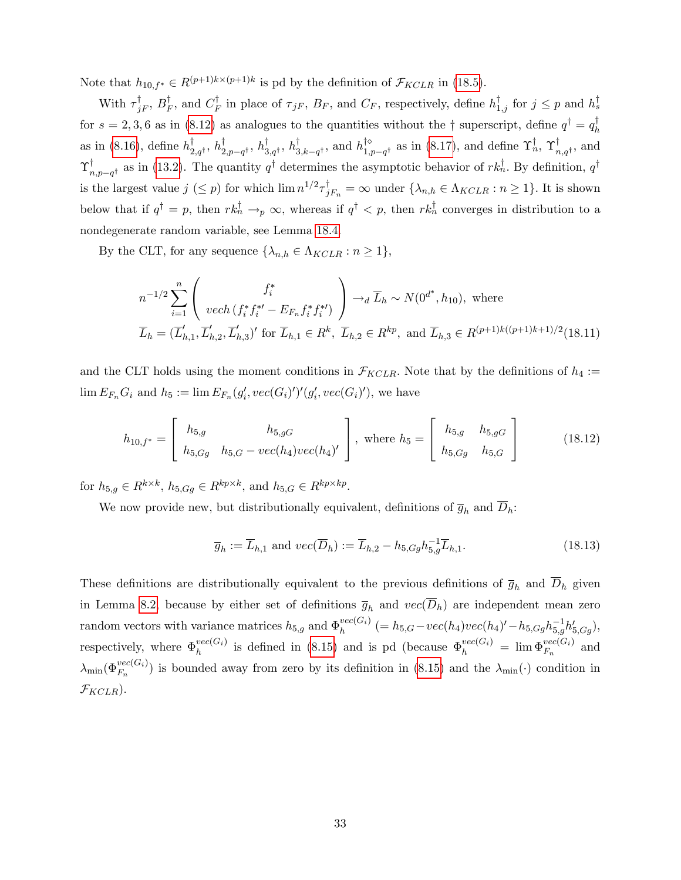Note that $h_{10,f^*} \in R^{(p+1)k \times (p+1)k}$ is pd by the definition of $\mathcal{F}_{KCLR}$ in (18.5).

With $\tau^\dagger_{jF}$, $B^\dagger_F$, and $C^\dagger_F$ in place of $\tau_{jF}$, $B_F$, and $C_F$, respectively, define $h^\dagger_{1,j}$ for $j \leq p$ and $h^\dagger_s$ for $s = 2, 3, 6$ as in (8.12) as analogues to the quantities without the † superscript, define $q^\dagger = q^\dagger_h$ as in (8.16), define $h^\dagger_{2,q^\dagger}$, $h^\dagger_{2,p-q^\dagger}$, $h^\dagger_{3,q^\dagger}$, $h^\dagger_{3,k-q^\dagger}$, and $h^{\dagger\diamond}_{1,p-q^\dagger}$ as in (8.17), and define $\Upsilon^\dagger_n$, $\Upsilon^\dagger_{n,q^\dagger}$, and $\Upsilon^\dagger_{n,p-q^\dagger}$ as in (13.2). The quantity $q^\dagger$ determines the asymptotic behavior of $rk^\dagger_n$. By definition, $q^\dagger$ is the largest value $j$ $(\leq p)$ for which $\lim n^{1/2}\tau^\dagger_{jF_n} = \infty$ under $\{\lambda_{n,h} \in \Lambda_{KCLR} : n \geq 1\}$. It is shown below that if $q^\dagger = p$, then $rk^\dagger_n \to_p \infty$, whereas if $q^\dagger < p$, then $rk^\dagger_n$ converges in distribution to a nondegenerate random variable, see Lemma 18.4.

By the CLT, for any sequence $\{\lambda_{n,h} \in \Lambda_{KCLR} : n \geq 1\}$,

$$n^{-1/2}\sum_{i=1}^{n}\left(\begin{array}{c} f_i^* \\ vech\left(f_i^* f_i^{*\prime} - E_{F_n} f_i^* f_i^{*\prime}\right)\end{array}\right) \to_d \overline{L}_h \sim N(0^{d^*}, h_{10}), \text{ where}$$
$$\overline{L}_h = (\overline{L}_{h,1}^{\prime}, \overline{L}_{h,2}^{\prime}, \overline{L}_{h,3}^{\prime})^{\prime} \text{ for } \overline{L}_{h,1} \in R^k,\ \overline{L}_{h,2} \in R^{kp}, \text{ and } \overline{L}_{h,3} \in R^{(p+1)k((p+1)k+1)/2} \tag{18.11}$$

and the CLT holds using the moment conditions in $\mathcal{F}_{KCLR}$. Note that by the definitions of $h_4 := \lim E_{F_n} G_i$ and $h_5 := \lim E_{F_n}(g_i^{\prime}, vec(G_i)^{\prime})^{\prime}(g_i^{\prime}, vec(G_i)^{\prime})$, we have

$$h_{10,f^*} = \left[\begin{array}{cc} h_{5,g} & h_{5,gG} \\ h_{5,Gg} & h_{5,G} - vec(h_4)vec(h_4)^{\prime}\end{array}\right], \text{ where } h_5 = \left[\begin{array}{cc} h_{5,g} & h_{5,gG} \\ h_{5,Gg} & h_{5,G}\end{array}\right] \tag{18.12}$$

for $h_{5,g} \in R^{k \times k}$, $h_{5,Gg} \in R^{kp \times k}$, and $h_{5,G} \in R^{kp \times kp}$.

We now provide new, but distributionally equivalent, definitions of $\overline{g}_h$ and $\overline{D}_h$:

$$\overline{g}_h := \overline{L}_{h,1} \text{ and } vec(\overline{D}_h) := \overline{L}_{h,2} - h_{5,Gg}h_{5,g}^{-1}\overline{L}_{h,1}. \tag{18.13}$$

These definitions are distributionally equivalent to the previous definitions of $\overline{g}_h$ and $\overline{D}_h$ given in Lemma 8.2, because by either set of definitions $\overline{g}_h$ and $vec(\overline{D}_h)$ are independent mean zero random vectors with variance matrices $h_{5,g}$ and $\Phi_h^{vec(G_i)}$ $(= h_{5,G} - vec(h_4)vec(h_4)^{\prime} - h_{5,Gg}h_{5,g}^{-1}h_{5,Gg}^{\prime})$, respectively, where $\Phi_h^{vec(G_i)}$ is defined in (8.15) and is pd (because $\Phi_h^{vec(G_i)} = \lim \Phi_{F_n}^{vec(G_i)}$ and $\lambda_{\min}(\Phi_{F_n}^{vec(G_i)})$ is bounded away from zero by its definition in (8.15) and the $\lambda_{\min}(\cdot)$ condition in $\mathcal{F}_{KCLR}$).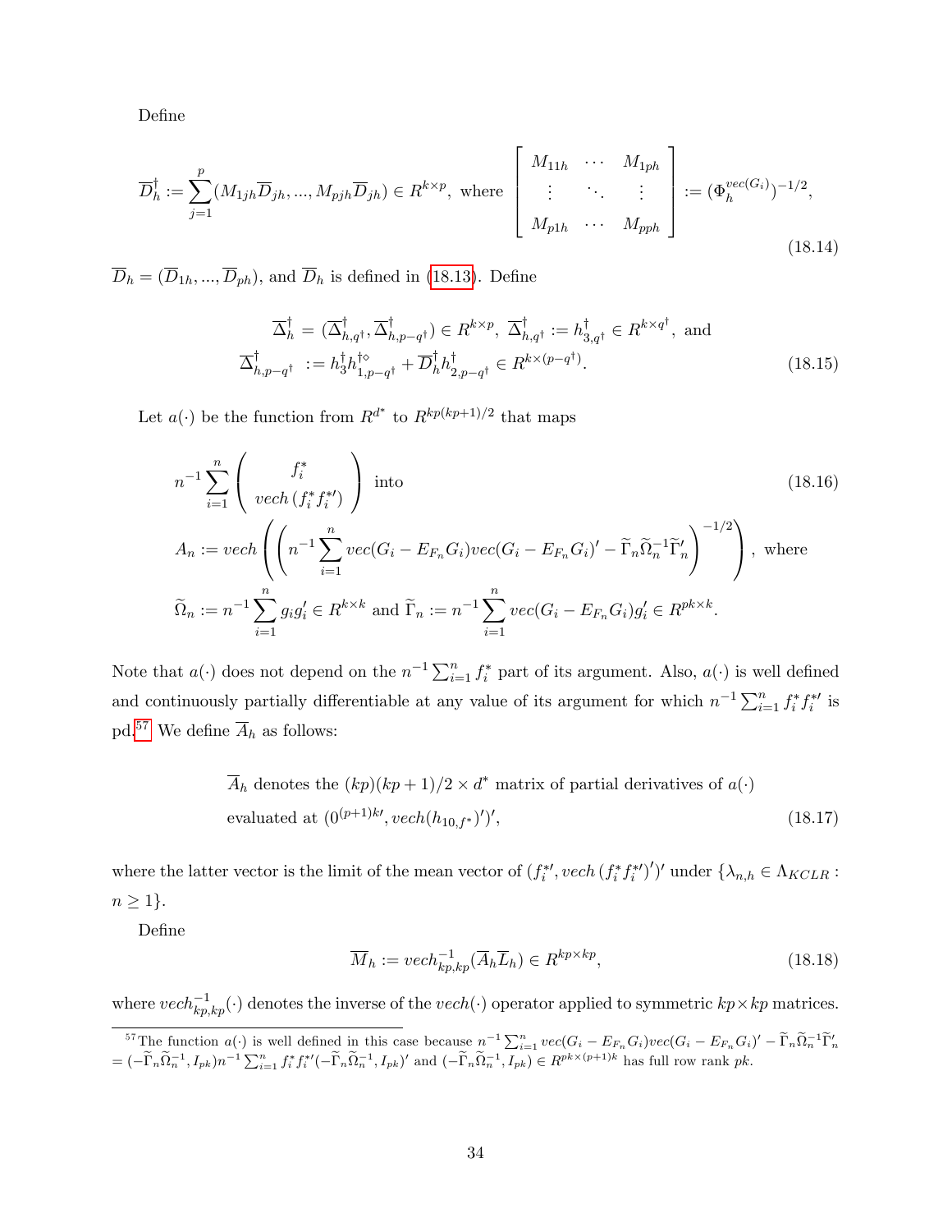Define

$$\overline{D}_h^{\dagger} := \sum_{j=1}^{p} (M_{1jh}\overline{D}_{jh}, ..., M_{pjh}\overline{D}_{jh}) \in R^{k\times p}, \text{ where } \left[\begin{array}{ccc} M_{11h} & \cdots & M_{1ph} \\ \vdots & \ddots & \vdots \\ M_{p1h} & \cdots & M_{pph} \end{array}\right] := (\Phi_h^{vec(G_i)})^{-1/2}, \tag{18.14}$$

$\overline{D}_h = (\overline{D}_{1h}, ..., \overline{D}_{ph})$, and $\overline{D}_h$ is defined in (18.13). Define

$$\begin{aligned} \overline{\Delta}_h^{\dagger} &= (\overline{\Delta}_{h,q^{\dagger}}^{\dagger}, \overline{\Delta}_{h,p-q^{\dagger}}^{\dagger}) \in R^{k\times p},\ \overline{\Delta}_{h,q^{\dagger}}^{\dagger} := h_{3,q^{\dagger}}^{\dagger} \in R^{k\times q^{\dagger}}, \text{ and} \\ \overline{\Delta}_{h,p-q^{\dagger}}^{\dagger} &:= h_3^{\dagger} h_{1,p-q^{\dagger}}^{\dagger\diamond} + \overline{D}_h^{\dagger} h_{2,p-q^{\dagger}}^{\dagger} \in R^{k\times(p-q^{\dagger})}. \end{aligned} \tag{18.15}$$

Let $a(\cdot)$ be the function from $R^{d^*}$ to $R^{kp(kp+1)/2}$ that maps

$$\begin{aligned} & n^{-1}\sum_{i=1}^{n} \left(\begin{array}{c} f_i^* \\ vech\,(f_i^* f_i^{*\prime}) \end{array}\right) \text{ into} \\ & A_n := vech\left(\left(n^{-1}\sum_{i=1}^{n} vec(G_i - E_{F_n}G_i)vec(G_i - E_{F_n}G_i)' - \widetilde{\Gamma}_n\widetilde{\Omega}_n^{-1}\widetilde{\Gamma}_n'\right)^{-1/2}\right), \text{ where} \\ & \widetilde{\Omega}_n := n^{-1}\sum_{i=1}^{n} g_i g_i' \in R^{k\times k} \text{ and } \widetilde{\Gamma}_n := n^{-1}\sum_{i=1}^{n} vec(G_i - E_{F_n}G_i)g_i' \in R^{pk\times k}. \end{aligned} \tag{18.16}$$

Note that $a(\cdot)$ does not depend on the $n^{-1}\sum_{i=1}^{n} f_i^*$ part of its argument. Also, $a(\cdot)$ is well defined and continuously partially differentiable at any value of its argument for which $n^{-1}\sum_{i=1}^{n} f_i^* f_i^{*\prime}$ is pd.[57] We define $\overline{A}_h$ as follows:

$$\begin{aligned} & \overline{A}_h \text{ denotes the } (kp)(kp+1)/2 \times d^* \text{ matrix of partial derivatives of } a(\cdot) \\ & \text{evaluated at } (0^{(p+1)k\prime}, vech(h_{10,f^*})')', \end{aligned} \tag{18.17}$$

where the latter vector is the limit of the mean vector of $(f_i^{*\prime}, vech\,(f_i^* f_i^{*\prime})')'$ under $\{\lambda_{n,h} \in \Lambda_{KCLR} : n \geq 1\}$.

Define

$$\overline{M}_h := vech_{kp,kp}^{-1}(\overline{A}_h\overline{L}_h) \in R^{kp\times kp}, \tag{18.18}$$

where $vech_{kp,kp}^{-1}(\cdot)$ denotes the inverse of the $vech(\cdot)$ operator applied to symmetric $kp\times kp$ matrices.

[57] The function $a(\cdot)$ is well defined in this case because $n^{-1}\sum_{i=1}^{n} vec(G_i - E_{F_n}G_i)vec(G_i - E_{F_n}G_i)' - \widetilde{\Gamma}_n\widetilde{\Omega}_n^{-1}\widetilde{\Gamma}_n'$ $= (-\widetilde{\Gamma}_n\widetilde{\Omega}_n^{-1}, I_{pk})n^{-1}\sum_{i=1}^{n} f_i^* f_i^{*\prime}(-\widetilde{\Gamma}_n\widetilde{\Omega}_n^{-1}, I_{pk})'$ and $(-\widetilde{\Gamma}_n\widetilde{\Omega}_n^{-1}, I_{pk}) \in R^{pk\times(p+1)k}$ has full row rank $pk$.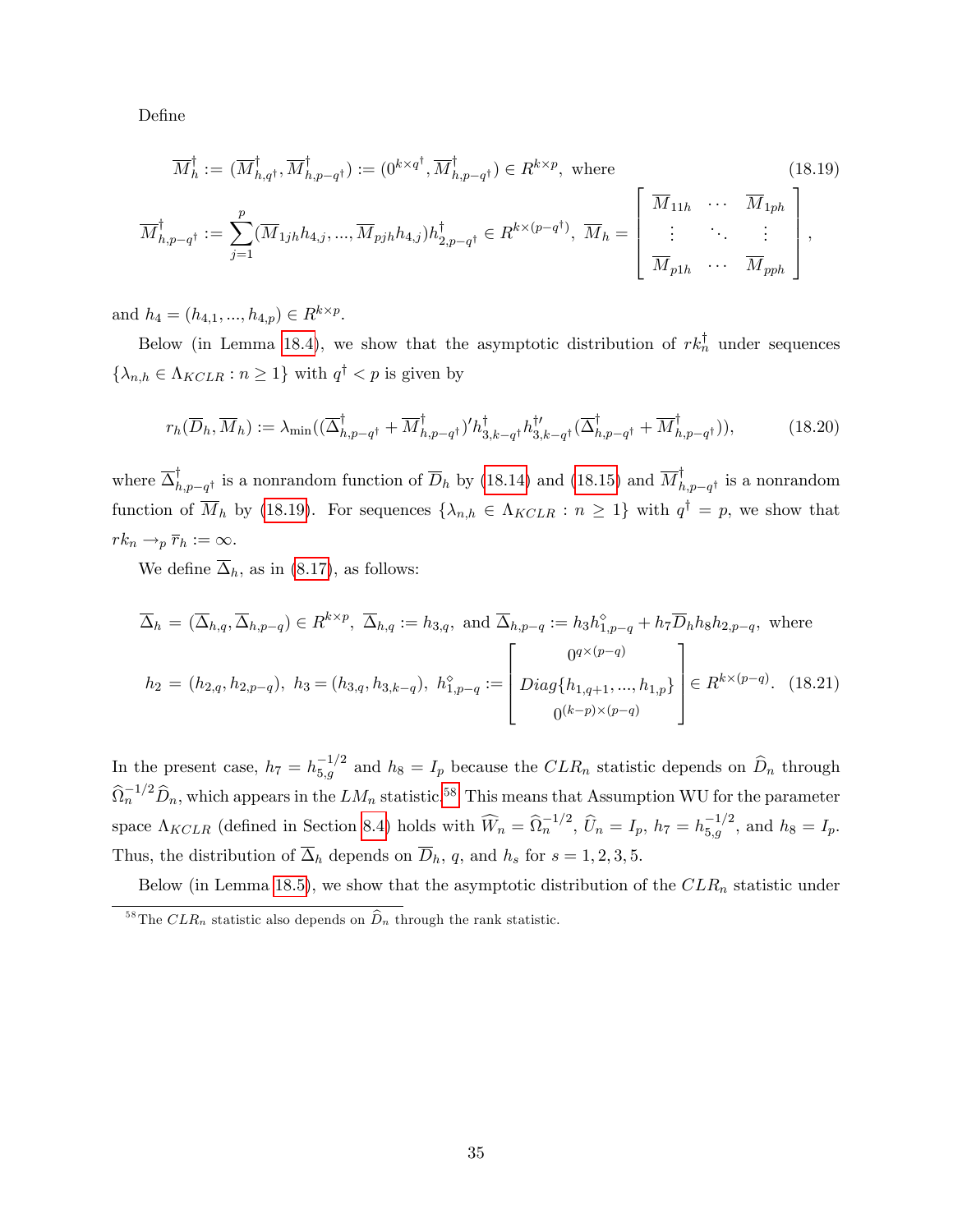Define

$$\overline{M}_h^\dagger := (\overline{M}_{h,q^\dagger}^\dagger, \overline{M}_{h,p-q^\dagger}^\dagger) := (0^{k \times q^\dagger}, \overline{M}_{h,p-q^\dagger}^\dagger) \in R^{k \times p}, \text{ where} \tag{18.19}$$

$$\overline{M}_{h,p-q^\dagger}^\dagger := \sum_{j=1}^{p} (\overline{M}_{1jh} h_{4,j}, ..., \overline{M}_{pjh} h_{4,j}) h_{2,p-q^\dagger}^\dagger \in R^{k \times (p-q^\dagger)}, \ \overline{M}_h = \begin{bmatrix} \overline{M}_{11h} & \cdots & \overline{M}_{1ph} \\ \vdots & \ddots & \vdots \\ \overline{M}_{p1h} & \cdots & \overline{M}_{pph} \end{bmatrix},$$

and $h_4 = (h_{4,1}, ..., h_{4,p}) \in R^{k \times p}$.

Below (in Lemma 18.4), we show that the asymptotic distribution of $rk_n^\dagger$ under sequences $\{\lambda_{n,h} \in \Lambda_{KCLR} : n \geq 1\}$ with $q^\dagger < p$ is given by

$$r_h(\overline{D}_h, \overline{M}_h) := \lambda_{\min}((\overline{\Delta}_{h,p-q^\dagger}^\dagger + \overline{M}_{h,p-q^\dagger}^\dagger)' h_{3,k-q^\dagger}^\dagger h_{3,k-q^\dagger}^{\dagger\prime} (\overline{\Delta}_{h,p-q^\dagger}^\dagger + \overline{M}_{h,p-q^\dagger}^\dagger)), \tag{18.20}$$

where $\overline{\Delta}_{h,p-q^\dagger}^\dagger$ is a nonrandom function of $\overline{D}_h$ by (18.14) and (18.15) and $\overline{M}_{h,p-q^\dagger}^\dagger$ is a nonrandom function of $\overline{M}_h$ by (18.19). For sequences $\{\lambda_{n,h} \in \Lambda_{KCLR} : n \geq 1\}$ with $q^\dagger = p$, we show that $rk_n \to_p \overline{r}_h := \infty$.

We define $\overline{\Delta}_h$, as in (8.17), as follows:

$$\overline{\Delta}_h = (\overline{\Delta}_{h,q}, \overline{\Delta}_{h,p-q}) \in R^{k \times p}, \ \overline{\Delta}_{h,q} := h_{3,q}, \text{ and } \overline{\Delta}_{h,p-q} := h_3 h_{1,p-q}^\diamond + h_7 \overline{D}_h h_8 h_{2,p-q}, \text{ where}$$

$$h_2 = (h_{2,q}, h_{2,p-q}), \ h_3 = (h_{3,q}, h_{3,k-q}), \ h_{1,p-q}^\diamond := \begin{bmatrix} 0^{q \times (p-q)} \\ Diag\{h_{1,q+1}, ..., h_{1,p}\} \\ 0^{(k-p) \times (p-q)} \end{bmatrix} \in R^{k \times (p-q)}. \tag{18.21}$$

In the present case, $h_7 = h_{5,g}^{-1/2}$ and $h_8 = I_p$ because the $CLR_n$ statistic depends on $\widehat{D}_n$ through $\widehat{\Omega}_n^{-1/2} \widehat{D}_n$, which appears in the $LM_n$ statistic.[58] This means that Assumption WU for the parameter space $\Lambda_{KCLR}$ (defined in Section 8.4) holds with $\widehat{W}_n = \widehat{\Omega}_n^{-1/2}$, $\widehat{U}_n = I_p$, $h_7 = h_{5,g}^{-1/2}$, and $h_8 = I_p$. Thus, the distribution of $\overline{\Delta}_h$ depends on $\overline{D}_h$, $q$, and $h_s$ for $s = 1, 2, 3, 5$.

Below (in Lemma 18.5), we show that the asymptotic distribution of the $CLR_n$ statistic under

[58] The $CLR_n$ statistic also depends on $\widehat{D}_n$ through the rank statistic.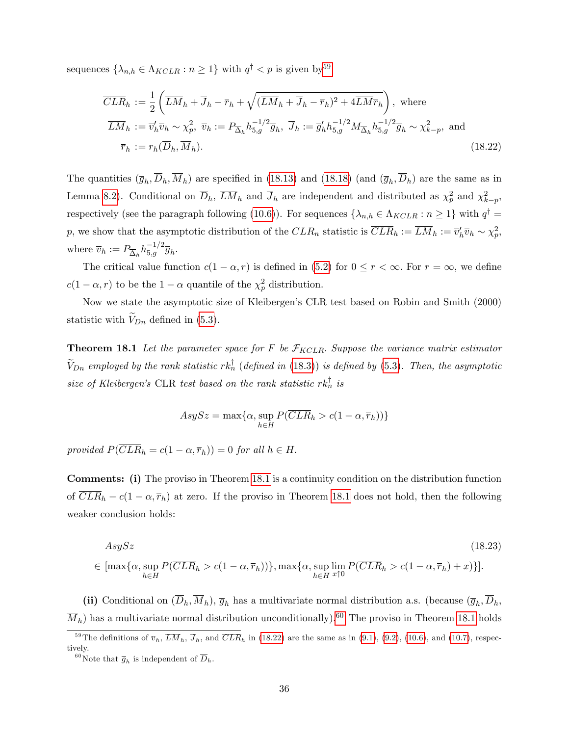sequences $\{\lambda_{n,h} \in \Lambda_{KCLR} : n \geq 1\}$ with $q^\dagger < p$ is given by[59]

$$
\begin{aligned}
\overline{CLR}_h &:= \frac{1}{2}\left(\overline{LM}_h + \overline{J}_h - \overline{r}_h + \sqrt{(\overline{LM}_h + \overline{J}_h - \overline{r}_h)^2 + 4\overline{LM}\overline{r}_h}\right), \text{ where} \\
\overline{LM}_h &:= \overline{v}_h'\overline{v}_h \sim \chi^2_p, \ \overline{v}_h := P_{\overline{\Delta}_h} h_{5,g}^{-1/2}\overline{g}_h, \ \overline{J}_h := \overline{g}_h' h_{5,g}^{-1/2} M_{\overline{\Delta}_h} h_{5,g}^{-1/2}\overline{g}_h \sim \chi^2_{k-p}, \text{ and} \\
\overline{r}_h &:= r_h(\overline{D}_h, \overline{M}_h).
\end{aligned} \tag{18.22}
$$

The quantities $(\overline{g}_h, \overline{D}_h, \overline{M}_h)$ are specified in (18.13) and (18.18) (and $(\overline{g}_h, \overline{D}_h)$ are the same as in Lemma 8.2). Conditional on $\overline{D}_h$, $\overline{LM}_h$ and $\overline{J}_h$ are independent and distributed as $\chi^2_p$ and $\chi^2_{k-p}$, respectively (see the paragraph following (10.6)). For sequences $\{\lambda_{n,h} \in \Lambda_{KCLR} : n \geq 1\}$ with $q^\dagger = p$, we show that the asymptotic distribution of the $CLR_n$ statistic is $\overline{CLR}_h := \overline{LM}_h := \overline{v}_h'\overline{v}_h \sim \chi^2_p$, where $\overline{v}_h := P_{\overline{\Delta}_h} h_{5,g}^{-1/2}\overline{g}_h$.

The critical value function $c(1-\alpha, r)$ is defined in (5.2) for $0 \leq r < \infty$. For $r = \infty$, we define $c(1-\alpha, r)$ to be the $1-\alpha$ quantile of the $\chi^2_p$ distribution.

Now we state the asymptotic size of Kleibergen's CLR test based on Robin and Smith (2000) statistic with $\widetilde{V}_{Dn}$ defined in (5.3).

**Theorem 18.1** *Let the parameter space for $F$ be $\mathcal{F}_{KCLR}$. Suppose the variance matrix estimator $\widetilde{V}_{Dn}$ employed by the rank statistic $rk_n^\dagger$ (defined in (18.3)) is defined by (5.3). Then, the asymptotic size of Kleibergen's* CLR *test based on the rank statistic $rk_n^\dagger$ is*

$$
AsySz = \max\{\alpha, \sup_{h \in H} P(\overline{CLR}_h > c(1-\alpha, \overline{r}_h))\}
$$

*provided $P(\overline{CLR}_h = c(1-\alpha, \overline{r}_h)) = 0$ for all $h \in H$.*

**Comments: (i)** The proviso in Theorem 18.1 is a continuity condition on the distribution function of $\overline{CLR}_h - c(1-\alpha, \overline{r}_h)$ at zero. If the proviso in Theorem 18.1 does not hold, then the following weaker conclusion holds:

$$
\begin{aligned}
&AsySz \\
&\in [\max\{\alpha, \sup_{h \in H} P(\overline{CLR}_h > c(1-\alpha, \overline{r}_h))\}, \max\{\alpha, \sup_{h \in H} \lim_{x \uparrow 0} P(\overline{CLR}_h > c(1-\alpha, \overline{r}_h) + x)\}].
\end{aligned} \tag{18.23}
$$

**(ii)** Conditional on $(\overline{D}_h, \overline{M}_h)$, $\overline{g}_h$ has a multivariate normal distribution a.s. (because $(\overline{g}_h, \overline{D}_h, \overline{M}_h)$ has a multivariate normal distribution unconditionally).[60] The proviso in Theorem 18.1 holds

[59] The definitions of $\overline{v}_h$, $\overline{LM}_h$, $\overline{J}_h$, and $\overline{CLR}_h$ in (18.22) are the same as in (9.1), (9.2), (10.6), and (10.7), respectively.

[60] Note that $\overline{g}_h$ is independent of $\overline{D}_h$.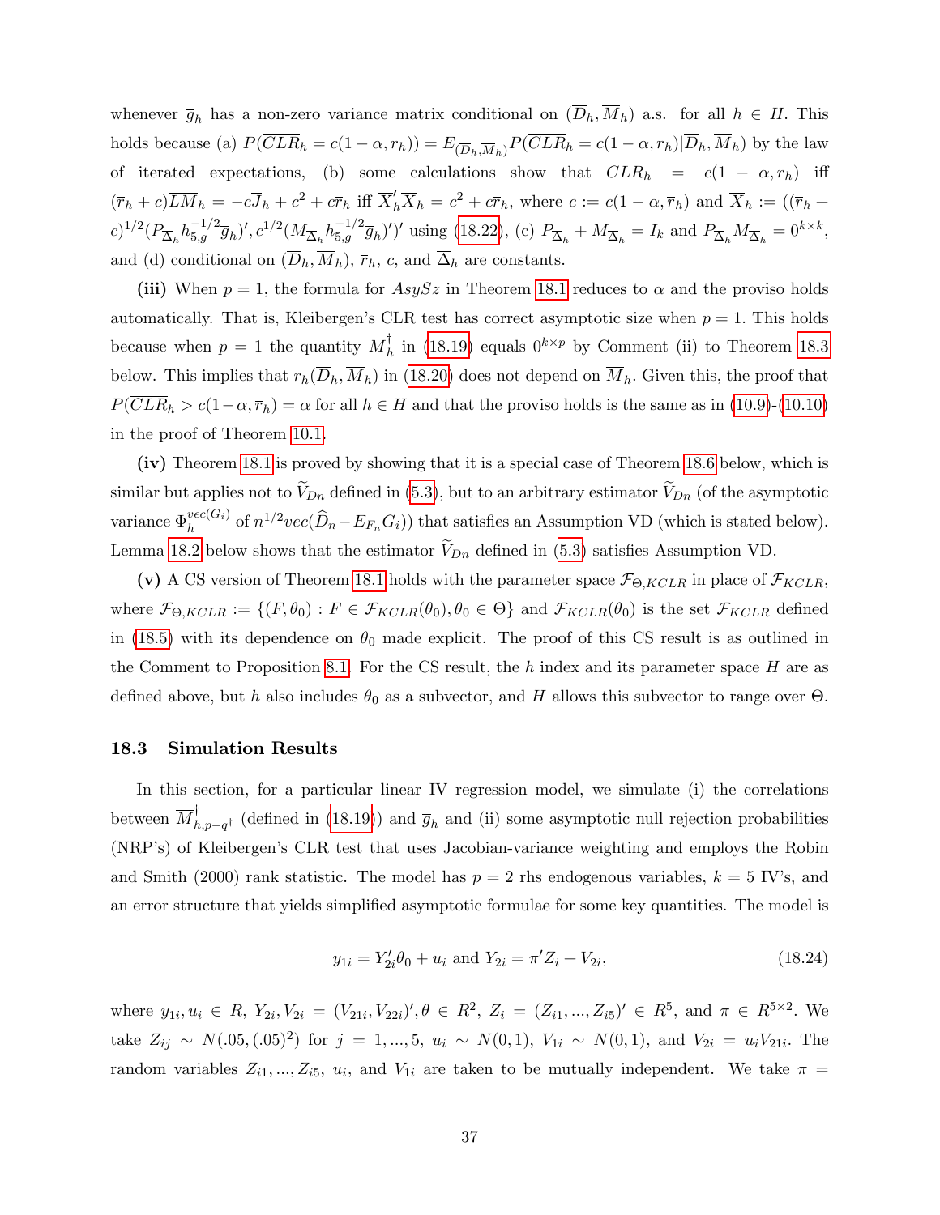whenever $\overline{g}_h$ has a non-zero variance matrix conditional on $(\overline{D}_h, \overline{M}_h)$ a.s. for all $h \in H$. This holds because (a) $P(\overline{CLR}_h = c(1-\alpha, \overline{r}_h)) = E_{(\overline{D}_h, \overline{M}_h)} P(\overline{CLR}_h = c(1-\alpha, \overline{r}_h) | \overline{D}_h, \overline{M}_h)$ by the law of iterated expectations, (b) some calculations show that $\overline{CLR}_h = c(1-\alpha, \overline{r}_h)$ iff $(\overline{r}_h + c)\overline{LM}_h = -c\overline{J}_h + c^2 + c\overline{r}_h$ iff $\overline{X}_h' \overline{X}_h = c^2 + c\overline{r}_h$, where $c := c(1-\alpha, \overline{r}_h)$ and $\overline{X}_h := ((\overline{r}_h + c)^{1/2}(P_{\overline{\Delta}_h} h_{5,g}^{-1/2} \overline{g}_h)', c^{1/2}(M_{\overline{\Delta}_h} h_{5,g}^{-1/2} \overline{g}_h)')'$ using (18.22), (c) $P_{\overline{\Delta}_h} + M_{\overline{\Delta}_h} = I_k$ and $P_{\overline{\Delta}_h} M_{\overline{\Delta}_h} = 0^{k \times k}$, and (d) conditional on $(\overline{D}_h, \overline{M}_h)$, $\overline{r}_h$, $c$, and $\overline{\Delta}_h$ are constants.

**(iii)** When $p = 1$, the formula for $AsySz$ in Theorem 18.1 reduces to $\alpha$ and the proviso holds automatically. That is, Kleibergen's CLR test has correct asymptotic size when $p = 1$. This holds because when $p = 1$ the quantity $\overline{M}_h^{\dagger}$ in (18.19) equals $0^{k \times p}$ by Comment (ii) to Theorem 18.3 below. This implies that $r_h(\overline{D}_h, \overline{M}_h)$ in (18.20) does not depend on $\overline{M}_h$. Given this, the proof that $P(\overline{CLR}_h > c(1-\alpha, \overline{r}_h) = \alpha$ for all $h \in H$ and that the proviso holds is the same as in (10.9)-(10.10) in the proof of Theorem 10.1.

**(iv)** Theorem 18.1 is proved by showing that it is a special case of Theorem 18.6 below, which is similar but applies not to $\widetilde{V}_{Dn}$ defined in (5.3), but to an arbitrary estimator $\widetilde{V}_{Dn}$ (of the asymptotic variance $\Phi_h^{vec(G_i)}$ of $n^{1/2} vec(\widehat{D}_n - E_{F_n} G_i)$) that satisfies an Assumption VD (which is stated below). Lemma 18.2 below shows that the estimator $\widetilde{V}_{Dn}$ defined in (5.3) satisfies Assumption VD.

**(v)** A CS version of Theorem 18.1 holds with the parameter space $\mathcal{F}_{\Theta,KCLR}$ in place of $\mathcal{F}_{KCLR}$, where $\mathcal{F}_{\Theta,KCLR} := \{(F, \theta_0) : F \in \mathcal{F}_{KCLR}(\theta_0), \theta_0 \in \Theta\}$ and $\mathcal{F}_{KCLR}(\theta_0)$ is the set $\mathcal{F}_{KCLR}$ defined in (18.5) with its dependence on $\theta_0$ made explicit. The proof of this CS result is as outlined in the Comment to Proposition 8.1. For the CS result, the $h$ index and its parameter space $H$ are as defined above, but $h$ also includes $\theta_0$ as a subvector, and $H$ allows this subvector to range over $\Theta$.

### 18.3 Simulation Results

In this section, for a particular linear IV regression model, we simulate (i) the correlations between $\overline{M}_{h,p-q^{\dagger}}^{\dagger}$ (defined in (18.19)) and $\overline{g}_h$ and (ii) some asymptotic null rejection probabilities (NRP's) of Kleibergen's CLR test that uses Jacobian-variance weighting and employs the Robin and Smith (2000) rank statistic. The model has $p = 2$ rhs endogenous variables, $k = 5$ IV's, and an error structure that yields simplified asymptotic formulae for some key quantities. The model is

$$y_{1i} = Y_{2i}'\theta_0 + u_i \text{ and } Y_{2i} = \pi' Z_i + V_{2i}, \tag{18.24}$$

where $y_{1i}, u_i \in R$, $Y_{2i}, V_{2i} = (V_{21i}, V_{22i})', \theta \in R^2$, $Z_i = (Z_{i1}, ..., Z_{i5})' \in R^5$, and $\pi \in R^{5 \times 2}$. We take $Z_{ij} \sim N(.05, (.05)^2)$ for $j = 1, ..., 5$, $u_i \sim N(0,1)$, $V_{1i} \sim N(0,1)$, and $V_{2i} = u_i V_{21i}$. The random variables $Z_{i1}, ..., Z_{i5}$, $u_i$, and $V_{1i}$ are taken to be mutually independent. We take $\pi =$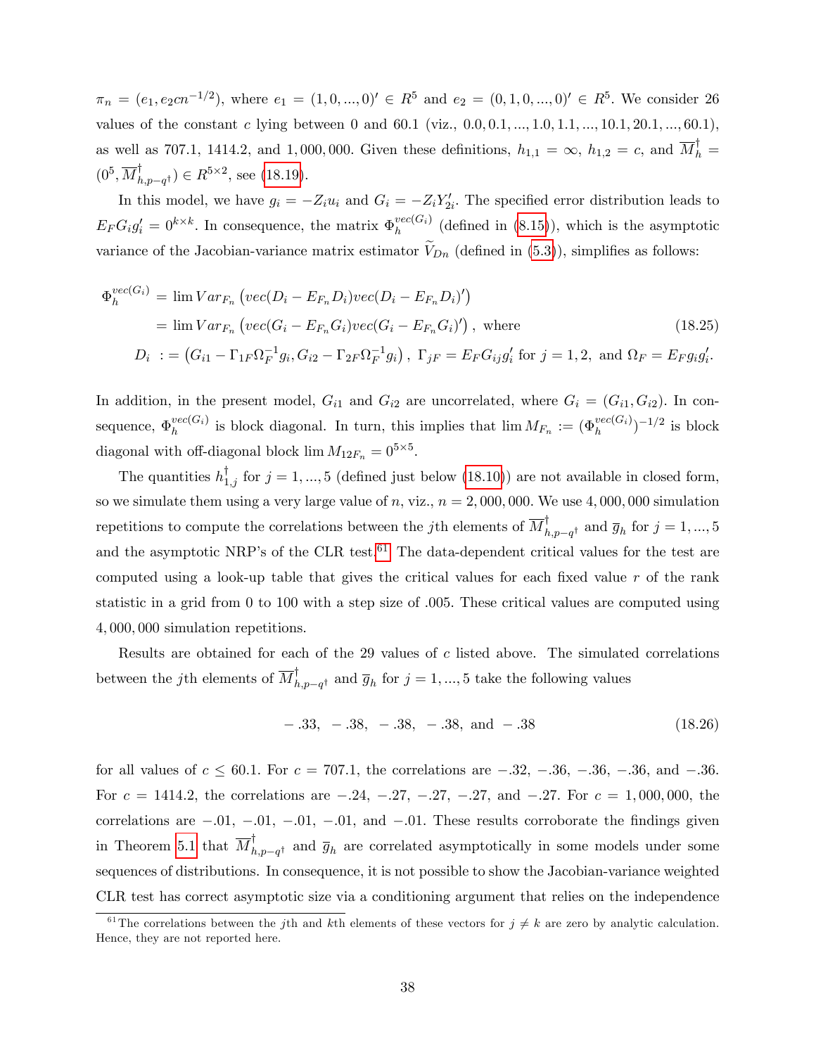$\pi_n = (e_1, e_2 c n^{-1/2})$, where $e_1 = (1, 0, ..., 0)' \in R^5$ and $e_2 = (0, 1, 0, ..., 0)' \in R^5$. We consider 26 values of the constant $c$ lying between 0 and 60.1 (viz., 0.0, 0.1, ..., 1.0, 1.1, ..., 10.1, 20.1, ..., 60.1), as well as 707.1, 1414.2, and 1,000,000. Given these definitions, $h_{1,1} = \infty$, $h_{1,2} = c$, and $\overline{M}_h^\dagger = (0^5, \overline{M}_{h,p-q^\dagger}^\dagger) \in R^{5 \times 2}$, see (18.19).

In this model, we have $g_i = -Z_i u_i$ and $G_i = -Z_i Y_{2i}'$. The specified error distribution leads to $E_F G_i g_i' = 0^{k \times k}$. In consequence, the matrix $\Phi_h^{vec(G_i)}$ (defined in (8.15)), which is the asymptotic variance of the Jacobian-variance matrix estimator $\widetilde{V}_{Dn}$ (defined in (5.3)), simplifies as follows:

$$
\begin{aligned}
\Phi_h^{vec(G_i)} &= \lim Var_{F_n}\left(vec(D_i - E_{F_n} D_i) vec(D_i - E_{F_n} D_i)'\right) \\
&= \lim Var_{F_n}\left(vec(G_i - E_{F_n} G_i) vec(G_i - E_{F_n} G_i)'\right), \text{ where} \qquad (18.25) \\
D_i \ &:= \left(G_{i1} - \Gamma_{1F} \Omega_F^{-1} g_i, G_{i2} - \Gamma_{2F} \Omega_F^{-1} g_i\right), \ \Gamma_{jF} = E_F G_{ij} g_i' \text{ for } j = 1, 2, \text{ and } \Omega_F = E_F g_i g_i'.
\end{aligned}
$$

In addition, in the present model, $G_{i1}$ and $G_{i2}$ are uncorrelated, where $G_i = (G_{i1}, G_{i2})$. In consequence, $\Phi_h^{vec(G_i)}$ is block diagonal. In turn, this implies that $\lim M_{F_n} := (\Phi_h^{vec(G_i)})^{-1/2}$ is block diagonal with off-diagonal block $\lim M_{12F_n} = 0^{5 \times 5}$.

The quantities $h_{1,j}^\dagger$ for $j = 1, ..., 5$ (defined just below (18.10)) are not available in closed form, so we simulate them using a very large value of $n$, viz., $n = 2{,}000{,}000$. We use 4,000,000 simulation repetitions to compute the correlations between the $j$th elements of $\overline{M}_{h,p-q^\dagger}^\dagger$ and $\overline{g}_h$ for $j = 1, ..., 5$ and the asymptotic NRP's of the CLR test.[61] The data-dependent critical values for the test are computed using a look-up table that gives the critical values for each fixed value $r$ of the rank statistic in a grid from 0 to 100 with a step size of .005. These critical values are computed using 4,000,000 simulation repetitions.

Results are obtained for each of the 29 values of $c$ listed above. The simulated correlations between the $j$th elements of $\overline{M}_{h,p-q^\dagger}^\dagger$ and $\overline{g}_h$ for $j = 1, ..., 5$ take the following values

$$
-.33, \ -.38, \ -.38, \ -.38, \text{ and } -.38 \qquad (18.26)
$$

for all values of $c \leq 60.1$. For $c = 707.1$, the correlations are $-.32$, $-.36$, $-.36$, $-.36$, and $-.36$. For $c = 1414.2$, the correlations are $-.24$, $-.27$, $-.27$, $-.27$, and $-.27$. For $c = 1{,}000{,}000$, the correlations are $-.01$, $-.01$, $-.01$, $-.01$, and $-.01$. These results corroborate the findings given in Theorem 5.1 that $\overline{M}_{h,p-q^\dagger}^\dagger$ and $\overline{g}_h$ are correlated asymptotically in some models under some sequences of distributions. In consequence, it is not possible to show the Jacobian-variance weighted CLR test has correct asymptotic size via a conditioning argument that relies on the independence

[61] The correlations between the $j$th and $k$th elements of these vectors for $j \neq k$ are zero by analytic calculation. Hence, they are not reported here.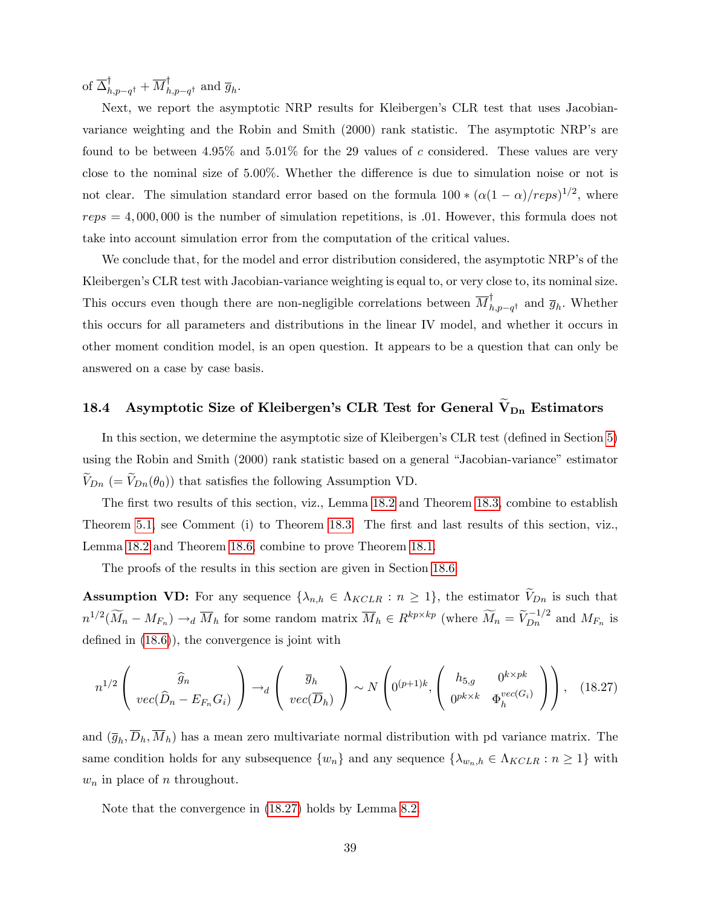of $\overline{\Delta}^{\dagger}_{h,p-q^{\dagger}} + \overline{M}^{\dagger}_{h,p-q^{\dagger}}$ and $\overline{g}_h$.

Next, we report the asymptotic NRP results for Kleibergen's CLR test that uses Jacobian-variance weighting and the Robin and Smith (2000) rank statistic. The asymptotic NRP's are found to be between 4.95% and 5.01% for the 29 values of $c$ considered. These values are very close to the nominal size of 5.00%. Whether the difference is due to simulation noise or not is not clear. The simulation standard error based on the formula $100 * (\alpha(1-\alpha)/reps)^{1/2}$, where $reps = 4,000,000$ is the number of simulation repetitions, is .01. However, this formula does not take into account simulation error from the computation of the critical values.

We conclude that, for the model and error distribution considered, the asymptotic NRP's of the Kleibergen's CLR test with Jacobian-variance weighting is equal to, or very close to, its nominal size. This occurs even though there are non-negligible correlations between $\overline{M}^{\dagger}_{h,p-q^{\dagger}}$ and $\overline{g}_h$. Whether this occurs for all parameters and distributions in the linear IV model, and whether it occurs in other moment condition model, is an open question. It appears to be a question that can only be answered on a case by case basis.

## 18.4 Asymptotic Size of Kleibergen's CLR Test for General $\widetilde{V}_{Dn}$ Estimators

In this section, we determine the asymptotic size of Kleibergen's CLR test (defined in Section 5) using the Robin and Smith (2000) rank statistic based on a general "Jacobian-variance" estimator $\widetilde{V}_{Dn}$ $(= \widetilde{V}_{Dn}(\theta_0))$ that satisfies the following Assumption VD.

The first two results of this section, viz., Lemma 18.2 and Theorem 18.3, combine to establish Theorem 5.1, see Comment (i) to Theorem 18.3. The first and last results of this section, viz., Lemma 18.2 and Theorem 18.6, combine to prove Theorem 18.1.

The proofs of the results in this section are given in Section 18.6.

**Assumption VD:** For any sequence $\{\lambda_{n,h} \in \Lambda_{KCLR} : n \geq 1\}$, the estimator $\widetilde{V}_{Dn}$ is such that $n^{1/2}(\widetilde{M}_n - M_{F_n}) \rightarrow_d \overline{M}_h$ for some random matrix $\overline{M}_h \in R^{kp \times kp}$ (where $\widetilde{M}_n = \widetilde{V}_{Dn}^{-1/2}$ and $M_{F_n}$ is defined in (18.6)), the convergence is joint with

$$
n^{1/2} \begin{pmatrix} \widehat{g}_n \\ vec(\widehat{D}_n - E_{F_n} G_i) \end{pmatrix} \rightarrow_d \begin{pmatrix} \overline{g}_h \\ vec(\overline{D}_h) \end{pmatrix} \sim N\left(0^{(p+1)k}, \begin{pmatrix} h_{5,g} & 0^{k \times pk} \\ 0^{pk \times k} & \Phi_h^{vec(G_i)} \end{pmatrix}\right), \quad (18.27)
$$

and $(\overline{g}_h, \overline{D}_h, \overline{M}_h)$ has a mean zero multivariate normal distribution with pd variance matrix. The same condition holds for any subsequence $\{w_n\}$ and any sequence $\{\lambda_{w_n,h} \in \Lambda_{KCLR} : n \geq 1\}$ with $w_n$ in place of $n$ throughout.

Note that the convergence in (18.27) holds by Lemma 8.2.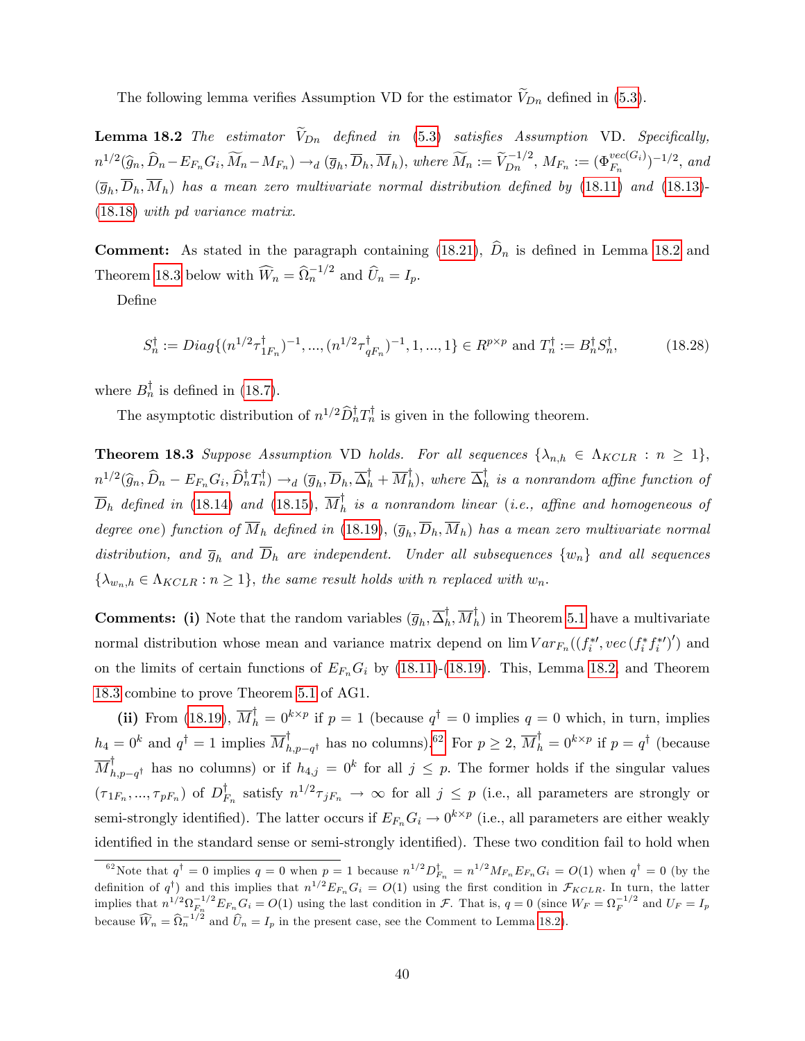The following lemma verifies Assumption VD for the estimator $\widetilde{V}_{Dn}$ defined in (5.3).

**Lemma 18.2** *The estimator $\widetilde{V}_{Dn}$ defined in (5.3) satisfies Assumption* VD. *Specifically, $n^{1/2}(\widehat{g}_n, \widehat{D}_n - E_{F_n}G_i, \widetilde{M}_n - M_{F_n}) \rightarrow_d (\overline{g}_h, \overline{D}_h, \overline{M}_h)$, where $\widetilde{M}_n := \widetilde{V}_{Dn}^{-1/2}$, $M_{F_n} := (\Phi_{F_n}^{vec(G_i)})^{-1/2}$, and $(\overline{g}_h, \overline{D}_h, \overline{M}_h)$ has a mean zero multivariate normal distribution defined by (18.11) and (18.13)-(18.18) with pd variance matrix.*

**Comment:** As stated in the paragraph containing (18.21), $\widehat{D}_n$ is defined in Lemma 18.2 and Theorem 18.3 below with $\widehat{W}_n = \widehat{\Omega}_n^{-1/2}$ and $\widehat{U}_n = I_p$.

Define

$$S_n^\dagger := Diag\{(n^{1/2}\tau_{1F_n}^\dagger)^{-1}, ..., (n^{1/2}\tau_{qF_n}^\dagger)^{-1}, 1, ..., 1\} \in R^{p \times p} \text{ and } T_n^\dagger := B_n^\dagger S_n^\dagger, \tag{18.28}$$

where $B_n^\dagger$ is defined in (18.7).

The asymptotic distribution of $n^{1/2}\widehat{D}_n^\dagger T_n^\dagger$ is given in the following theorem.

**Theorem 18.3** *Suppose Assumption* VD *holds. For all sequences $\{\lambda_{n,h} \in \Lambda_{KCLR} : n \geq 1\}$, $n^{1/2}(\widehat{g}_n, \widehat{D}_n - E_{F_n}G_i, \widehat{D}_n^\dagger T_n^\dagger) \rightarrow_d (\overline{g}_h, \overline{D}_h, \overline{\Delta}_h^\dagger + \overline{M}_h^\dagger)$, where $\overline{\Delta}_h^\dagger$ is a nonrandom affine function of $\overline{D}_h$ defined in (18.14) and (18.15), $\overline{M}_h^\dagger$ is a nonrandom linear (i.e., affine and homogeneous of degree one) function of $\overline{M}_h$ defined in (18.19), $(\overline{g}_h, \overline{D}_h, \overline{M}_h)$ has a mean zero multivariate normal distribution, and $\overline{g}_h$ and $\overline{D}_h$ are independent. Under all subsequences $\{w_n\}$ and all sequences $\{\lambda_{w_n,h} \in \Lambda_{KCLR} : n \geq 1\}$, the same result holds with $n$ replaced with $w_n$.*

**Comments: (i)** Note that the random variables $(\overline{g}_h, \overline{\Delta}_h^\dagger, \overline{M}_h^\dagger)$ in Theorem 5.1 have a multivariate normal distribution whose mean and variance matrix depend on $\lim Var_{F_n}((f_i^{*\prime}, vec(f_i^* f_i^{*\prime})')$ and on the limits of certain functions of $E_{F_n}G_i$ by (18.11)-(18.19). This, Lemma 18.2, and Theorem 18.3 combine to prove Theorem 5.1 of AG1.

**(ii)** From (18.19), $\overline{M}_h^\dagger = 0^{k \times p}$ if $p = 1$ (because $q^\dagger = 0$ implies $q = 0$ which, in turn, implies $h_4 = 0^k$ and $q^\dagger = 1$ implies $\overline{M}_{h,p-q^\dagger}^\dagger$ has no columns).[62] For $p \geq 2$, $\overline{M}_h^\dagger = 0^{k \times p}$ if $p = q^\dagger$ (because $\overline{M}_{h,p-q^\dagger}^\dagger$ has no columns) or if $h_{4,j} = 0^k$ for all $j \leq p$. The former holds if the singular values $(\tau_{1F_n}, ..., \tau_{pF_n})$ of $D_{F_n}^\dagger$ satisfy $n^{1/2}\tau_{jF_n} \rightarrow \infty$ for all $j \leq p$ (i.e., all parameters are strongly or semi-strongly identified). The latter occurs if $E_{F_n}G_i \rightarrow 0^{k \times p}$ (i.e., all parameters are either weakly identified in the standard sense or semi-strongly identified). These two condition fail to hold when

[62] Note that $q^\dagger = 0$ implies $q = 0$ when $p = 1$ because $n^{1/2}D_{F_n}^\dagger = n^{1/2}M_{F_n}E_{F_n}G_i = O(1)$ when $q^\dagger = 0$ (by the definition of $q^\dagger$) and this implies that $n^{1/2}E_{F_n}G_i = O(1)$ using the first condition in $\mathcal{F}_{KCLR}$. In turn, the latter implies that $n^{1/2}\Omega_{F_n}^{-1/2}E_{F_n}G_i = O(1)$ using the last condition in $\mathcal{F}$. That is, $q = 0$ (since $W_F = \Omega_F^{-1/2}$ and $U_F = I_p$ because $\widehat{W}_n = \widehat{\Omega}_n^{-1/2}$ and $\widehat{U}_n = I_p$ in the present case, see the Comment to Lemma 18.2).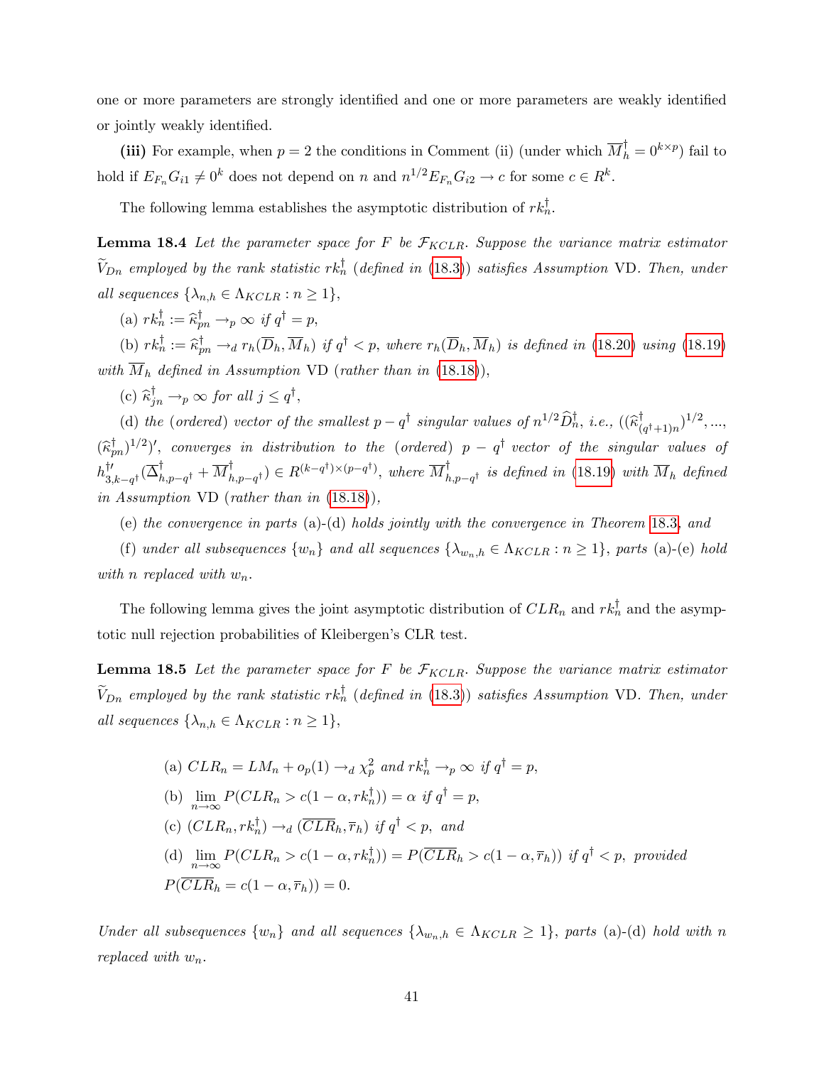one or more parameters are strongly identified and one or more parameters are weakly identified or jointly weakly identified.

**(iii)** For example, when $p = 2$ the conditions in Comment (ii) (under which $\overline{M}_h^\dagger = 0^{k \times p}$) fail to hold if $E_{F_n} G_{i1} \neq 0^k$ does not depend on $n$ and $n^{1/2} E_{F_n} G_{i2} \to c$ for some $c \in R^k$.

The following lemma establishes the asymptotic distribution of $rk_n^\dagger$.

**Lemma 18.4** *Let the parameter space for $F$ be $\mathcal{F}_{KCLR}$. Suppose the variance matrix estimator $\widetilde{V}_{Dn}$ employed by the rank statistic $rk_n^\dagger$ (defined in (18.3)) satisfies Assumption* VD. *Then, under all sequences $\{\lambda_{n,h} \in \Lambda_{KCLR} : n \geq 1\}$,*

(a) *$rk_n^\dagger := \widehat{\kappa}_{pn}^\dagger \to_p \infty$ if $q^\dagger = p$,*

(b) *$rk_n^\dagger := \widehat{\kappa}_{pn}^\dagger \to_d r_h(\overline{D}_h, \overline{M}_h)$ if $q^\dagger < p$, where $r_h(\overline{D}_h, \overline{M}_h)$ is defined in (18.20) using (18.19) with $\overline{M}_h$ defined in Assumption* VD *(rather than in (18.18)),*

(c) *$\widehat{\kappa}_{jn}^\dagger \to_p \infty$ for all $j \leq q^\dagger$,*

(d) *the (ordered) vector of the smallest $p - q^\dagger$ singular values of $n^{1/2}\widehat{D}_n^\dagger$, i.e., $((\widehat{\kappa}_{(q^\dagger+1)n}^\dagger)^{1/2}, ..., (\widehat{\kappa}_{pn}^\dagger)^{1/2})'$, converges in distribution to the (ordered) $p - q^\dagger$ vector of the singular values of $h_{3,k-q^\dagger}^{\dagger\prime}(\overline{\Delta}_{h,p-q^\dagger}^\dagger + \overline{M}_{h,p-q^\dagger}^\dagger) \in R^{(k-q^\dagger)\times(p-q^\dagger)}$, where $\overline{M}_{h,p-q^\dagger}^\dagger$ is defined in (18.19) with $\overline{M}_h$ defined in Assumption* VD *(rather than in (18.18)),*

(e) *the convergence in parts (a)-(d) holds jointly with the convergence in Theorem 18.3, and*

(f) *under all subsequences $\{w_n\}$ and all sequences $\{\lambda_{w_n,h} \in \Lambda_{KCLR} : n \geq 1\}$, parts (a)-(e) hold with $n$ replaced with $w_n$.*

The following lemma gives the joint asymptotic distribution of $CLR_n$ and $rk_n^\dagger$ and the asymptotic null rejection probabilities of Kleibergen's CLR test.

**Lemma 18.5** *Let the parameter space for $F$ be $\mathcal{F}_{KCLR}$. Suppose the variance matrix estimator $\widetilde{V}_{Dn}$ employed by the rank statistic $rk_n^\dagger$ (defined in (18.3)) satisfies Assumption* VD. *Then, under all sequences $\{\lambda_{n,h} \in \Lambda_{KCLR} : n \geq 1\}$,*

(a) *$CLR_n = LM_n + o_p(1) \to_d \chi_p^2$ and $rk_n^\dagger \to_p \infty$ if $q^\dagger = p$,*

(b) *$\lim_{n\to\infty} P(CLR_n > c(1-\alpha, rk_n^\dagger)) = \alpha$ if $q^\dagger = p$,*

(c) *$(CLR_n, rk_n^\dagger) \to_d (\overline{CLR}_h, \overline{r}_h)$ if $q^\dagger < p$, and*

(d) *$\lim_{n\to\infty} P(CLR_n > c(1-\alpha, rk_n^\dagger)) = P(\overline{CLR}_h > c(1-\alpha, \overline{r}_h))$ if $q^\dagger < p$, provided $P(\overline{CLR}_h = c(1-\alpha, \overline{r}_h)) = 0$.*

*Under all subsequences $\{w_n\}$ and all sequences $\{\lambda_{w_n,h} \in \Lambda_{KCLR} \geq 1\}$, parts (a)-(d) hold with $n$ replaced with $w_n$.*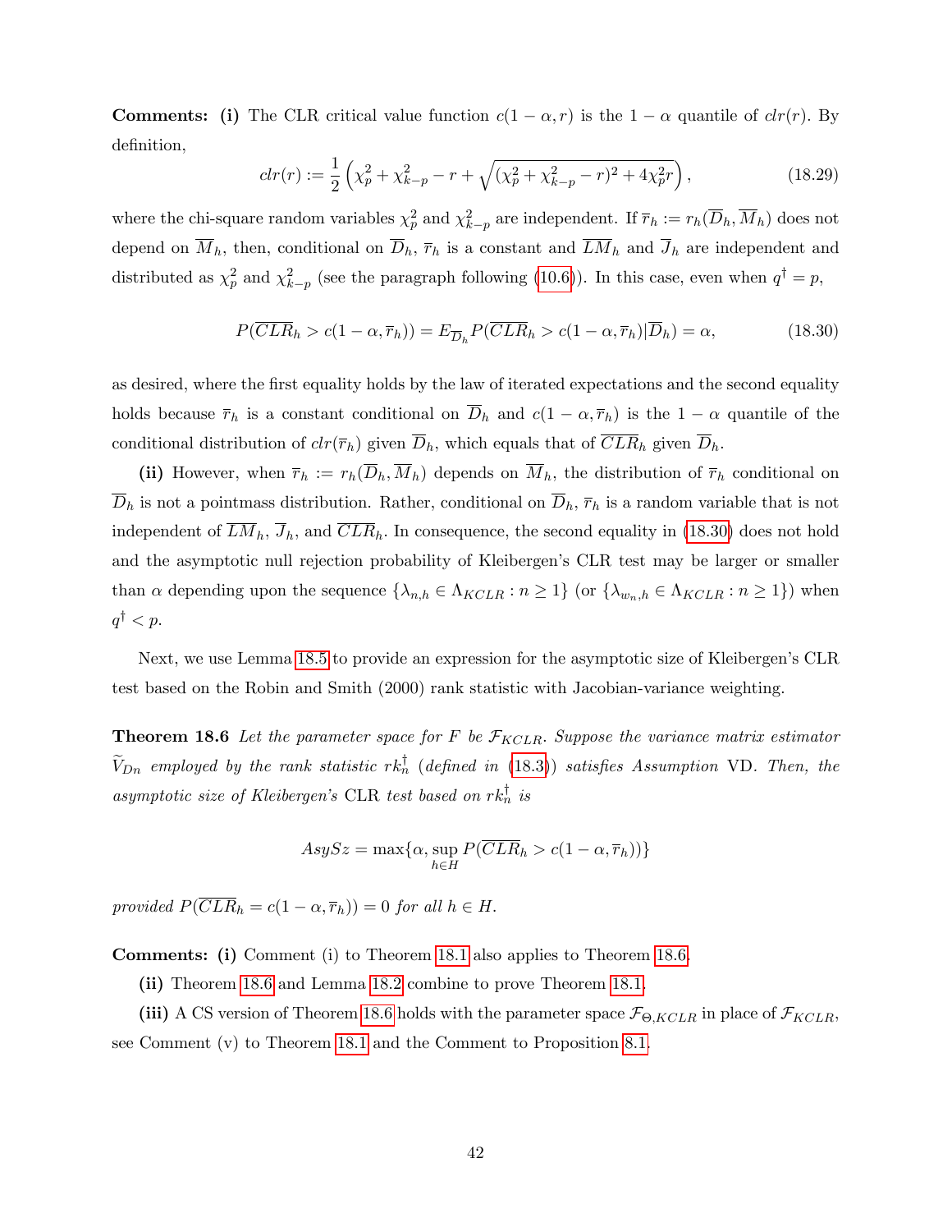**Comments: (i)** The CLR critical value function $c(1-\alpha, r)$ is the $1-\alpha$ quantile of $clr(r)$. By definition,

$$clr(r) := \frac{1}{2}\left(\chi_p^2 + \chi_{k-p}^2 - r + \sqrt{(\chi_p^2 + \chi_{k-p}^2 - r)^2 + 4\chi_p^2 r}\right), \tag{18.29}$$

where the chi-square random variables $\chi_p^2$ and $\chi_{k-p}^2$ are independent. If $\overline{r}_h := r_h(\overline{D}_h, \overline{M}_h)$ does not depend on $\overline{M}_h$, then, conditional on $\overline{D}_h$, $\overline{r}_h$ is a constant and $\overline{LM}_h$ and $\overline{J}_h$ are independent and distributed as $\chi_p^2$ and $\chi_{k-p}^2$ (see the paragraph following (10.6)). In this case, even when $q^\dagger = p$,

$$P(\overline{CLR}_h > c(1-\alpha, \overline{r}_h)) = E_{\overline{D}_h} P(\overline{CLR}_h > c(1-\alpha, \overline{r}_h) | \overline{D}_h) = \alpha, \tag{18.30}$$

as desired, where the first equality holds by the law of iterated expectations and the second equality holds because $\overline{r}_h$ is a constant conditional on $\overline{D}_h$ and $c(1-\alpha, \overline{r}_h)$ is the $1-\alpha$ quantile of the conditional distribution of $clr(\overline{r}_h)$ given $\overline{D}_h$, which equals that of $\overline{CLR}_h$ given $\overline{D}_h$.

**(ii)** However, when $\overline{r}_h := r_h(\overline{D}_h, \overline{M}_h)$ depends on $\overline{M}_h$, the distribution of $\overline{r}_h$ conditional on $\overline{D}_h$ is not a pointmass distribution. Rather, conditional on $\overline{D}_h$, $\overline{r}_h$ is a random variable that is not independent of $\overline{LM}_h$, $\overline{J}_h$, and $\overline{CLR}_h$. In consequence, the second equality in (18.30) does not hold and the asymptotic null rejection probability of Kleibergen's CLR test may be larger or smaller than $\alpha$ depending upon the sequence $\{\lambda_{n,h} \in \Lambda_{KCLR} : n \geq 1\}$ (or $\{\lambda_{w_n,h} \in \Lambda_{KCLR} : n \geq 1\}$) when $q^\dagger < p$.

Next, we use Lemma 18.5 to provide an expression for the asymptotic size of Kleibergen's CLR test based on the Robin and Smith (2000) rank statistic with Jacobian-variance weighting.

**Theorem 18.6** *Let the parameter space for $F$ be $\mathcal{F}_{KCLR}$. Suppose the variance matrix estimator $\widetilde{V}_{Dn}$ employed by the rank statistic $rk_n^\dagger$ (defined in (18.3)) satisfies Assumption* VD. *Then, the asymptotic size of Kleibergen's* CLR *test based on $rk_n^\dagger$ is*

$$AsySz = \max\{\alpha, \sup_{h \in H} P(\overline{CLR}_h > c(1-\alpha, \overline{r}_h))\}$$

*provided $P(\overline{CLR}_h = c(1-\alpha, \overline{r}_h)) = 0$ for all $h \in H$.*

**Comments: (i)** Comment (i) to Theorem 18.1 also applies to Theorem 18.6.

**(ii)** Theorem 18.6 and Lemma 18.2 combine to prove Theorem 18.1.

**(iii)** A CS version of Theorem 18.6 holds with the parameter space $\mathcal{F}_{\Theta,KCLR}$ in place of $\mathcal{F}_{KCLR}$, see Comment (v) to Theorem 18.1 and the Comment to Proposition 8.1.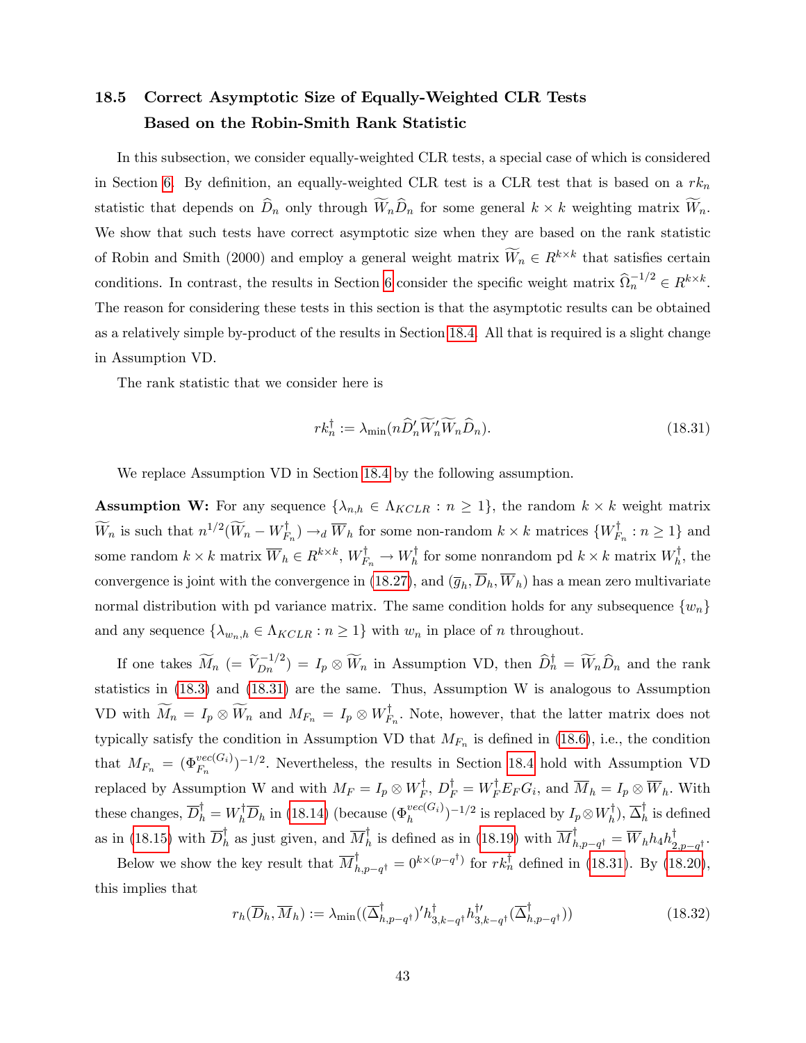## 18.5 Correct Asymptotic Size of Equally-Weighted CLR Tests Based on the Robin-Smith Rank Statistic

In this subsection, we consider equally-weighted CLR tests, a special case of which is considered in Section 6. By definition, an equally-weighted CLR test is a CLR test that is based on a $rk_n$ statistic that depends on $\widehat{D}_n$ only through $\widetilde{W}_n \widehat{D}_n$ for some general $k \times k$ weighting matrix $\widetilde{W}_n$. We show that such tests have correct asymptotic size when they are based on the rank statistic of Robin and Smith (2000) and employ a general weight matrix $\widetilde{W}_n \in R^{k \times k}$ that satisfies certain conditions. In contrast, the results in Section 6 consider the specific weight matrix $\widehat{\Omega}_n^{-1/2} \in R^{k \times k}$. The reason for considering these tests in this section is that the asymptotic results can be obtained as a relatively simple by-product of the results in Section 18.4. All that is required is a slight change in Assumption VD.

The rank statistic that we consider here is

$$rk_n^{\dagger} := \lambda_{\min}(n \widehat{D}_n' \widetilde{W}_n' \widetilde{W}_n \widehat{D}_n). \tag{18.31}$$

We replace Assumption VD in Section 18.4 by the following assumption.

**Assumption W:** For any sequence $\{\lambda_{n,h} \in \Lambda_{KCLR} : n \geq 1\}$, the random $k \times k$ weight matrix $\widetilde{W}_n$ is such that $n^{1/2}(\widetilde{W}_n - W_{F_n}^{\dagger}) \rightarrow_d \overline{W}_h$ for some non-random $k \times k$ matrices $\{W_{F_n}^{\dagger} : n \geq 1\}$ and some random $k \times k$ matrix $\overline{W}_h \in R^{k \times k}$, $W_{F_n}^{\dagger} \rightarrow W_h^{\dagger}$ for some nonrandom pd $k \times k$ matrix $W_h^{\dagger}$, the convergence is joint with the convergence in (18.27), and $(\overline{g}_h, \overline{D}_h, \overline{W}_h)$ has a mean zero multivariate normal distribution with pd variance matrix. The same condition holds for any subsequence $\{w_n\}$ and any sequence $\{\lambda_{w_n,h} \in \Lambda_{KCLR} : n \geq 1\}$ with $w_n$ in place of $n$ throughout.

If one takes $\widetilde{M}_n$ $(= \widetilde{V}_{Dn}^{-1/2}) = I_p \otimes \widetilde{W}_n$ in Assumption VD, then $\widehat{D}_n^{\dagger} = \widetilde{W}_n \widehat{D}_n$ and the rank statistics in (18.3) and (18.31) are the same. Thus, Assumption W is analogous to Assumption VD with $\widetilde{M}_n = I_p \otimes \widetilde{W}_n$ and $M_{F_n} = I_p \otimes W_{F_n}^{\dagger}$. Note, however, that the latter matrix does not typically satisfy the condition in Assumption VD that $M_{F_n}$ is defined in (18.6), i.e., the condition that $M_{F_n} = (\Phi_{F_n}^{vec(G_i)})^{-1/2}$. Nevertheless, the results in Section 18.4 hold with Assumption VD replaced by Assumption W and with $M_F = I_p \otimes W_F^{\dagger}$, $D_F^{\dagger} = W_F^{\dagger} E_F G_i$, and $\overline{M}_h = I_p \otimes \overline{W}_h$. With these changes, $\overline{D}_h^{\dagger} = W_h^{\dagger} \overline{D}_h$ in (18.14) (because $(\Phi_h^{vec(G_i)})^{-1/2}$ is replaced by $I_p \otimes W_h^{\dagger}$), $\overline{\Delta}_h^{\dagger}$ is defined as in (18.15) with $\overline{D}_h^{\dagger}$ as just given, and $\overline{M}_h^{\dagger}$ is defined as in (18.19) with $\overline{M}_{h,p-q^{\dagger}}^{\dagger} = \overline{W}_h h_4 h_{2,p-q^{\dagger}}^{\dagger}$.

Below we show the key result that $\overline{M}_{h,p-q^{\dagger}}^{\dagger} = 0^{k \times (p-q^{\dagger})}$ for $rk_n^{\dagger}$ defined in (18.31). By (18.20), this implies that

$$r_h(\overline{D}_h, \overline{M}_h) := \lambda_{\min}((\overline{\Delta}_{h,p-q^{\dagger}}^{\dagger})' h_{3,k-q^{\dagger}}^{\dagger} h_{3,k-q^{\dagger}}^{\dagger\prime} (\overline{\Delta}_{h,p-q^{\dagger}}^{\dagger})) \tag{18.32}$$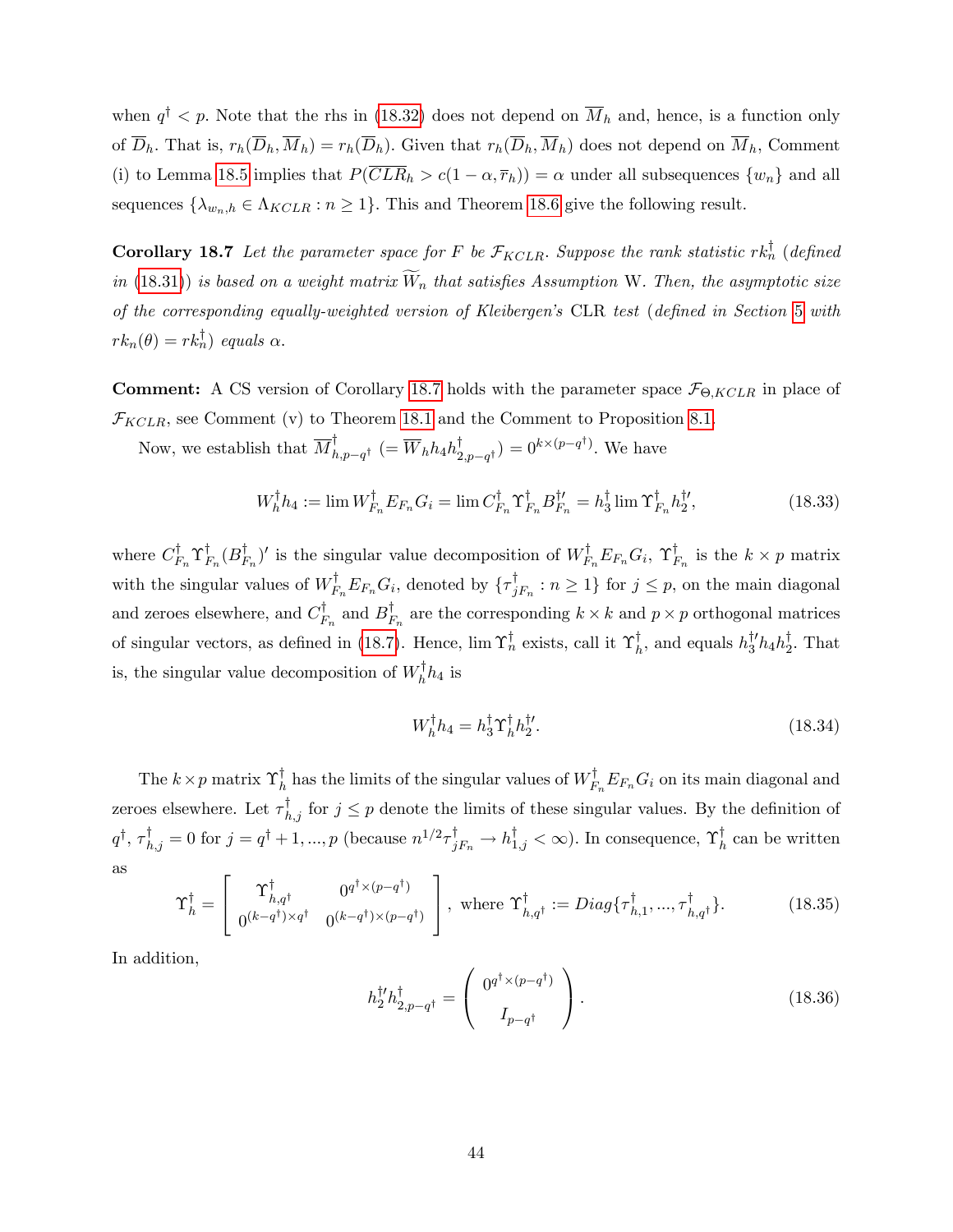when $q^\dagger < p$. Note that the rhs in (18.32) does not depend on $\overline{M}_h$ and, hence, is a function only of $\overline{D}_h$. That is, $r_h(\overline{D}_h, \overline{M}_h) = r_h(\overline{D}_h)$. Given that $r_h(\overline{D}_h, \overline{M}_h)$ does not depend on $\overline{M}_h$, Comment (i) to Lemma 18.5 implies that $P(\overline{CLR}_h > c(1-\alpha, \overline{r}_h)) = \alpha$ under all subsequences $\{w_n\}$ and all sequences $\{\lambda_{w_n,h} \in \Lambda_{KCLR} : n \geq 1\}$. This and Theorem 18.6 give the following result.

**Corollary 18.7** *Let the parameter space for $F$ be $\mathcal{F}_{KCLR}$. Suppose the rank statistic $rk_n^\dagger$ (defined in (18.31)) is based on a weight matrix $\widetilde{W}_n$ that satisfies Assumption* W. *Then, the asymptotic size of the corresponding equally-weighted version of Kleibergen's* CLR *test (defined in Section 5 with $rk_n(\theta) = rk_n^\dagger$) equals $\alpha$.*

**Comment:** A CS version of Corollary 18.7 holds with the parameter space $\mathcal{F}_{\Theta,KCLR}$ in place of $\mathcal{F}_{KCLR}$, see Comment (v) to Theorem 18.1 and the Comment to Proposition 8.1.

Now, we establish that $\overline{M}^\dagger_{h,p-q^\dagger}$ $(= \overline{W}_h h_4 h^\dagger_{2,p-q^\dagger}) = 0^{k \times (p-q^\dagger)}$. We have

$$W_h^\dagger h_4 := \lim W_{F_n}^\dagger E_{F_n} G_i = \lim C_{F_n}^\dagger \Upsilon_{F_n}^\dagger B_{F_n}^{\dagger\prime} = h_3^\dagger \lim \Upsilon_{F_n}^\dagger h_2^{\dagger\prime}, \tag{18.33}$$

where $C_{F_n}^\dagger \Upsilon_{F_n}^\dagger (B_{F_n}^\dagger)'$ is the singular value decomposition of $W_{F_n}^\dagger E_{F_n} G_i$, $\Upsilon_{F_n}^\dagger$ is the $k \times p$ matrix with the singular values of $W_{F_n}^\dagger E_{F_n} G_i$, denoted by $\{\tau_{jF_n}^\dagger : n \geq 1\}$ for $j \leq p$, on the main diagonal and zeroes elsewhere, and $C_{F_n}^\dagger$ and $B_{F_n}^\dagger$ are the corresponding $k \times k$ and $p \times p$ orthogonal matrices of singular vectors, as defined in (18.7). Hence, $\lim \Upsilon_n^\dagger$ exists, call it $\Upsilon_h^\dagger$, and equals $h_3^{\dagger\prime} h_4 h_2^\dagger$. That is, the singular value decomposition of $W_h^\dagger h_4$ is

$$W_h^\dagger h_4 = h_3^\dagger \Upsilon_h^\dagger h_2^{\dagger\prime}. \tag{18.34}$$

The $k \times p$ matrix $\Upsilon_h^\dagger$ has the limits of the singular values of $W_{F_n}^\dagger E_{F_n} G_i$ on its main diagonal and zeroes elsewhere. Let $\tau_{h,j}^\dagger$ for $j \leq p$ denote the limits of these singular values. By the definition of $q^\dagger$, $\tau_{h,j}^\dagger = 0$ for $j = q^\dagger + 1, ..., p$ (because $n^{1/2} \tau_{jF_n}^\dagger \to h_{1,j}^\dagger < \infty$). In consequence, $\Upsilon_h^\dagger$ can be written as

$$\Upsilon_h^\dagger = \left[ \begin{array}{cc} \Upsilon_{h,q^\dagger}^\dagger & 0^{q^\dagger \times (p-q^\dagger)} \\ 0^{(k-q^\dagger) \times q^\dagger} & 0^{(k-q^\dagger) \times (p-q^\dagger)} \end{array} \right], \text{ where } \Upsilon_{h,q^\dagger}^\dagger := Diag\{\tau_{h,1}^\dagger, ..., \tau_{h,q^\dagger}^\dagger\}. \tag{18.35}$$

In addition,

$$h_2^{\dagger\prime} h_{2,p-q^\dagger}^\dagger = \left( \begin{array}{c} 0^{q^\dagger \times (p-q^\dagger)} \\ I_{p-q^\dagger} \end{array} \right). \tag{18.36}$$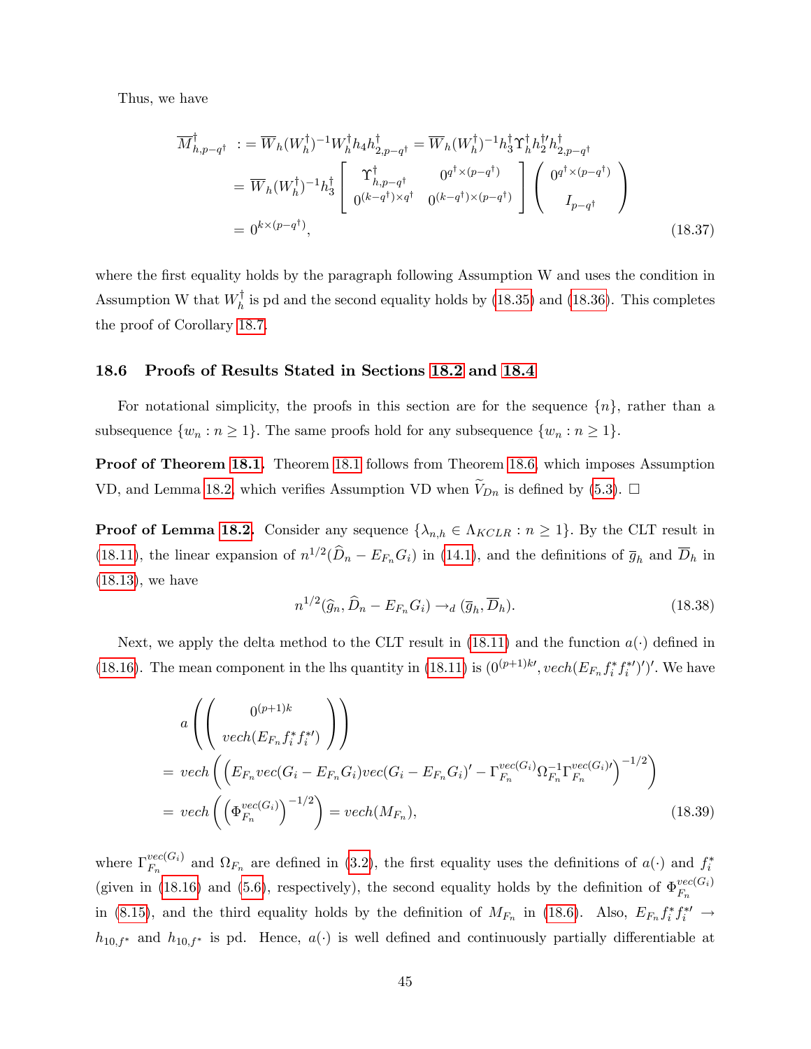Thus, we have

$$
\begin{aligned}
\overline{M}^{\dagger}_{h,p-q^{\dagger}} &:= \overline{W}_h (W^{\dagger}_h)^{-1} W^{\dagger}_h h_4 h^{\dagger}_{2,p-q^{\dagger}} = \overline{W}_h (W^{\dagger}_h)^{-1} h^{\dagger}_3 \Upsilon^{\dagger}_h h^{\dagger\prime}_2 h^{\dagger}_{2,p-q^{\dagger}} \\
&= \overline{W}_h (W^{\dagger}_h)^{-1} h^{\dagger}_3 \left[ \begin{array}{cc} \Upsilon^{\dagger}_{h,p-q^{\dagger}} & 0^{q^{\dagger} \times (p-q^{\dagger})} \\ 0^{(k-q^{\dagger}) \times q^{\dagger}} & 0^{(k-q^{\dagger}) \times (p-q^{\dagger})} \end{array} \right] \left( \begin{array}{c} 0^{q^{\dagger} \times (p-q^{\dagger})} \\ I_{p-q^{\dagger}} \end{array} \right) \\
&= 0^{k \times (p-q^{\dagger})},
\end{aligned} \tag{18.37}
$$

where the first equality holds by the paragraph following Assumption W and uses the condition in Assumption W that $W^{\dagger}_h$ is pd and the second equality holds by (18.35) and (18.36). This completes the proof of Corollary 18.7.

### 18.6 Proofs of Results Stated in Sections 18.2 and 18.4

For notational simplicity, the proofs in this section are for the sequence $\{n\}$, rather than a subsequence $\{w_n : n \geq 1\}$. The same proofs hold for any subsequence $\{w_n : n \geq 1\}$.

**Proof of Theorem 18.1.** Theorem 18.1 follows from Theorem 18.6, which imposes Assumption VD, and Lemma 18.2, which verifies Assumption VD when $\widetilde{V}_{Dn}$ is defined by (5.3). □

**Proof of Lemma 18.2.** Consider any sequence $\{\lambda_{n,h} \in \Lambda_{KCLR} : n \geq 1\}$. By the CLT result in (18.11), the linear expansion of $n^{1/2}(\widehat{D}_n - E_{F_n} G_i)$ in (14.1), and the definitions of $\overline{g}_h$ and $\overline{D}_h$ in (18.13), we have

$$
n^{1/2}(\widehat{g}_n, \widehat{D}_n - E_{F_n} G_i) \rightarrow_d (\overline{g}_h, \overline{D}_h). \tag{18.38}
$$

Next, we apply the delta method to the CLT result in (18.11) and the function $a(\cdot)$ defined in (18.16). The mean component in the lhs quantity in (18.11) is $(0^{(p+1)k\prime}, vech(E_{F_n} f^*_i f^{*\prime}_i)')'$. We have

$$
\begin{aligned}
& a\left( \left( \begin{array}{c} 0^{(p+1)k} \\ vech(E_{F_n} f^*_i f^{*\prime}_i) \end{array} \right) \right) \\
&= vech\left( \left( E_{F_n} vec(G_i - E_{F_n} G_i) vec(G_i - E_{F_n} G_i)' - \Gamma^{vec(G_i)}_{F_n} \Omega^{-1}_{F_n} \Gamma^{vec(G_i)\prime}_{F_n} \right)^{-1/2} \right) \\
&= vech\left( \left( \Phi^{vec(G_i)}_{F_n} \right)^{-1/2} \right) = vech(M_{F_n}),
\end{aligned} \tag{18.39}
$$

where $\Gamma^{vec(G_i)}_{F_n}$ and $\Omega_{F_n}$ are defined in (3.2), the first equality uses the definitions of $a(\cdot)$ and $f^*_i$ (given in (18.16) and (5.6), respectively), the second equality holds by the definition of $\Phi^{vec(G_i)}_{F_n}$ in (8.15), and the third equality holds by the definition of $M_{F_n}$ in (18.6). Also, $E_{F_n} f^*_i f^{*\prime}_i \rightarrow h_{10,f^*}$ and $h_{10,f^*}$ is pd. Hence, $a(\cdot)$ is well defined and continuously partially differentiable at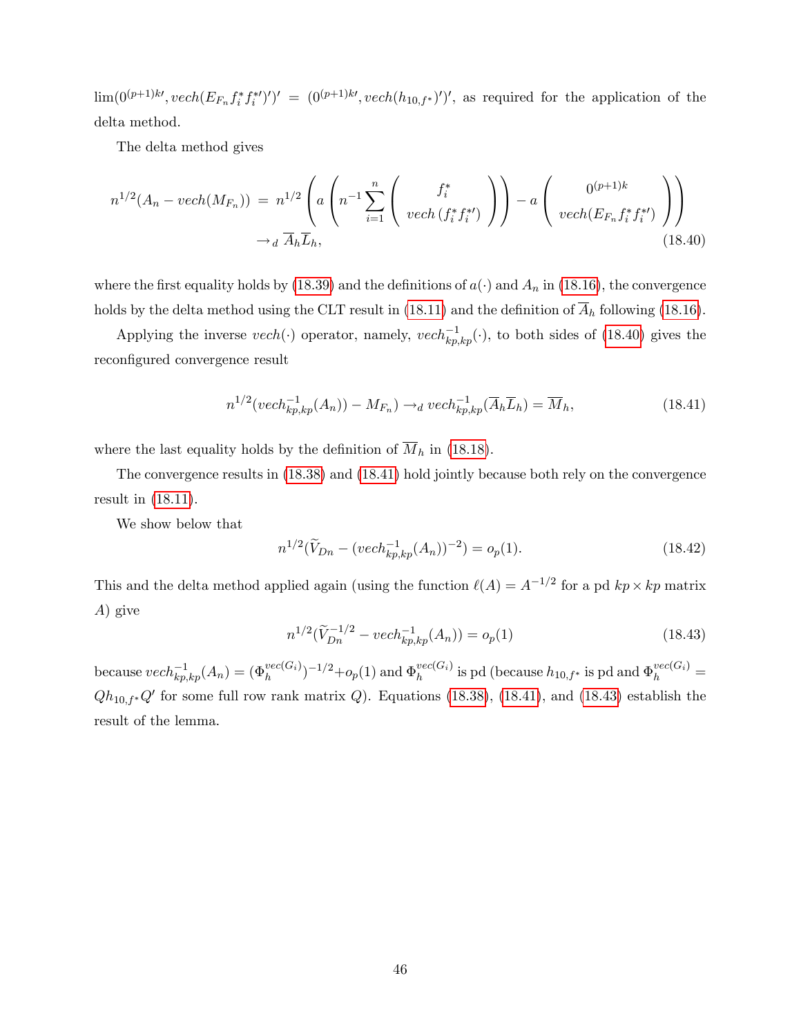$\lim(0^{(p+1)k\prime}, vech(E_{F_n} f_i^* f_i^{*\prime})')' = (0^{(p+1)k\prime}, vech(h_{10,f^*})')'$, as required for the application of the delta method.

The delta method gives

$$
\begin{aligned}
n^{1/2}(A_n - vech(M_{F_n})) \;&=\; n^{1/2}\left( a\left( n^{-1}\sum_{i=1}^{n} \begin{pmatrix} f_i^* \\ vech\,(f_i^* f_i^{*\prime}) \end{pmatrix} \right) - a\begin{pmatrix} 0^{(p+1)k} \\ vech(E_{F_n} f_i^* f_i^{*\prime}) \end{pmatrix} \right) \\
&\to_d \overline{A}_h \overline{L}_h, \qquad\qquad (18.40)
\end{aligned}
$$

where the first equality holds by (18.39) and the definitions of $a(\cdot)$ and $A_n$ in (18.16), the convergence holds by the delta method using the CLT result in (18.11) and the definition of $\overline{A}_h$ following (18.16).

Applying the inverse $vech(\cdot)$ operator, namely, $vech_{kp,kp}^{-1}(\cdot)$, to both sides of (18.40) gives the reconfigured convergence result

$$
n^{1/2}(vech_{kp,kp}^{-1}(A_n)) - M_{F_n}) \to_d vech_{kp,kp}^{-1}(\overline{A}_h \overline{L}_h) = \overline{M}_h, \qquad (18.41)
$$

where the last equality holds by the definition of $\overline{M}_h$ in (18.18).

The convergence results in (18.38) and (18.41) hold jointly because both rely on the convergence result in (18.11).

We show below that

$$
n^{1/2}(\widetilde{V}_{Dn} - (vech_{kp,kp}^{-1}(A_n))^{-2}) = o_p(1). \qquad (18.42)
$$

This and the delta method applied again (using the function $\ell(A) = A^{-1/2}$ for a pd $kp \times kp$ matrix $A$) give

$$
n^{1/2}(\widetilde{V}_{Dn}^{-1/2} - vech_{kp,kp}^{-1}(A_n)) = o_p(1) \qquad (18.43)
$$

because $vech_{kp,kp}^{-1}(A_n) = (\Phi_h^{vec(G_i)})^{-1/2} + o_p(1)$ and $\Phi_h^{vec(G_i)}$ is pd (because $h_{10,f^*}$ is pd and $\Phi_h^{vec(G_i)} = Qh_{10,f^*}Q'$ for some full row rank matrix $Q$). Equations (18.38), (18.41), and (18.43) establish the result of the lemma.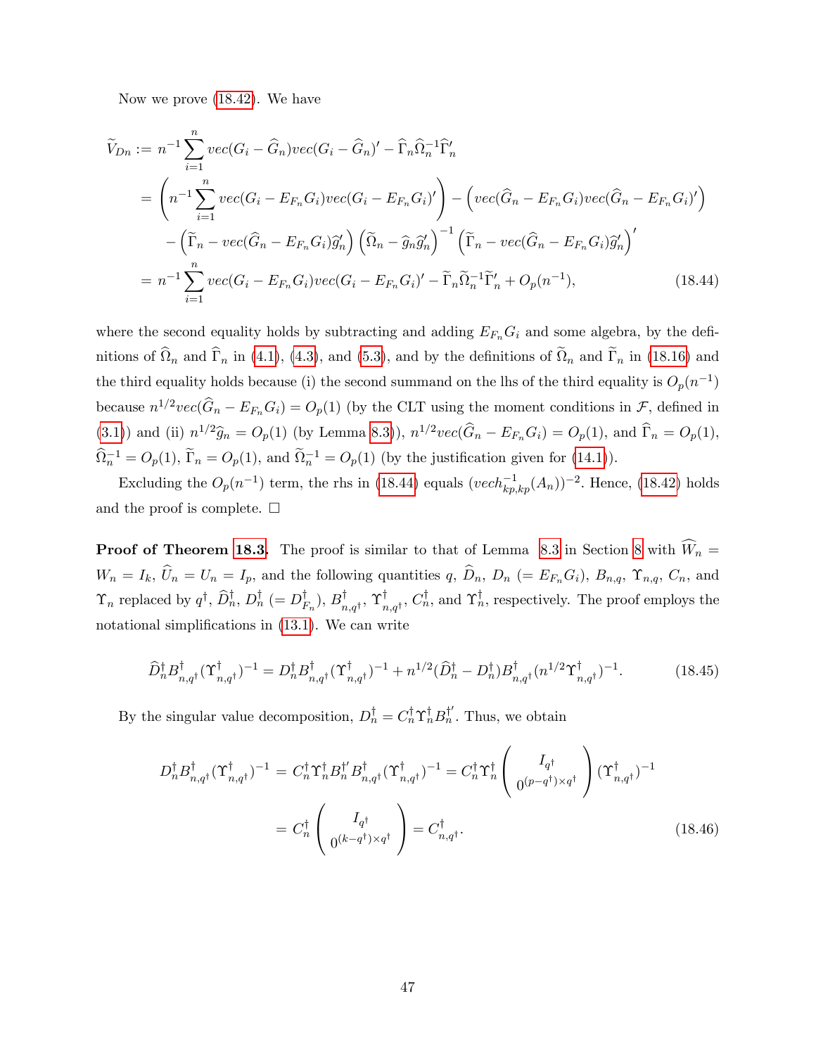Now we prove (18.42). We have

$$
\begin{aligned}
\widetilde{V}_{Dn} &:= n^{-1}\sum_{i=1}^{n} vec(G_i - \widehat{G}_n)vec(G_i - \widehat{G}_n)' - \widehat{\Gamma}_n \widehat{\Omega}_n^{-1}\widehat{\Gamma}_n' \\
&= \left(n^{-1}\sum_{i=1}^{n} vec(G_i - E_{F_n}G_i)vec(G_i - E_{F_n}G_i)'\right) - \left(vec(\widehat{G}_n - E_{F_n}G_i)vec(\widehat{G}_n - E_{F_n}G_i)'\right) \\
&\quad - \left(\widetilde{\Gamma}_n - vec(\widehat{G}_n - E_{F_n}G_i)\widehat{g}_n'\right)\left(\widetilde{\Omega}_n - \widehat{g}_n\widehat{g}_n'\right)^{-1}\left(\widetilde{\Gamma}_n - vec(\widehat{G}_n - E_{F_n}G_i)\widehat{g}_n'\right)' \\
&= n^{-1}\sum_{i=1}^{n} vec(G_i - E_{F_n}G_i)vec(G_i - E_{F_n}G_i)' - \widetilde{\Gamma}_n\widetilde{\Omega}_n^{-1}\widetilde{\Gamma}_n' + O_p(n^{-1}), \qquad (18.44)
\end{aligned}
$$

where the second equality holds by subtracting and adding $E_{F_n}G_i$ and some algebra, by the definitions of $\widehat{\Omega}_n$ and $\widehat{\Gamma}_n$ in (4.1), (4.3), and (5.3), and by the definitions of $\widetilde{\Omega}_n$ and $\widetilde{\Gamma}_n$ in (18.16) and the third equality holds because (i) the second summand on the lhs of the third equality is $O_p(n^{-1})$ because $n^{1/2}vec(\widehat{G}_n - E_{F_n}G_i) = O_p(1)$ (by the CLT using the moment conditions in $\mathcal{F}$, defined in (3.1)) and (ii) $n^{1/2}\widehat{g}_n = O_p(1)$ (by Lemma 8.3)), $n^{1/2}vec(\widehat{G}_n - E_{F_n}G_i) = O_p(1)$, and $\widehat{\Gamma}_n = O_p(1)$, $\widehat{\Omega}_n^{-1} = O_p(1)$, $\widetilde{\Gamma}_n = O_p(1)$, and $\widetilde{\Omega}_n^{-1} = O_p(1)$ (by the justification given for (14.1)).

Excluding the $O_p(n^{-1})$ term, the rhs in (18.44) equals $(vech_{kp,kp}^{-1}(A_n))^{-2}$. Hence, (18.42) holds and the proof is complete. $\square$

**Proof of Theorem 18.3.** The proof is similar to that of Lemma 8.3 in Section 8 with $\widehat{W}_n = W_n = I_k$, $\widehat{U}_n = U_n = I_p$, and the following quantities $q$, $\widehat{D}_n$, $D_n$ $(= E_{F_n}G_i)$, $B_{n,q}$, $\Upsilon_{n,q}$, $C_n$, and $\Upsilon_n$ replaced by $q^\dagger$, $\widehat{D}_n^\dagger$, $D_n^\dagger$ $(= D_{F_n}^\dagger)$, $B_{n,q^\dagger}^\dagger$, $\Upsilon_{n,q^\dagger}^\dagger$, $C_n^\dagger$, and $\Upsilon_n^\dagger$, respectively. The proof employs the notational simplifications in (13.1). We can write

$$
\widehat{D}_n^\dagger B_{n,q^\dagger}^\dagger(\Upsilon_{n,q^\dagger}^\dagger)^{-1} = D_n^\dagger B_{n,q^\dagger}^\dagger(\Upsilon_{n,q^\dagger}^\dagger)^{-1} + n^{1/2}(\widehat{D}_n^\dagger - D_n^\dagger)B_{n,q^\dagger}^\dagger(n^{1/2}\Upsilon_{n,q^\dagger}^\dagger)^{-1}. \qquad (18.45)
$$

By the singular value decomposition, $D_n^\dagger = C_n^\dagger\Upsilon_n^\dagger B_n^{\dagger\prime}$. Thus, we obtain

$$
\begin{aligned}
D_n^\dagger B_{n,q^\dagger}^\dagger(\Upsilon_{n,q^\dagger}^\dagger)^{-1} &= C_n^\dagger\Upsilon_n^\dagger B_n^{\dagger\prime}B_{n,q^\dagger}^\dagger(\Upsilon_{n,q^\dagger}^\dagger)^{-1} = C_n^\dagger\Upsilon_n^\dagger\begin{pmatrix} I_{q^\dagger} \\ 0^{(p-q^\dagger)\times q^\dagger}\end{pmatrix}(\Upsilon_{n,q^\dagger}^\dagger)^{-1} \\
&= C_n^\dagger\begin{pmatrix} I_{q^\dagger} \\ 0^{(k-q^\dagger)\times q^\dagger}\end{pmatrix} = C_{n,q^\dagger}^\dagger. \qquad (18.46)
\end{aligned}
$$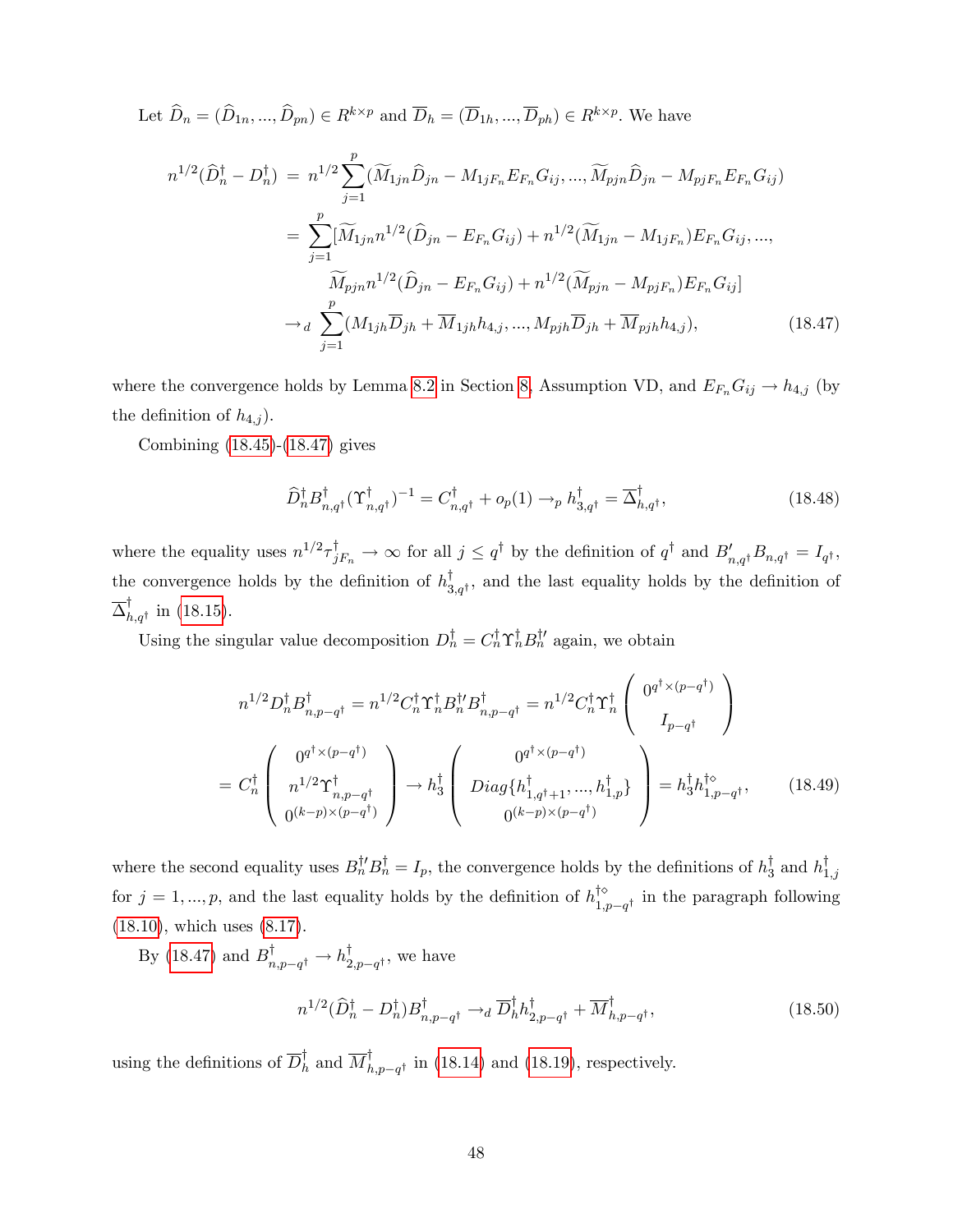Let $\widehat{D}_n = (\widehat{D}_{1n}, ..., \widehat{D}_{pn}) \in R^{k \times p}$ and $\overline{D}_h = (\overline{D}_{1h}, ..., \overline{D}_{ph}) \in R^{k \times p}$. We have

$$
\begin{aligned}
n^{1/2}(\widehat{D}_n^\dagger - D_n^\dagger) &= n^{1/2} \sum_{j=1}^{p} (\widetilde{M}_{1jn} \widehat{D}_{jn} - M_{1jF_n} E_{F_n} G_{ij}, ..., \widetilde{M}_{pjn} \widehat{D}_{jn} - M_{pjF_n} E_{F_n} G_{ij}) \\
&= \sum_{j=1}^{p} [\widetilde{M}_{1jn} n^{1/2} (\widehat{D}_{jn} - E_{F_n} G_{ij}) + n^{1/2} (\widetilde{M}_{1jn} - M_{1jF_n}) E_{F_n} G_{ij}, ..., \\
&\qquad \widetilde{M}_{pjn} n^{1/2} (\widehat{D}_{jn} - E_{F_n} G_{ij}) + n^{1/2} (\widetilde{M}_{pjn} - M_{pjF_n}) E_{F_n} G_{ij}] \\
&\to_d \sum_{j=1}^{p} (M_{1jh} \overline{D}_{jh} + \overline{M}_{1jh} h_{4,j}, ..., M_{pjh} \overline{D}_{jh} + \overline{M}_{pjh} h_{4,j}), \qquad (18.47)
\end{aligned}
$$

where the convergence holds by Lemma 8.2 in Section 8, Assumption VD, and $E_{F_n} G_{ij} \to h_{4,j}$ (by the definition of $h_{4,j}$).

Combining (18.45)-(18.47) gives

$$
\widehat{D}_n^\dagger B_{n,q^\dagger}^\dagger (\Upsilon_{n,q^\dagger}^\dagger)^{-1} = C_{n,q^\dagger}^\dagger + o_p(1) \to_p h_{3,q^\dagger}^\dagger = \overline{\Delta}_{h,q^\dagger}^\dagger, \qquad (18.48)
$$

where the equality uses $n^{1/2} \tau_{jF_n}^\dagger \to \infty$ for all $j \leq q^\dagger$ by the definition of $q^\dagger$ and $B_{n,q^\dagger}' B_{n,q^\dagger} = I_{q^\dagger}$, the convergence holds by the definition of $h_{3,q^\dagger}^\dagger$, and the last equality holds by the definition of $\overline{\Delta}_{h,q^\dagger}^\dagger$ in (18.15).

Using the singular value decomposition $D_n^\dagger = C_n^\dagger \Upsilon_n^\dagger B_n^{\dagger\prime}$ again, we obtain

$$
\begin{aligned}
n^{1/2} D_n^\dagger B_{n,p-q^\dagger}^\dagger &= n^{1/2} C_n^\dagger \Upsilon_n^\dagger B_n^{\dagger\prime} B_{n,p-q^\dagger}^\dagger = n^{1/2} C_n^\dagger \Upsilon_n^\dagger \begin{pmatrix} 0^{q^\dagger \times (p-q^\dagger)} \\ I_{p-q^\dagger} \end{pmatrix} \\
&= C_n^\dagger \begin{pmatrix} 0^{q^\dagger \times (p-q^\dagger)} \\ n^{1/2} \Upsilon_{n,p-q^\dagger}^\dagger \\ 0^{(k-p) \times (p-q^\dagger)} \end{pmatrix} \to h_3^\dagger \begin{pmatrix} 0^{q^\dagger \times (p-q^\dagger)} \\ Diag\{h_{1,q^\dagger+1}^\dagger, ..., h_{1,p}^\dagger\} \\ 0^{(k-p) \times (p-q^\dagger)} \end{pmatrix} = h_3^\dagger h_{1,p-q^\dagger}^{\dagger\diamond}, \qquad (18.49)
\end{aligned}
$$

where the second equality uses $B_n^{\dagger\prime} B_n^\dagger = I_p$, the convergence holds by the definitions of $h_3^\dagger$ and $h_{1,j}^\dagger$ for $j = 1, ..., p$, and the last equality holds by the definition of $h_{1,p-q^\dagger}^{\dagger\diamond}$ in the paragraph following (18.10), which uses (8.17).

By (18.47) and $B_{n,p-q^\dagger}^\dagger \to h_{2,p-q^\dagger}^\dagger$, we have

$$
n^{1/2}(\widehat{D}_n^\dagger - D_n^\dagger) B_{n,p-q^\dagger}^\dagger \to_d \overline{D}_h^\dagger h_{2,p-q^\dagger}^\dagger + \overline{M}_{h,p-q^\dagger}^\dagger, \qquad (18.50)
$$

using the definitions of $\overline{D}_h^\dagger$ and $\overline{M}_{h,p-q^\dagger}^\dagger$ in (18.14) and (18.19), respectively.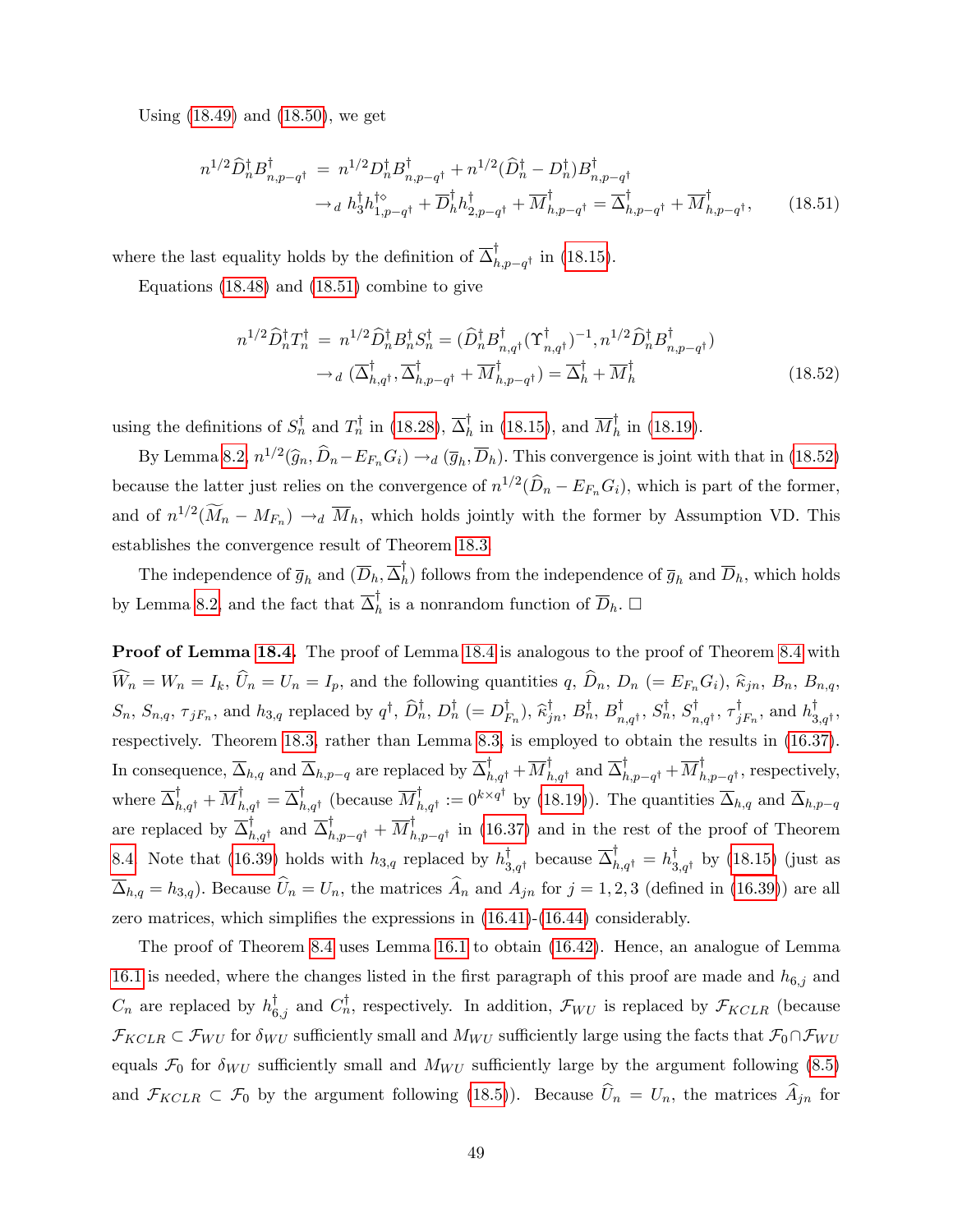Using (18.49) and (18.50), we get

$$
\begin{aligned}
n^{1/2}\widehat{D}_n^{\dagger}B_{n,p-q^{\dagger}}^{\dagger} &= n^{1/2}D_n^{\dagger}B_{n,p-q^{\dagger}}^{\dagger} + n^{1/2}(\widehat{D}_n^{\dagger} - D_n^{\dagger})B_{n,p-q^{\dagger}}^{\dagger} \\
&\to_d h_3^{\dagger}h_{1,p-q^{\dagger}}^{\dagger\diamond} + \overline{D}_h^{\dagger}h_{2,p-q^{\dagger}}^{\dagger} + \overline{M}_{h,p-q^{\dagger}}^{\dagger} = \overline{\Delta}_{h,p-q^{\dagger}}^{\dagger} + \overline{M}_{h,p-q^{\dagger}}^{\dagger}, \qquad (18.51)
\end{aligned}
$$

where the last equality holds by the definition of $\overline{\Delta}_{h,p-q^{\dagger}}^{\dagger}$ in (18.15).

Equations (18.48) and (18.51) combine to give

$$
\begin{aligned}
n^{1/2}\widehat{D}_n^{\dagger}T_n^{\dagger} &= n^{1/2}\widehat{D}_n^{\dagger}B_n^{\dagger}S_n^{\dagger} = (\widehat{D}_n^{\dagger}B_{n,q^{\dagger}}^{\dagger}(\Upsilon_{n,q^{\dagger}}^{\dagger})^{-1}, n^{1/2}\widehat{D}_n^{\dagger}B_{n,p-q^{\dagger}}^{\dagger}) \\
&\to_d (\overline{\Delta}_{h,q^{\dagger}}^{\dagger}, \overline{\Delta}_{h,p-q^{\dagger}}^{\dagger} + \overline{M}_{h,p-q^{\dagger}}^{\dagger}) = \overline{\Delta}_h^{\dagger} + \overline{M}_h^{\dagger} \qquad (18.52)
\end{aligned}
$$

using the definitions of $S_n^{\dagger}$ and $T_n^{\dagger}$ in (18.28), $\overline{\Delta}_h^{\dagger}$ in (18.15), and $\overline{M}_h^{\dagger}$ in (18.19).

By Lemma 8.2, $n^{1/2}(\widehat{g}_n, \widehat{D}_n - E_{F_n}G_i) \to_d (\overline{g}_h, \overline{D}_h)$. This convergence is joint with that in (18.52) because the latter just relies on the convergence of $n^{1/2}(\widehat{D}_n - E_{F_n}G_i)$, which is part of the former, and of $n^{1/2}(\widetilde{M}_n - M_{F_n}) \to_d \overline{M}_h$, which holds jointly with the former by Assumption VD. This establishes the convergence result of Theorem 18.3.

The independence of $\overline{g}_h$ and $(\overline{D}_h, \overline{\Delta}_h^{\dagger})$ follows from the independence of $\overline{g}_h$ and $\overline{D}_h$, which holds by Lemma 8.2, and the fact that $\overline{\Delta}_h^{\dagger}$ is a nonrandom function of $\overline{D}_h$. $\square$

**Proof of Lemma 18.4.** The proof of Lemma 18.4 is analogous to the proof of Theorem 8.4 with $\widehat{W}_n = W_n = I_k$, $\widehat{U}_n = U_n = I_p$, and the following quantities $q$, $\widehat{D}_n$, $D_n$ $(= E_{F_n}G_i)$, $\widehat{\kappa}_{jn}$, $B_n$, $B_{n,q}$, $S_n$, $S_{n,q}$, $\tau_{jF_n}$, and $h_{3,q}$ replaced by $q^{\dagger}$, $\widehat{D}_n^{\dagger}$, $D_n^{\dagger}$ $(= D_{F_n}^{\dagger})$, $\widehat{\kappa}_{jn}^{\dagger}$, $B_n^{\dagger}$, $B_{n,q^{\dagger}}^{\dagger}$, $S_n^{\dagger}$, $S_{n,q^{\dagger}}^{\dagger}$, $\tau_{jF_n}^{\dagger}$, and $h_{3,q^{\dagger}}^{\dagger}$, respectively. Theorem 18.3, rather than Lemma 8.3, is employed to obtain the results in (16.37). In consequence, $\overline{\Delta}_{h,q}$ and $\overline{\Delta}_{h,p-q}$ are replaced by $\overline{\Delta}_{h,q^{\dagger}}^{\dagger} + \overline{M}_{h,q^{\dagger}}^{\dagger}$ and $\overline{\Delta}_{h,p-q^{\dagger}}^{\dagger} + \overline{M}_{h,p-q^{\dagger}}^{\dagger}$, respectively, where $\overline{\Delta}_{h,q^{\dagger}}^{\dagger} + \overline{M}_{h,q^{\dagger}}^{\dagger} = \overline{\Delta}_{h,q^{\dagger}}^{\dagger}$ (because $\overline{M}_{h,q^{\dagger}}^{\dagger} := 0^{k \times q^{\dagger}}$ by (18.19)). The quantities $\overline{\Delta}_{h,q}$ and $\overline{\Delta}_{h,p-q}$ are replaced by $\overline{\Delta}_{h,q^{\dagger}}^{\dagger}$ and $\overline{\Delta}_{h,p-q^{\dagger}}^{\dagger} + \overline{M}_{h,p-q^{\dagger}}^{\dagger}$ in (16.37) and in the rest of the proof of Theorem 8.4. Note that (16.39) holds with $h_{3,q}$ replaced by $h_{3,q^{\dagger}}^{\dagger}$ because $\overline{\Delta}_{h,q^{\dagger}}^{\dagger} = h_{3,q^{\dagger}}^{\dagger}$ by (18.15) (just as $\overline{\Delta}_{h,q} = h_{3,q}$). Because $\widehat{U}_n = U_n$, the matrices $\widehat{A}_n$ and $A_{jn}$ for $j = 1, 2, 3$ (defined in (16.39)) are all zero matrices, which simplifies the expressions in (16.41)-(16.44) considerably.

The proof of Theorem 8.4 uses Lemma 16.1 to obtain (16.42). Hence, an analogue of Lemma 16.1 is needed, where the changes listed in the first paragraph of this proof are made and $h_{6,j}$ and $C_n$ are replaced by $h_{6,j}^{\dagger}$ and $C_n^{\dagger}$, respectively. In addition, $\mathcal{F}_{WU}$ is replaced by $\mathcal{F}_{KCLR}$ (because $\mathcal{F}_{KCLR} \subset \mathcal{F}_{WU}$ for $\delta_{WU}$ sufficiently small and $M_{WU}$ sufficiently large using the facts that $\mathcal{F}_0 \cap \mathcal{F}_{WU}$ equals $\mathcal{F}_0$ for $\delta_{WU}$ sufficiently small and $M_{WU}$ sufficiently large by the argument following (8.5) and $\mathcal{F}_{KCLR} \subset \mathcal{F}_0$ by the argument following (18.5)). Because $\widehat{U}_n = U_n$, the matrices $\widehat{A}_{jn}$ for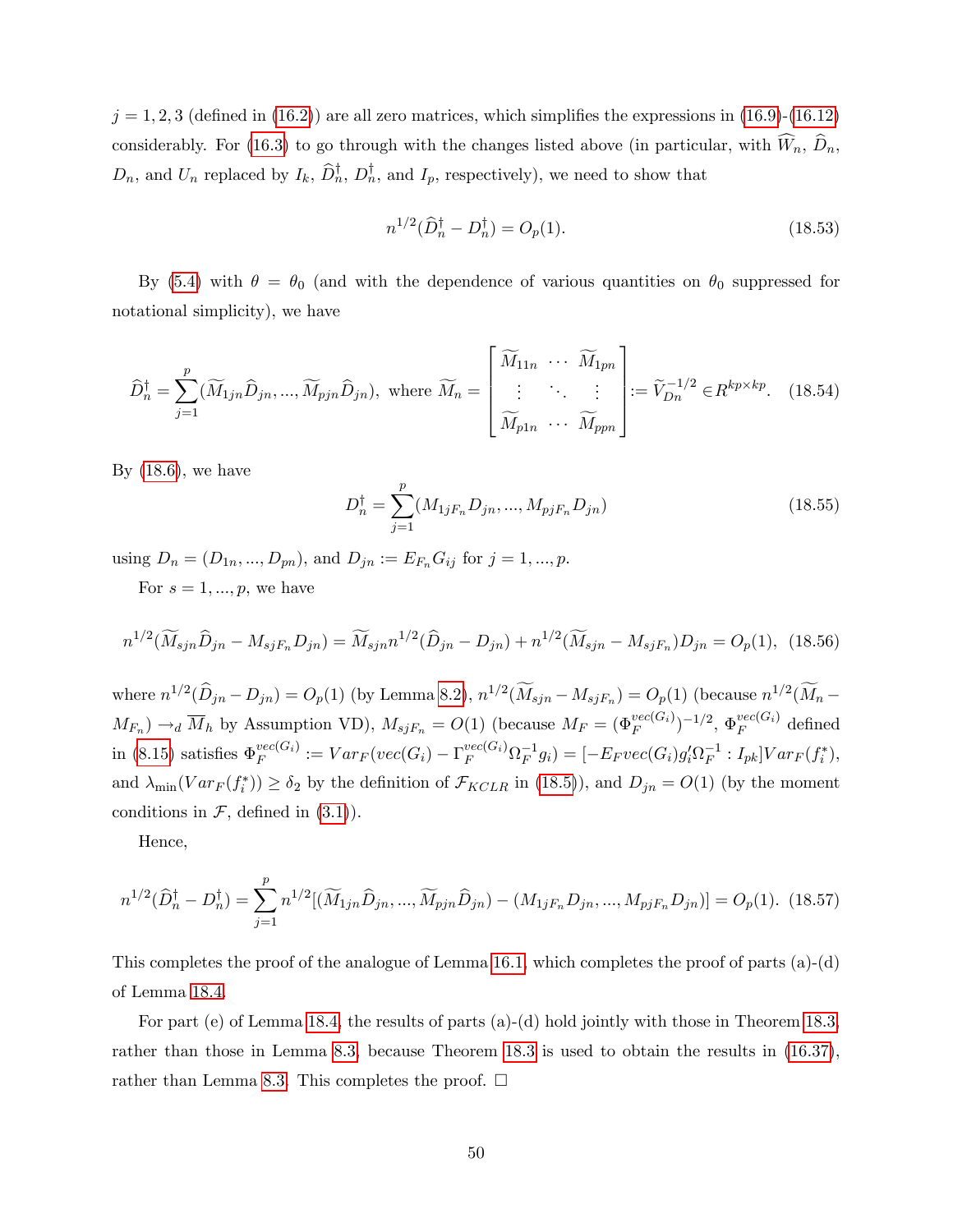$j = 1, 2, 3$ (defined in (16.2)) are all zero matrices, which simplifies the expressions in (16.9)-(16.12) considerably. For (16.3) to go through with the changes listed above (in particular, with $\widehat{W}_n$, $\widehat{D}_n$, $D_n$, and $U_n$ replaced by $I_k$, $\widehat{D}_n^\dagger$, $D_n^\dagger$, and $I_p$, respectively), we need to show that

$$n^{1/2}(\widehat{D}_n^\dagger - D_n^\dagger) = O_p(1). \tag{18.53}$$

By (5.4) with $\theta = \theta_0$ (and with the dependence of various quantities on $\theta_0$ suppressed for notational simplicity), we have

$$\widehat{D}_n^\dagger = \sum_{j=1}^{p} (\widetilde{M}_{1jn}\widehat{D}_{jn}, ..., \widetilde{M}_{pjn}\widehat{D}_{jn}), \text{ where } \widetilde{M}_n = \begin{bmatrix} \widetilde{M}_{11n} & \cdots & \widetilde{M}_{1pn} \\ \vdots & \ddots & \vdots \\ \widetilde{M}_{p1n} & \cdots & \widetilde{M}_{ppn} \end{bmatrix} := \widetilde{V}_{Dn}^{-1/2} \in R^{kp \times kp}. \tag{18.54}$$

By (18.6), we have

$$D_n^\dagger = \sum_{j=1}^{p} (M_{1jF_n}D_{jn}, ..., M_{pjF_n}D_{jn}) \tag{18.55}$$

using $D_n = (D_{1n}, ..., D_{pn})$, and $D_{jn} := E_{F_n}G_{ij}$ for $j = 1, ..., p$.

For $s = 1, ..., p$, we have

$$n^{1/2}(\widetilde{M}_{sjn}\widehat{D}_{jn} - M_{sjF_n}D_{jn}) = \widetilde{M}_{sjn}n^{1/2}(\widehat{D}_{jn} - D_{jn}) + n^{1/2}(\widetilde{M}_{sjn} - M_{sjF_n})D_{jn} = O_p(1), \tag{18.56}$$

where $n^{1/2}(\widehat{D}_{jn} - D_{jn}) = O_p(1)$ (by Lemma 8.2), $n^{1/2}(\widetilde{M}_{sjn} - M_{sjF_n}) = O_p(1)$ (because $n^{1/2}(\widetilde{M}_n - M_{F_n}) \to_d \overline{M}_h$ by Assumption VD), $M_{sjF_n} = O(1)$ (because $M_F = (\Phi_F^{vec(G_i)})^{-1/2}$, $\Phi_F^{vec(G_i)}$ defined in (8.15) satisfies $\Phi_F^{vec(G_i)} := Var_F(vec(G_i) - \Gamma_F^{vec(G_i)}\Omega_F^{-1}g_i) = [-E_F vec(G_i)g_i'\Omega_F^{-1} : I_{pk}]Var_F(f_i^*)$, and $\lambda_{\min}(Var_F(f_i^*)) \geq \delta_2$ by the definition of $\mathcal{F}_{KCLR}$ in (18.5)), and $D_{jn} = O(1)$ (by the moment conditions in $\mathcal{F}$, defined in (3.1)).

Hence,

$$n^{1/2}(\widehat{D}_n^\dagger - D_n^\dagger) = \sum_{j=1}^{p} n^{1/2}[(\widetilde{M}_{1jn}\widehat{D}_{jn}, ..., \widetilde{M}_{pjn}\widehat{D}_{jn}) - (M_{1jF_n}D_{jn}, ..., M_{pjF_n}D_{jn})] = O_p(1). \tag{18.57}$$

This completes the proof of the analogue of Lemma 16.1, which completes the proof of parts (a)-(d) of Lemma 18.4.

For part (e) of Lemma 18.4, the results of parts (a)-(d) hold jointly with those in Theorem 18.3, rather than those in Lemma 8.3, because Theorem 18.3 is used to obtain the results in (16.37), rather than Lemma 8.3. This completes the proof. $\square$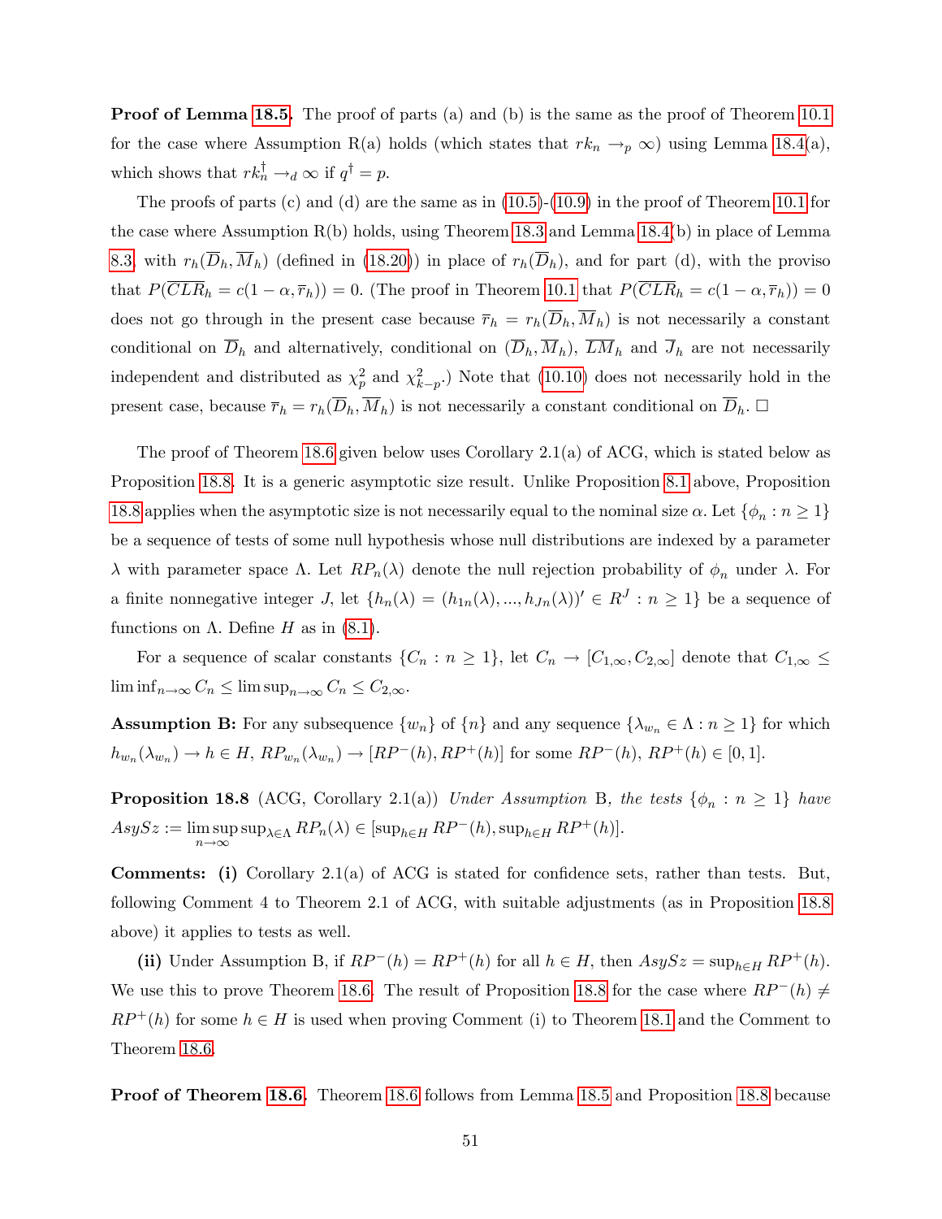**Proof of Lemma 18.5.** The proof of parts (a) and (b) is the same as the proof of Theorem 10.1 for the case where Assumption R(a) holds (which states that $rk_n \to_p \infty$) using Lemma 18.4(a), which shows that $rk_n^\dagger \to_d \infty$ if $q^\dagger = p$.

The proofs of parts (c) and (d) are the same as in (10.5)-(10.9) in the proof of Theorem 10.1 for the case where Assumption R(b) holds, using Theorem 18.3 and Lemma 18.4(b) in place of Lemma 8.3, with $r_h(\overline{D}_h, \overline{M}_h)$ (defined in (18.20)) in place of $r_h(\overline{D}_h)$, and for part (d), with the proviso that $P(\overline{CLR}_h = c(1-\alpha, \overline{r}_h)) = 0$. (The proof in Theorem 10.1 that $P(\overline{CLR}_h = c(1-\alpha, \overline{r}_h)) = 0$ does not go through in the present case because $\overline{r}_h = r_h(\overline{D}_h, \overline{M}_h)$ is not necessarily a constant conditional on $\overline{D}_h$ and alternatively, conditional on $(\overline{D}_h, \overline{M}_h)$, $\overline{LM}_h$ and $\overline{J}_h$ are not necessarily independent and distributed as $\chi^2_p$ and $\chi^2_{k-p}$.) Note that (10.10) does not necessarily hold in the present case, because $\overline{r}_h = r_h(\overline{D}_h, \overline{M}_h)$ is not necessarily a constant conditional on $\overline{D}_h$. $\square$

The proof of Theorem 18.6 given below uses Corollary 2.1(a) of ACG, which is stated below as Proposition 18.8. It is a generic asymptotic size result. Unlike Proposition 8.1 above, Proposition 18.8 applies when the asymptotic size is not necessarily equal to the nominal size $\alpha$. Let $\{\phi_n : n \geq 1\}$ be a sequence of tests of some null hypothesis whose null distributions are indexed by a parameter $\lambda$ with parameter space $\Lambda$. Let $RP_n(\lambda)$ denote the null rejection probability of $\phi_n$ under $\lambda$. For a finite nonnegative integer $J$, let $\{h_n(\lambda) = (h_{1n}(\lambda), ..., h_{Jn}(\lambda))' \in R^J : n \geq 1\}$ be a sequence of functions on $\Lambda$. Define $H$ as in (8.1).

For a sequence of scalar constants $\{C_n : n \geq 1\}$, let $C_n \to [C_{1,\infty}, C_{2,\infty}]$ denote that $C_{1,\infty} \leq \liminf_{n\to\infty} C_n \leq \limsup_{n\to\infty} C_n \leq C_{2,\infty}$.

**Assumption B:** For any subsequence $\{w_n\}$ of $\{n\}$ and any sequence $\{\lambda_{w_n} \in \Lambda : n \geq 1\}$ for which $h_{w_n}(\lambda_{w_n}) \to h \in H$, $RP_{w_n}(\lambda_{w_n}) \to [RP^-(h), RP^+(h)]$ for some $RP^-(h)$, $RP^+(h) \in [0,1]$.

**Proposition 18.8** (ACG, Corollary 2.1(a)) *Under Assumption* B, *the tests* $\{\phi_n : n \geq 1\}$ *have* $AsySz := \limsup_{n\to\infty} \sup_{\lambda\in\Lambda} RP_n(\lambda) \in [\sup_{h\in H} RP^-(h), \sup_{h\in H} RP^+(h)]$.

**Comments: (i)** Corollary 2.1(a) of ACG is stated for confidence sets, rather than tests. But, following Comment 4 to Theorem 2.1 of ACG, with suitable adjustments (as in Proposition 18.8 above) it applies to tests as well.

**(ii)** Under Assumption B, if $RP^-(h) = RP^+(h)$ for all $h \in H$, then $AsySz = \sup_{h\in H} RP^+(h)$. We use this to prove Theorem 18.6. The result of Proposition 18.8 for the case where $RP^-(h) \neq RP^+(h)$ for some $h \in H$ is used when proving Comment (i) to Theorem 18.1 and the Comment to Theorem 18.6.

**Proof of Theorem 18.6.** Theorem 18.6 follows from Lemma 18.5 and Proposition 18.8 because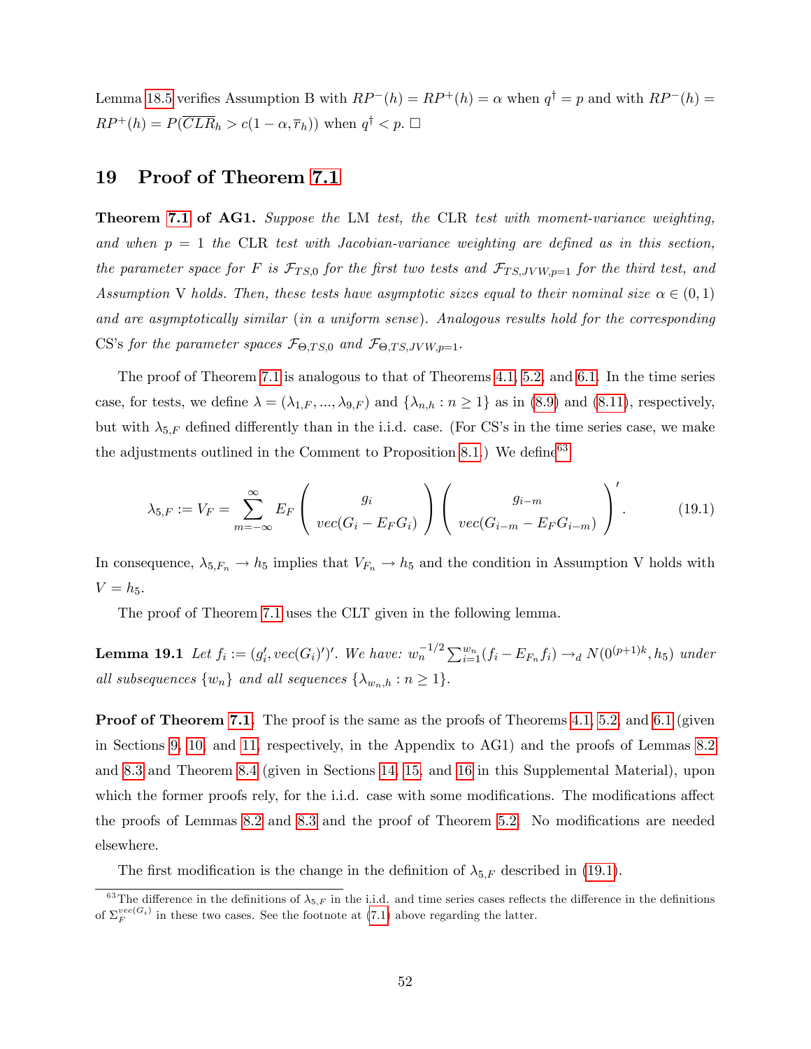Lemma 18.5 verifies Assumption B with $RP^-(h) = RP^+(h) = \alpha$ when $q^\dagger = p$ and with $RP^-(h) = RP^+(h) = P(\overline{CLR}_h > c(1-\alpha, \overline{r}_h))$ when $q^\dagger < p$. $\square$

# 19 Proof of Theorem 7.1

**Theorem 7.1 of AG1.** *Suppose the* LM *test, the* CLR *test with moment-variance weighting, and when* $p = 1$ *the* CLR *test with Jacobian-variance weighting are defined as in this section, the parameter space for* $F$ *is* $\mathcal{F}_{TS,0}$ *for the first two tests and* $\mathcal{F}_{TS,JVW,p=1}$ *for the third test, and Assumption* V *holds. Then, these tests have asymptotic sizes equal to their nominal size* $\alpha \in (0,1)$ *and are asymptotically similar (in a uniform sense). Analogous results hold for the corresponding* CS's *for the parameter spaces* $\mathcal{F}_{\Theta,TS,0}$ *and* $\mathcal{F}_{\Theta,TS,JVW,p=1}$.

The proof of Theorem 7.1 is analogous to that of Theorems 4.1, 5.2, and 6.1. In the time series case, for tests, we define $\lambda = (\lambda_{1,F}, ..., \lambda_{9,F})$ and $\{\lambda_{n,h} : n \geq 1\}$ as in (8.9) and (8.11), respectively, but with $\lambda_{5,F}$ defined differently than in the i.i.d. case. (For CS's in the time series case, we make the adjustments outlined in the Comment to Proposition 8.1.) We define[63]

$$\lambda_{5,F} := V_F = \sum_{m=-\infty}^{\infty} E_F \left( \begin{array}{c} g_i \\ vec(G_i - E_F G_i) \end{array} \right) \left( \begin{array}{c} g_{i-m} \\ vec(G_{i-m} - E_F G_{i-m}) \end{array} \right)'. \tag{19.1}$$

In consequence, $\lambda_{5,F_n} \to h_5$ implies that $V_{F_n} \to h_5$ and the condition in Assumption V holds with $V = h_5$.

The proof of Theorem 7.1 uses the CLT given in the following lemma.

**Lemma 19.1** *Let* $f_i := (g_i', vec(G_i)')'$. *We have:* $w_n^{-1/2} \sum_{i=1}^{w_n} (f_i - E_{F_n} f_i) \to_d N(0^{(p+1)k}, h_5)$ *under all subsequences* $\{w_n\}$ *and all sequences* $\{\lambda_{w_n,h} : n \geq 1\}$.

**Proof of Theorem 7.1.** The proof is the same as the proofs of Theorems 4.1, 5.2, and 6.1 (given in Sections 9, 10, and 11, respectively, in the Appendix to AG1) and the proofs of Lemmas 8.2 and 8.3 and Theorem 8.4 (given in Sections 14, 15, and 16 in this Supplemental Material), upon which the former proofs rely, for the i.i.d. case with some modifications. The modifications affect the proofs of Lemmas 8.2 and 8.3 and the proof of Theorem 5.2. No modifications are needed elsewhere.

The first modification is the change in the definition of $\lambda_{5,F}$ described in (19.1).

[63] The difference in the definitions of $\lambda_{5,F}$ in the i.i.d. and time series cases reflects the difference in the definitions of $\Sigma_F^{vec(G_i)}$ in these two cases. See the footnote at (7.1) above regarding the latter.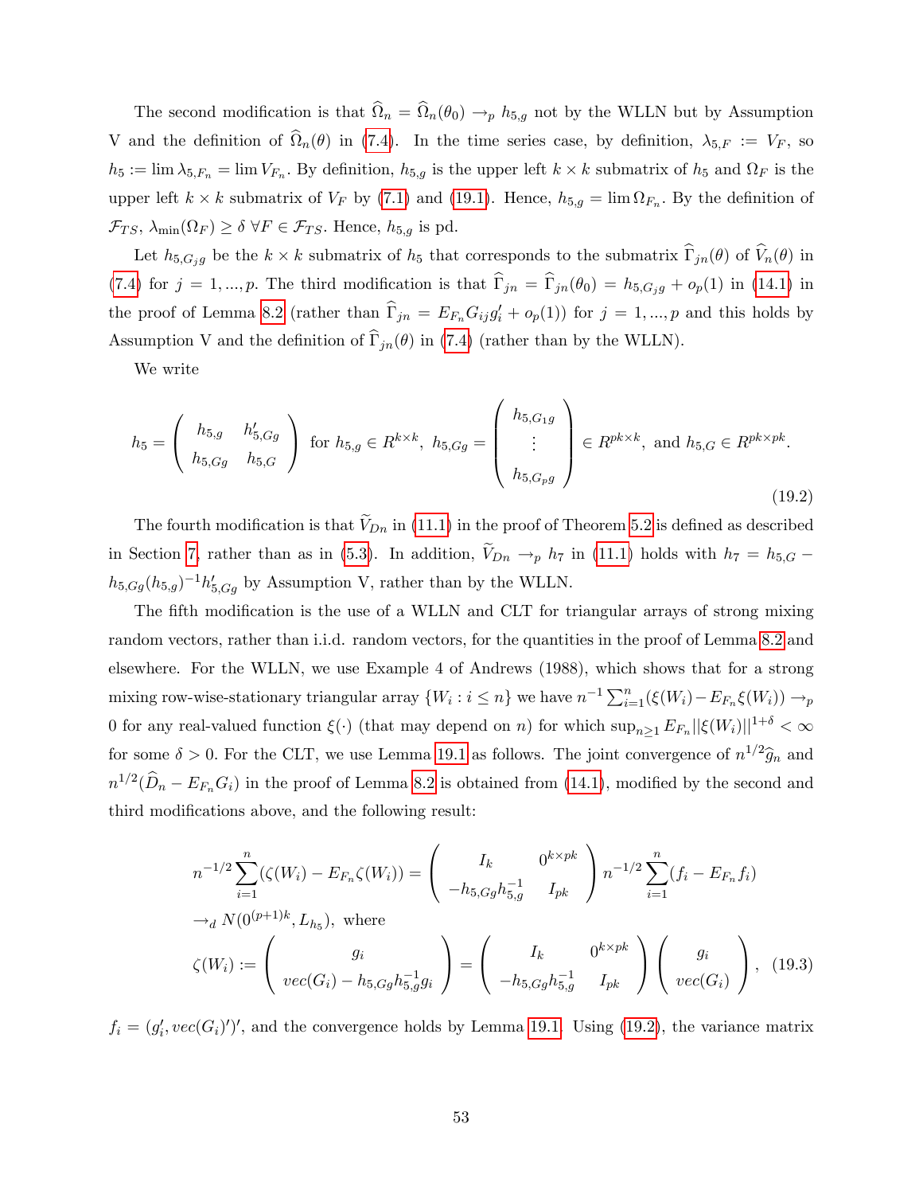The second modification is that $\widehat{\Omega}_n = \widehat{\Omega}_n(\theta_0) \to_p h_{5,g}$ not by the WLLN but by Assumption V and the definition of $\widehat{\Omega}_n(\theta)$ in (7.4). In the time series case, by definition, $\lambda_{5,F} := V_F$, so $h_5 := \lim \lambda_{5,F_n} = \lim V_{F_n}$. By definition, $h_{5,g}$ is the upper left $k \times k$ submatrix of $h_5$ and $\Omega_F$ is the upper left $k \times k$ submatrix of $V_F$ by (7.1) and (19.1). Hence, $h_{5,g} = \lim \Omega_{F_n}$. By the definition of $\mathcal{F}_{TS}$, $\lambda_{\min}(\Omega_F) \geq \delta \ \forall F \in \mathcal{F}_{TS}$. Hence, $h_{5,g}$ is pd.

Let $h_{5,G_j g}$ be the $k \times k$ submatrix of $h_5$ that corresponds to the submatrix $\widehat{\Gamma}_{jn}(\theta)$ of $\widehat{V}_n(\theta)$ in (7.4) for $j = 1, ..., p$. The third modification is that $\widehat{\Gamma}_{jn} = \widehat{\Gamma}_{jn}(\theta_0) = h_{5,G_j g} + o_p(1)$ in (14.1) in the proof of Lemma 8.2 (rather than $\widehat{\Gamma}_{jn} = E_{F_n} G_{ij} g_i' + o_p(1)$) for $j = 1, ..., p$ and this holds by Assumption V and the definition of $\widehat{\Gamma}_{jn}(\theta)$ in (7.4) (rather than by the WLLN).

We write

$$h_5 = \begin{pmatrix} h_{5,g} & h_{5,Gg}' \\ h_{5,Gg} & h_{5,G} \end{pmatrix} \text{ for } h_{5,g} \in R^{k \times k},\ h_{5,Gg} = \begin{pmatrix} h_{5,G_1 g} \\ \vdots \\ h_{5,G_p g} \end{pmatrix} \in R^{pk \times k}, \text{ and } h_{5,G} \in R^{pk \times pk}. \tag{19.2}$$

The fourth modification is that $\widetilde{V}_{Dn}$ in (11.1) in the proof of Theorem 5.2 is defined as described in Section 7, rather than as in (5.3). In addition, $\widetilde{V}_{Dn} \to_p h_7$ in (11.1) holds with $h_7 = h_{5,G} - h_{5,Gg}(h_{5,g})^{-1} h_{5,Gg}'$ by Assumption V, rather than by the WLLN.

The fifth modification is the use of a WLLN and CLT for triangular arrays of strong mixing random vectors, rather than i.i.d. random vectors, for the quantities in the proof of Lemma 8.2 and elsewhere. For the WLLN, we use Example 4 of Andrews (1988), which shows that for a strong mixing row-wise-stationary triangular array $\{W_i : i \leq n\}$ we have $n^{-1}\sum_{i=1}^n (\xi(W_i) - E_{F_n}\xi(W_i)) \to_p 0$ for any real-valued function $\xi(\cdot)$ (that may depend on $n$) for which $\sup_{n \geq 1} E_{F_n} ||\xi(W_i)||^{1+\delta} < \infty$ for some $\delta > 0$. For the CLT, we use Lemma 19.1 as follows. The joint convergence of $n^{1/2}\widehat{g}_n$ and $n^{1/2}(\widehat{D}_n - E_{F_n} G_i)$ in the proof of Lemma 8.2 is obtained from (14.1), modified by the second and third modifications above, and the following result:

$$\begin{aligned}
& n^{-1/2}\sum_{i=1}^n (\zeta(W_i) - E_{F_n}\zeta(W_i)) = \begin{pmatrix} I_k & 0^{k \times pk} \\ -h_{5,Gg} h_{5,g}^{-1} & I_{pk} \end{pmatrix} n^{-1/2}\sum_{i=1}^n (f_i - E_{F_n} f_i) \\
& \to_d N(0^{(p+1)k}, L_{h_5}), \text{ where} \\
& \zeta(W_i) := \begin{pmatrix} g_i \\ vec(G_i) - h_{5,Gg} h_{5,g}^{-1} g_i \end{pmatrix} = \begin{pmatrix} I_k & 0^{k \times pk} \\ -h_{5,Gg} h_{5,g}^{-1} & I_{pk} \end{pmatrix} \begin{pmatrix} g_i \\ vec(G_i) \end{pmatrix},
\end{aligned} \tag{19.3}$$

$f_i = (g_i', vec(G_i)')'$, and the convergence holds by Lemma 19.1. Using (19.2), the variance matrix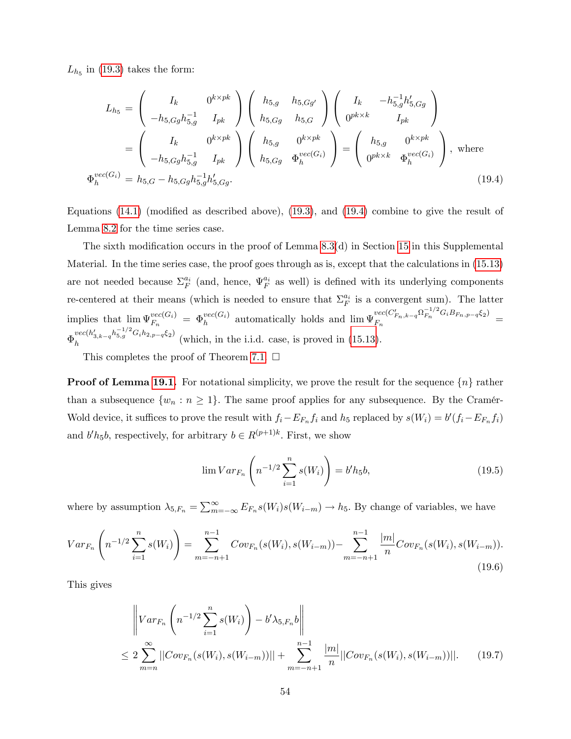$L_{h_5}$ in (19.3) takes the form:

$$
\begin{aligned}
L_{h_5} &= \begin{pmatrix} I_k & 0^{k \times pk} \\ -h_{5,Gg}h_{5,g}^{-1} & I_{pk} \end{pmatrix} \begin{pmatrix} h_{5,g} & h_{5,Gg'} \\ h_{5,Gg} & h_{5,G} \end{pmatrix} \begin{pmatrix} I_k & -h_{5,g}^{-1}h_{5,Gg}' \\ 0^{pk \times k} & I_{pk} \end{pmatrix} \\
&= \begin{pmatrix} I_k & 0^{k \times pk} \\ -h_{5,Gg}h_{5,g}^{-1} & I_{pk} \end{pmatrix} \begin{pmatrix} h_{5,g} & 0^{k \times pk} \\ h_{5,Gg} & \Phi_h^{vec(G_i)} \end{pmatrix} = \begin{pmatrix} h_{5,g} & 0^{k \times pk} \\ 0^{pk \times k} & \Phi_h^{vec(G_i)} \end{pmatrix}, \text{ where} \\
\Phi_h^{vec(G_i)} &= h_{5,G} - h_{5,Gg}h_{5,g}^{-1}h_{5,Gg}'.
\end{aligned} \tag{19.4}
$$

Equations (14.1) (modified as described above), (19.3), and (19.4) combine to give the result of Lemma 8.2 for the time series case.

The sixth modification occurs in the proof of Lemma 8.3(d) in Section 15 in this Supplemental Material. In the time series case, the proof goes through as is, except that the calculations in (15.13) are not needed because $\Sigma_F^{a_i}$ (and, hence, $\Psi_F^{a_i}$ as well) is defined with its underlying components re-centered at their means (which is needed to ensure that $\Sigma_F^{a_i}$ is a convergent sum). The latter implies that $\lim \Psi_{F_n}^{vec(G_i)} = \Phi_h^{vec(G_i)}$ automatically holds and $\lim \Psi_{F_n}^{vec(C_{F_n,k-q}'\Omega_{F_n}^{-1/2}G_iB_{F_n,p-q}\xi_2)} = \Phi_h^{vec(h_{3,k-q}'h_{5,g}^{-1/2}G_ih_{2,p-q}\xi_2)}$ (which, in the i.i.d. case, is proved in (15.13)).

This completes the proof of Theorem 7.1. $\square$

**Proof of Lemma 19.1.** For notational simplicity, we prove the result for the sequence $\{n\}$ rather than a subsequence $\{w_n : n \geq 1\}$. The same proof applies for any subsequence. By the Cramér-Wold device, it suffices to prove the result with $f_i - E_{F_n} f_i$ and $h_5$ replaced by $s(W_i) = b'(f_i - E_{F_n} f_i)$ and $b'h_5 b$, respectively, for arbitrary $b \in R^{(p+1)k}$. First, we show

$$
\lim Var_{F_n}\left(n^{-1/2}\sum_{i=1}^{n} s(W_i)\right) = b'h_5 b, \tag{19.5}
$$

where by assumption $\lambda_{5,F_n} = \sum_{m=-\infty}^{\infty} E_{F_n} s(W_i)s(W_{i-m}) \to h_5$. By change of variables, we have

$$
Var_{F_n}\left(n^{-1/2}\sum_{i=1}^{n} s(W_i)\right) = \sum_{m=-n+1}^{n-1} Cov_{F_n}(s(W_i), s(W_{i-m})) - \sum_{m=-n+1}^{n-1} \frac{|m|}{n} Cov_{F_n}(s(W_i), s(W_{i-m})). \tag{19.6}
$$

This gives

$$
\begin{aligned}
&\left\|Var_{F_n}\left(n^{-1/2}\sum_{i=1}^{n} s(W_i)\right) - b'\lambda_{5,F_n} b\right\| \\
&\leq 2\sum_{m=n}^{\infty} ||Cov_{F_n}(s(W_i), s(W_{i-m}))|| + \sum_{m=-n+1}^{n-1} \frac{|m|}{n} ||Cov_{F_n}(s(W_i), s(W_{i-m}))||.
\end{aligned} \tag{19.7}
$$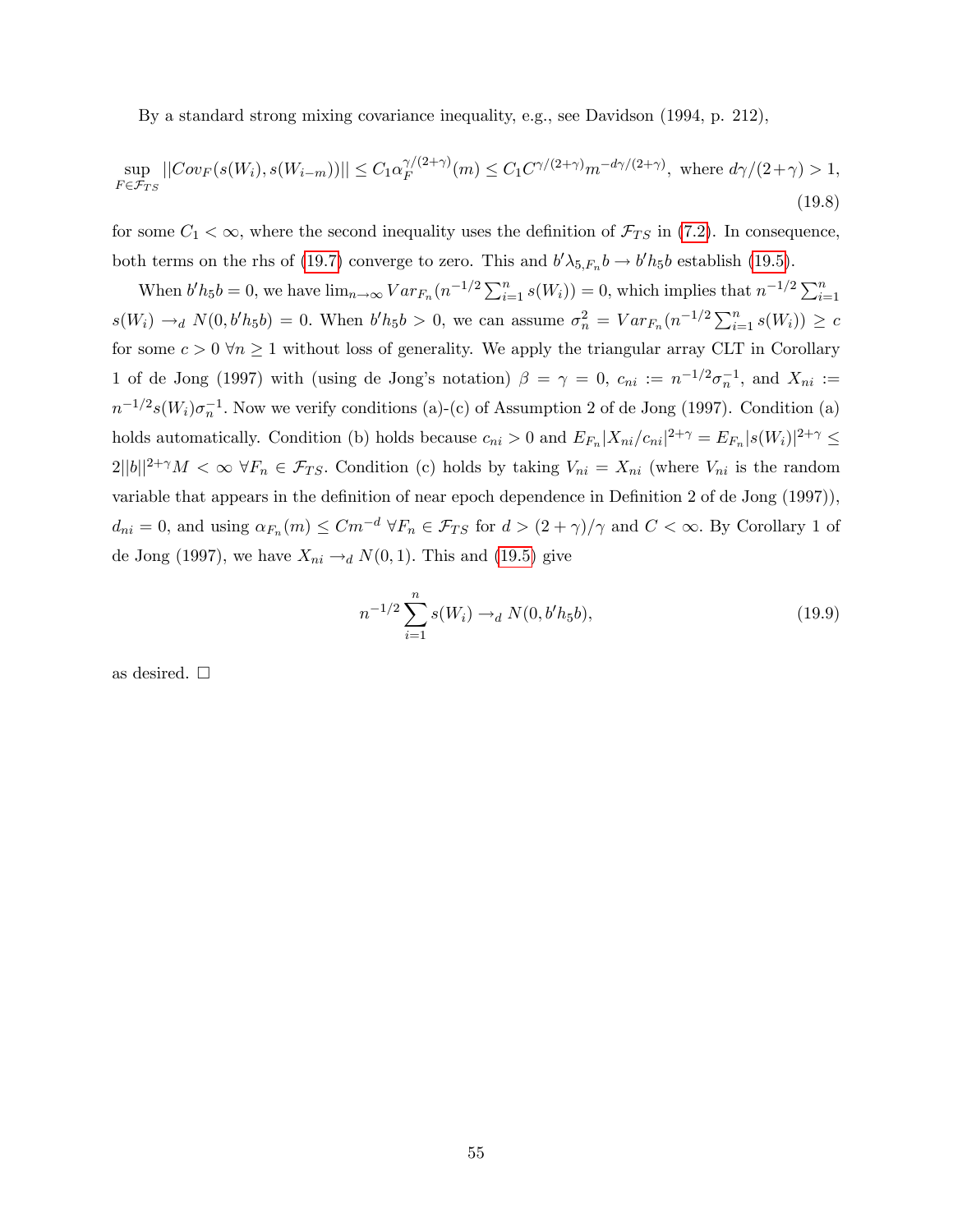By a standard strong mixing covariance inequality, e.g., see Davidson (1994, p. 212),

$$\sup_{F \in \mathcal{F}_{TS}} ||Cov_F(s(W_i), s(W_{i-m}))|| \leq C_1 \alpha_F^{\gamma/(2+\gamma)}(m) \leq C_1 C^{\gamma/(2+\gamma)} m^{-d\gamma/(2+\gamma)}, \text{ where } d\gamma/(2+\gamma) > 1, \tag{19.8}$$

for some $C_1 < \infty$, where the second inequality uses the definition of $\mathcal{F}_{TS}$ in (7.2). In consequence, both terms on the rhs of (19.7) converge to zero. This and $b'\lambda_{5,F_n}b \to b'h_5 b$ establish (19.5).

When $b'h_5 b = 0$, we have $\lim_{n\to\infty} Var_{F_n}(n^{-1/2}\sum_{i=1}^n s(W_i)) = 0$, which implies that $n^{-1/2}\sum_{i=1}^n s(W_i) \to_d N(0, b'h_5 b) = 0$. When $b'h_5 b > 0$, we can assume $\sigma_n^2 = Var_{F_n}(n^{-1/2}\sum_{i=1}^n s(W_i)) \geq c$ for some $c > 0$ $\forall n \geq 1$ without loss of generality. We apply the triangular array CLT in Corollary 1 of de Jong (1997) with (using de Jong's notation) $\beta = \gamma = 0$, $c_{ni} := n^{-1/2}\sigma_n^{-1}$, and $X_{ni} := n^{-1/2}s(W_i)\sigma_n^{-1}$. Now we verify conditions (a)-(c) of Assumption 2 of de Jong (1997). Condition (a) holds automatically. Condition (b) holds because $c_{ni} > 0$ and $E_{F_n}|X_{ni}/c_{ni}|^{2+\gamma} = E_{F_n}|s(W_i)|^{2+\gamma} \leq 2||b||^{2+\gamma}M < \infty$ $\forall F_n \in \mathcal{F}_{TS}$. Condition (c) holds by taking $V_{ni} = X_{ni}$ (where $V_{ni}$ is the random variable that appears in the definition of near epoch dependence in Definition 2 of de Jong (1997)), $d_{ni} = 0$, and using $\alpha_{F_n}(m) \leq Cm^{-d}$ $\forall F_n \in \mathcal{F}_{TS}$ for $d > (2+\gamma)/\gamma$ and $C < \infty$. By Corollary 1 of de Jong (1997), we have $X_{ni} \to_d N(0, 1)$. This and (19.5) give

$$n^{-1/2}\sum_{i=1}^n s(W_i) \to_d N(0, b'h_5 b), \tag{19.9}$$

as desired. $\square$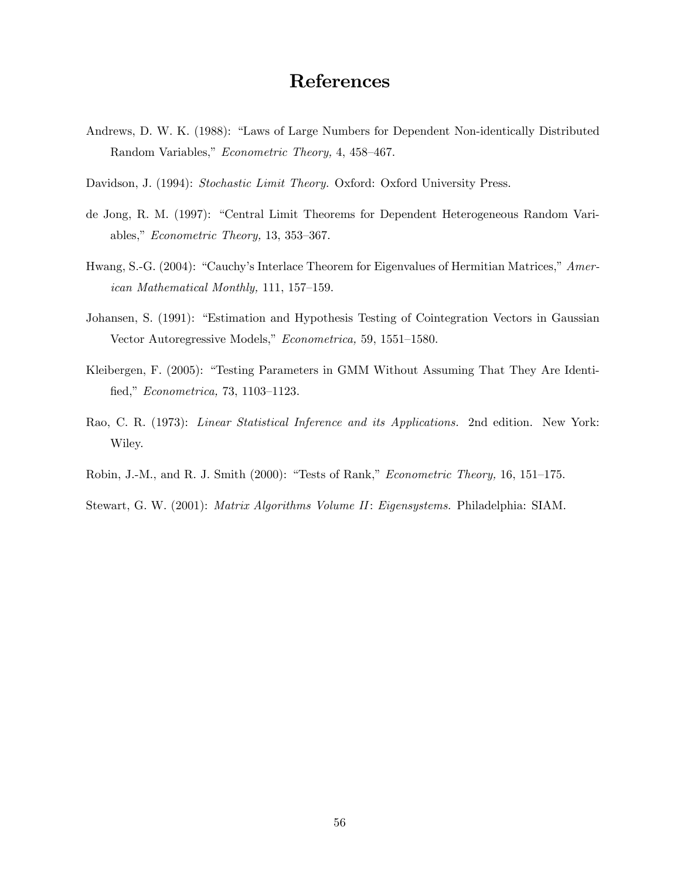# References

Andrews, D. W. K. (1988): "Laws of Large Numbers for Dependent Non-identically Distributed Random Variables," *Econometric Theory,* 4, 458–467.

Davidson, J. (1994): *Stochastic Limit Theory.* Oxford: Oxford University Press.

de Jong, R. M. (1997): "Central Limit Theorems for Dependent Heterogeneous Random Variables," *Econometric Theory,* 13, 353–367.

Hwang, S.-G. (2004): "Cauchy's Interlace Theorem for Eigenvalues of Hermitian Matrices," *American Mathematical Monthly,* 111, 157–159.

Johansen, S. (1991): "Estimation and Hypothesis Testing of Cointegration Vectors in Gaussian Vector Autoregressive Models," *Econometrica,* 59, 1551–1580.

Kleibergen, F. (2005): "Testing Parameters in GMM Without Assuming That They Are Identified," *Econometrica,* 73, 1103–1123.

Rao, C. R. (1973): *Linear Statistical Inference and its Applications.* 2nd edition. New York: Wiley.

Robin, J.-M., and R. J. Smith (2000): "Tests of Rank," *Econometric Theory,* 16, 151–175.

Stewart, G. W. (2001): *Matrix Algorithms Volume II: Eigensystems.* Philadelphia: SIAM.